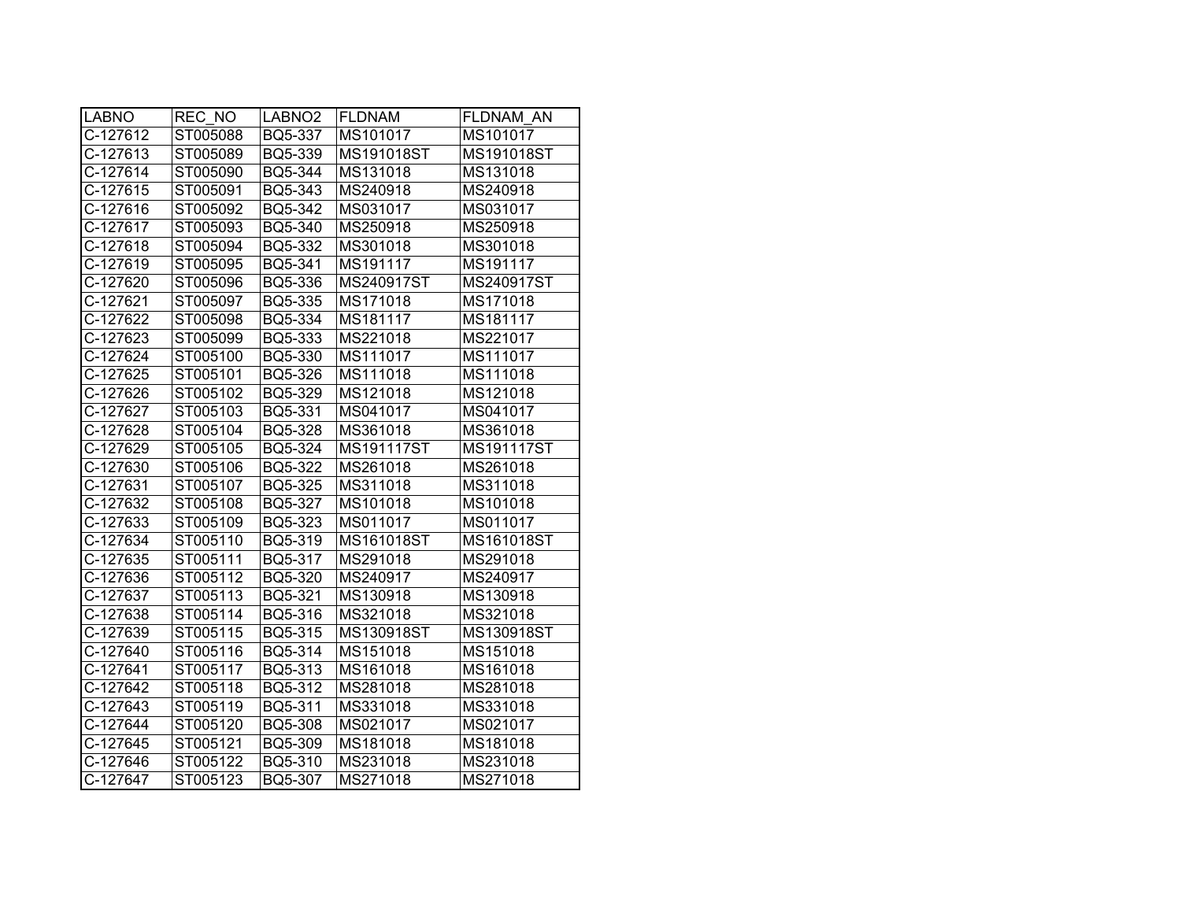| LABNO | REC_NO | LABNO2 | FLDNAM | FLDNAM_AN |
|---|---|---|---|---|
| C-127612 | ST005088 | BQ5-337 | MS101017 | MS101017 |
| C-127613 | ST005089 | BQ5-339 | MS191018ST | MS191018ST |
| C-127614 | ST005090 | BQ5-344 | MS131018 | MS131018 |
| C-127615 | ST005091 | BQ5-343 | MS240918 | MS240918 |
| C-127616 | ST005092 | BQ5-342 | MS031017 | MS031017 |
| C-127617 | ST005093 | BQ5-340 | MS250918 | MS250918 |
| C-127618 | ST005094 | BQ5-332 | MS301018 | MS301018 |
| C-127619 | ST005095 | BQ5-341 | MS191117 | MS191117 |
| C-127620 | ST005096 | BQ5-336 | MS240917ST | MS240917ST |
| C-127621 | ST005097 | BQ5-335 | MS171018 | MS171018 |
| C-127622 | ST005098 | BQ5-334 | MS181117 | MS181117 |
| C-127623 | ST005099 | BQ5-333 | MS221018 | MS221017 |
| C-127624 | ST005100 | BQ5-330 | MS111017 | MS111017 |
| C-127625 | ST005101 | BQ5-326 | MS111018 | MS111018 |
| C-127626 | ST005102 | BQ5-329 | MS121018 | MS121018 |
| C-127627 | ST005103 | BQ5-331 | MS041017 | MS041017 |
| C-127628 | ST005104 | BQ5-328 | MS361018 | MS361018 |
| C-127629 | ST005105 | BQ5-324 | MS191117ST | MS191117ST |
| C-127630 | ST005106 | BQ5-322 | MS261018 | MS261018 |
| C-127631 | ST005107 | BQ5-325 | MS311018 | MS311018 |
| C-127632 | ST005108 | BQ5-327 | MS101018 | MS101018 |
| C-127633 | ST005109 | BQ5-323 | MS011017 | MS011017 |
| C-127634 | ST005110 | BQ5-319 | MS161018ST | MS161018ST |
| C-127635 | ST005111 | BQ5-317 | MS291018 | MS291018 |
| C-127636 | ST005112 | BQ5-320 | MS240917 | MS240917 |
| C-127637 | ST005113 | BQ5-321 | MS130918 | MS130918 |
| C-127638 | ST005114 | BQ5-316 | MS321018 | MS321018 |
| C-127639 | ST005115 | BQ5-315 | MS130918ST | MS130918ST |
| C-127640 | ST005116 | BQ5-314 | MS151018 | MS151018 |
| C-127641 | ST005117 | BQ5-313 | MS161018 | MS161018 |
| C-127642 | ST005118 | BQ5-312 | MS281018 | MS281018 |
| C-127643 | ST005119 | BQ5-311 | MS331018 | MS331018 |
| C-127644 | ST005120 | BQ5-308 | MS021017 | MS021017 |
| C-127645 | ST005121 | BQ5-309 | MS181018 | MS181018 |
| C-127646 | ST005122 | BQ5-310 | MS231018 | MS231018 |
| C-127647 | ST005123 | BQ5-307 | MS271018 | MS271018 |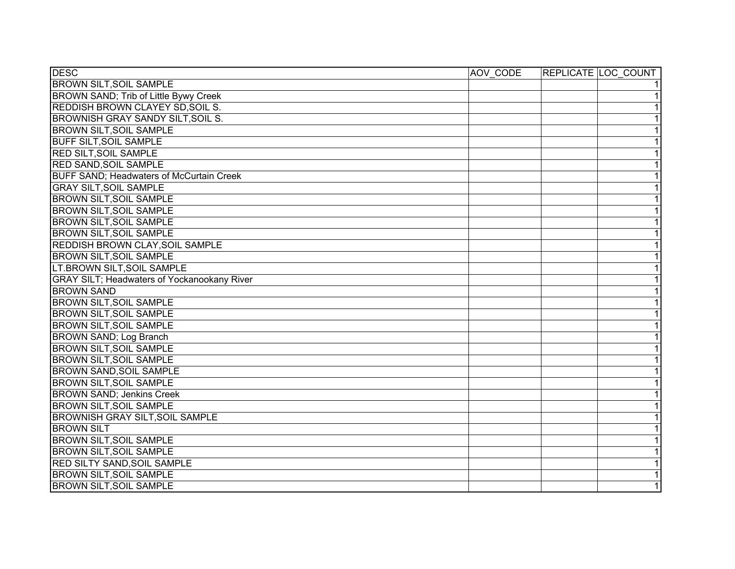| DESC | AOV_CODE | REPLICATE | LOC_COUNT |
|---|---|---|---|
| BROWN SILT,SOIL SAMPLE | | | 1 |
| BROWN SAND; Trib of Little Bywy Creek | | | 1 |
| REDDISH BROWN CLAYEY SD,SOIL S. | | | 1 |
| BROWNISH GRAY SANDY SILT,SOIL S. | | | 1 |
| BROWN SILT,SOIL SAMPLE | | | 1 |
| BUFF SILT,SOIL SAMPLE | | | 1 |
| RED SILT,SOIL SAMPLE | | | 1 |
| RED SAND,SOIL SAMPLE | | | 1 |
| BUFF SAND; Headwaters of McCurtain Creek | | | 1 |
| GRAY SILT,SOIL SAMPLE | | | 1 |
| BROWN SILT,SOIL SAMPLE | | | 1 |
| BROWN SILT,SOIL SAMPLE | | | 1 |
| BROWN SILT,SOIL SAMPLE | | | 1 |
| BROWN SILT,SOIL SAMPLE | | | 1 |
| REDDISH BROWN CLAY,SOIL SAMPLE | | | 1 |
| BROWN SILT,SOIL SAMPLE | | | 1 |
| LT.BROWN SILT,SOIL SAMPLE | | | 1 |
| GRAY SILT; Headwaters of Yockanookany River | | | 1 |
| BROWN SAND | | | 1 |
| BROWN SILT,SOIL SAMPLE | | | 1 |
| BROWN SILT,SOIL SAMPLE | | | 1 |
| BROWN SILT,SOIL SAMPLE | | | 1 |
| BROWN SAND; Log Branch | | | 1 |
| BROWN SILT,SOIL SAMPLE | | | 1 |
| BROWN SILT,SOIL SAMPLE | | | 1 |
| BROWN SAND,SOIL SAMPLE | | | 1 |
| BROWN SILT,SOIL SAMPLE | | | 1 |
| BROWN SAND; Jenkins Creek | | | 1 |
| BROWN SILT,SOIL SAMPLE | | | 1 |
| BROWNISH GRAY SILT,SOIL SAMPLE | | | 1 |
| BROWN SILT | | | 1 |
| BROWN SILT,SOIL SAMPLE | | | 1 |
| BROWN SILT,SOIL SAMPLE | | | 1 |
| RED SILTY SAND,SOIL SAMPLE | | | 1 |
| BROWN SILT,SOIL SAMPLE | | | 1 |
| BROWN SILT,SOIL SAMPLE | | | 1 |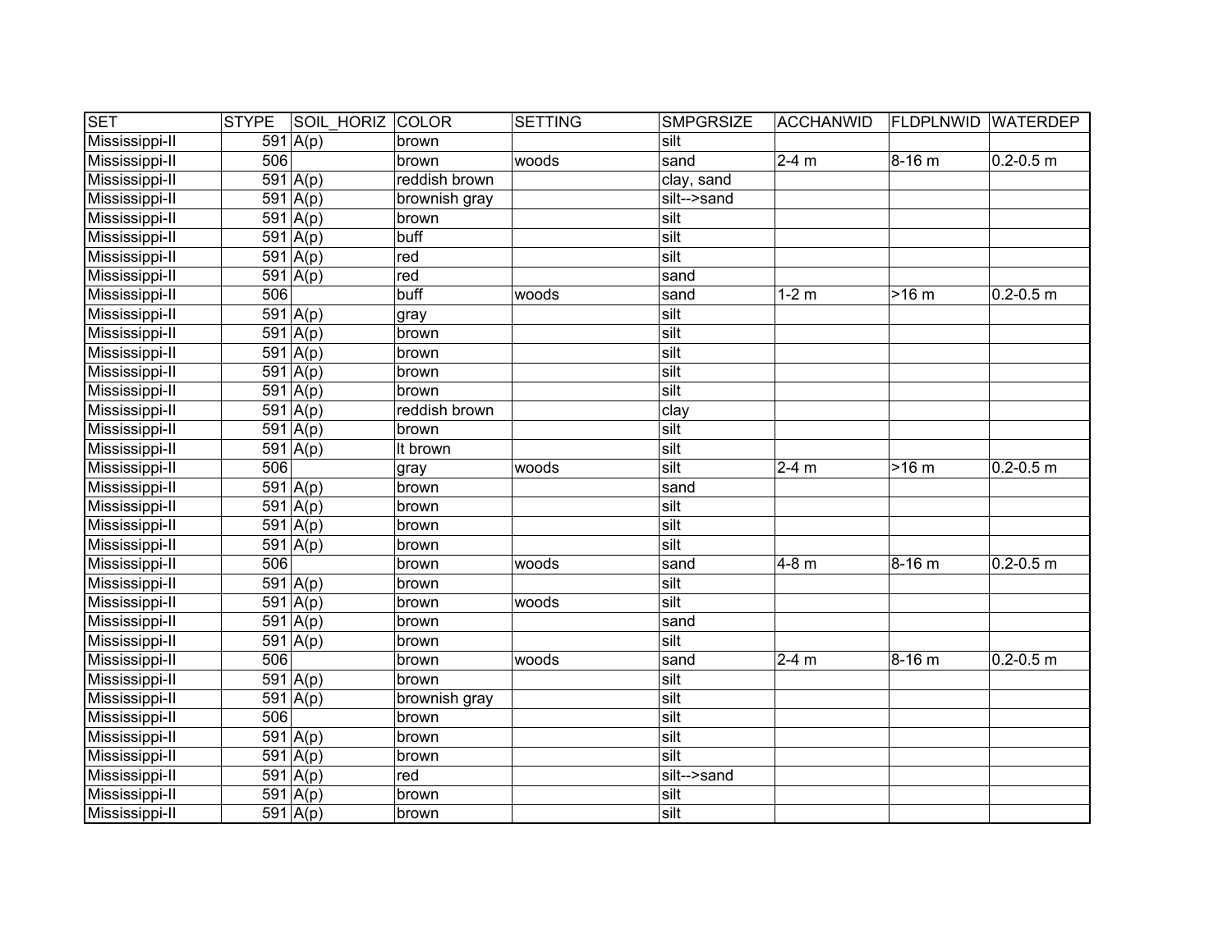| SET | STYPE | SOIL_HORIZ | COLOR | SETTING | SMPGRSIZE | ACCHANWID | FLDPLNWID | WATERDEP |
|---|---|---|---|---|---|---|---|---|
| Mississippi-II | 591 | A(p) | brown | | silt | | | |
| Mississippi-II | 506 | | brown | woods | sand | 2-4 m | 8-16 m | 0.2-0.5 m |
| Mississippi-II | 591 | A(p) | reddish brown | | clay, sand | | | |
| Mississippi-II | 591 | A(p) | brownish gray | | silt-->sand | | | |
| Mississippi-II | 591 | A(p) | brown | | silt | | | |
| Mississippi-II | 591 | A(p) | buff | | silt | | | |
| Mississippi-II | 591 | A(p) | red | | silt | | | |
| Mississippi-II | 591 | A(p) | red | | sand | | | |
| Mississippi-II | 506 | | buff | woods | sand | 1-2 m | >16 m | 0.2-0.5 m |
| Mississippi-II | 591 | A(p) | gray | | silt | | | |
| Mississippi-II | 591 | A(p) | brown | | silt | | | |
| Mississippi-II | 591 | A(p) | brown | | silt | | | |
| Mississippi-II | 591 | A(p) | brown | | silt | | | |
| Mississippi-II | 591 | A(p) | brown | | silt | | | |
| Mississippi-II | 591 | A(p) | reddish brown | | clay | | | |
| Mississippi-II | 591 | A(p) | brown | | silt | | | |
| Mississippi-II | 591 | A(p) | lt brown | | silt | | | |
| Mississippi-II | 506 | | gray | woods | silt | 2-4 m | >16 m | 0.2-0.5 m |
| Mississippi-II | 591 | A(p) | brown | | sand | | | |
| Mississippi-II | 591 | A(p) | brown | | silt | | | |
| Mississippi-II | 591 | A(p) | brown | | silt | | | |
| Mississippi-II | 591 | A(p) | brown | | silt | | | |
| Mississippi-II | 506 | | brown | woods | sand | 4-8 m | 8-16 m | 0.2-0.5 m |
| Mississippi-II | 591 | A(p) | brown | | silt | | | |
| Mississippi-II | 591 | A(p) | brown | woods | silt | | | |
| Mississippi-II | 591 | A(p) | brown | | sand | | | |
| Mississippi-II | 591 | A(p) | brown | | silt | | | |
| Mississippi-II | 506 | | brown | woods | sand | 2-4 m | 8-16 m | 0.2-0.5 m |
| Mississippi-II | 591 | A(p) | brown | | silt | | | |
| Mississippi-II | 591 | A(p) | brownish gray | | silt | | | |
| Mississippi-II | 506 | | brown | | silt | | | |
| Mississippi-II | 591 | A(p) | brown | | silt | | | |
| Mississippi-II | 591 | A(p) | brown | | silt | | | |
| Mississippi-II | 591 | A(p) | red | | silt-->sand | | | |
| Mississippi-II | 591 | A(p) | brown | | silt | | | |
| Mississippi-II | 591 | A(p) | brown | | silt | | | |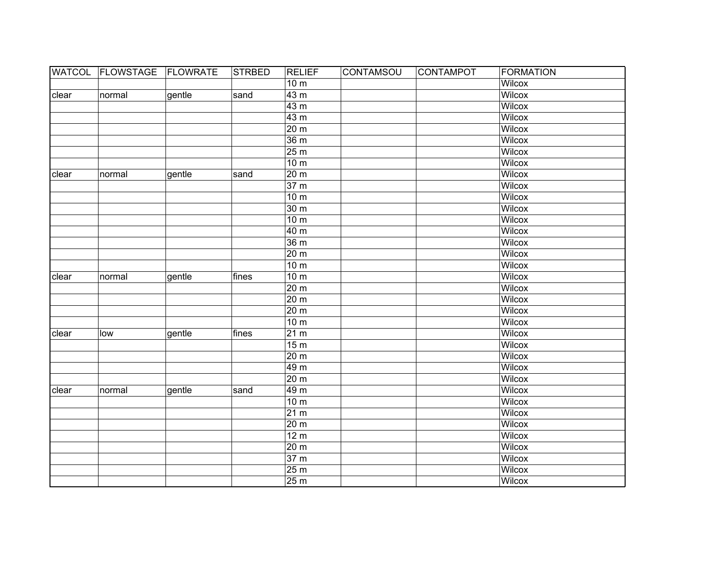| WATCOL | FLOWSTAGE | FLOWRATE | STRBED | RELIEF | CONTAMSOU | CONTAMPOT | FORMATION |
|---|---|---|---|---|---|---|---|
| | | | | 10 m | | | Wilcox |
| clear | normal | gentle | sand | 43 m | | | Wilcox |
| | | | | 43 m | | | Wilcox |
| | | | | 43 m | | | Wilcox |
| | | | | 20 m | | | Wilcox |
| | | | | 36 m | | | Wilcox |
| | | | | 25 m | | | Wilcox |
| | | | | 10 m | | | Wilcox |
| clear | normal | gentle | sand | 20 m | | | Wilcox |
| | | | | 37 m | | | Wilcox |
| | | | | 10 m | | | Wilcox |
| | | | | 30 m | | | Wilcox |
| | | | | 10 m | | | Wilcox |
| | | | | 40 m | | | Wilcox |
| | | | | 36 m | | | Wilcox |
| | | | | 20 m | | | Wilcox |
| | | | | 10 m | | | Wilcox |
| clear | normal | gentle | fines | 10 m | | | Wilcox |
| | | | | 20 m | | | Wilcox |
| | | | | 20 m | | | Wilcox |
| | | | | 20 m | | | Wilcox |
| | | | | 10 m | | | Wilcox |
| clear | low | gentle | fines | 21 m | | | Wilcox |
| | | | | 15 m | | | Wilcox |
| | | | | 20 m | | | Wilcox |
| | | | | 49 m | | | Wilcox |
| | | | | 20 m | | | Wilcox |
| clear | normal | gentle | sand | 49 m | | | Wilcox |
| | | | | 10 m | | | Wilcox |
| | | | | 21 m | | | Wilcox |
| | | | | 20 m | | | Wilcox |
| | | | | 12 m | | | Wilcox |
| | | | | 20 m | | | Wilcox |
| | | | | 37 m | | | Wilcox |
| | | | | 25 m | | | Wilcox |
| | | | | 25 m | | | Wilcox |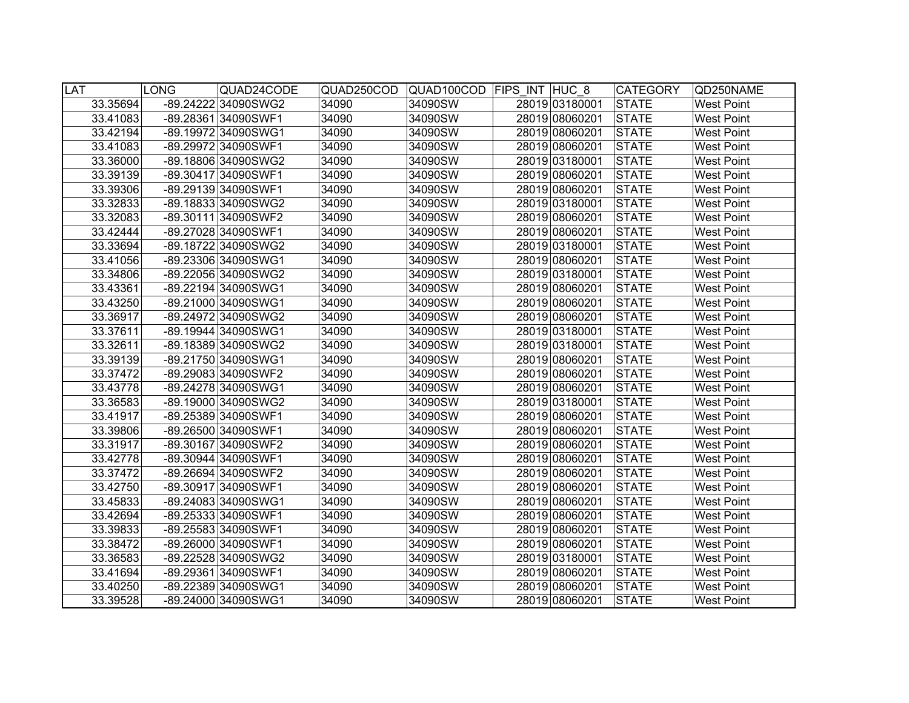| LAT | LONG | QUAD24CODE | QUAD250COD | QUAD100COD | FIPS_INT | HUC_8 | CATEGORY | QD250NAME |
|---|---|---|---|---|---|---|---|---|
| 33.35694 | -89.24222 | 34090SWG2 | 34090 | 34090SW | 28019 | 03180001 | STATE | West Point |
| 33.41083 | -89.28361 | 34090SWF1 | 34090 | 34090SW | 28019 | 08060201 | STATE | West Point |
| 33.42194 | -89.19972 | 34090SWG1 | 34090 | 34090SW | 28019 | 08060201 | STATE | West Point |
| 33.41083 | -89.29972 | 34090SWF1 | 34090 | 34090SW | 28019 | 08060201 | STATE | West Point |
| 33.36000 | -89.18806 | 34090SWG2 | 34090 | 34090SW | 28019 | 03180001 | STATE | West Point |
| 33.39139 | -89.30417 | 34090SWF1 | 34090 | 34090SW | 28019 | 08060201 | STATE | West Point |
| 33.39306 | -89.29139 | 34090SWF1 | 34090 | 34090SW | 28019 | 08060201 | STATE | West Point |
| 33.32833 | -89.18833 | 34090SWG2 | 34090 | 34090SW | 28019 | 03180001 | STATE | West Point |
| 33.32083 | -89.30111 | 34090SWF2 | 34090 | 34090SW | 28019 | 08060201 | STATE | West Point |
| 33.42444 | -89.27028 | 34090SWF1 | 34090 | 34090SW | 28019 | 08060201 | STATE | West Point |
| 33.33694 | -89.18722 | 34090SWG2 | 34090 | 34090SW | 28019 | 03180001 | STATE | West Point |
| 33.41056 | -89.23306 | 34090SWG1 | 34090 | 34090SW | 28019 | 08060201 | STATE | West Point |
| 33.34806 | -89.22056 | 34090SWG2 | 34090 | 34090SW | 28019 | 03180001 | STATE | West Point |
| 33.43361 | -89.22194 | 34090SWG1 | 34090 | 34090SW | 28019 | 08060201 | STATE | West Point |
| 33.43250 | -89.21000 | 34090SWG1 | 34090 | 34090SW | 28019 | 08060201 | STATE | West Point |
| 33.36917 | -89.24972 | 34090SWG2 | 34090 | 34090SW | 28019 | 08060201 | STATE | West Point |
| 33.37611 | -89.19944 | 34090SWG1 | 34090 | 34090SW | 28019 | 03180001 | STATE | West Point |
| 33.32611 | -89.18389 | 34090SWG2 | 34090 | 34090SW | 28019 | 03180001 | STATE | West Point |
| 33.39139 | -89.21750 | 34090SWG1 | 34090 | 34090SW | 28019 | 08060201 | STATE | West Point |
| 33.37472 | -89.29083 | 34090SWF2 | 34090 | 34090SW | 28019 | 08060201 | STATE | West Point |
| 33.43778 | -89.24278 | 34090SWG1 | 34090 | 34090SW | 28019 | 08060201 | STATE | West Point |
| 33.36583 | -89.19000 | 34090SWG2 | 34090 | 34090SW | 28019 | 03180001 | STATE | West Point |
| 33.41917 | -89.25389 | 34090SWF1 | 34090 | 34090SW | 28019 | 08060201 | STATE | West Point |
| 33.39806 | -89.26500 | 34090SWF1 | 34090 | 34090SW | 28019 | 08060201 | STATE | West Point |
| 33.31917 | -89.30167 | 34090SWF2 | 34090 | 34090SW | 28019 | 08060201 | STATE | West Point |
| 33.42778 | -89.30944 | 34090SWF1 | 34090 | 34090SW | 28019 | 08060201 | STATE | West Point |
| 33.37472 | -89.26694 | 34090SWF2 | 34090 | 34090SW | 28019 | 08060201 | STATE | West Point |
| 33.42750 | -89.30917 | 34090SWF1 | 34090 | 34090SW | 28019 | 08060201 | STATE | West Point |
| 33.45833 | -89.24083 | 34090SWG1 | 34090 | 34090SW | 28019 | 08060201 | STATE | West Point |
| 33.42694 | -89.25333 | 34090SWF1 | 34090 | 34090SW | 28019 | 08060201 | STATE | West Point |
| 33.39833 | -89.25583 | 34090SWF1 | 34090 | 34090SW | 28019 | 08060201 | STATE | West Point |
| 33.38472 | -89.26000 | 34090SWF1 | 34090 | 34090SW | 28019 | 08060201 | STATE | West Point |
| 33.36583 | -89.22528 | 34090SWG2 | 34090 | 34090SW | 28019 | 03180001 | STATE | West Point |
| 33.41694 | -89.29361 | 34090SWF1 | 34090 | 34090SW | 28019 | 08060201 | STATE | West Point |
| 33.40250 | -89.22389 | 34090SWG1 | 34090 | 34090SW | 28019 | 08060201 | STATE | West Point |
| 33.39528 | -89.24000 | 34090SWG1 | 34090 | 34090SW | 28019 | 08060201 | STATE | West Point |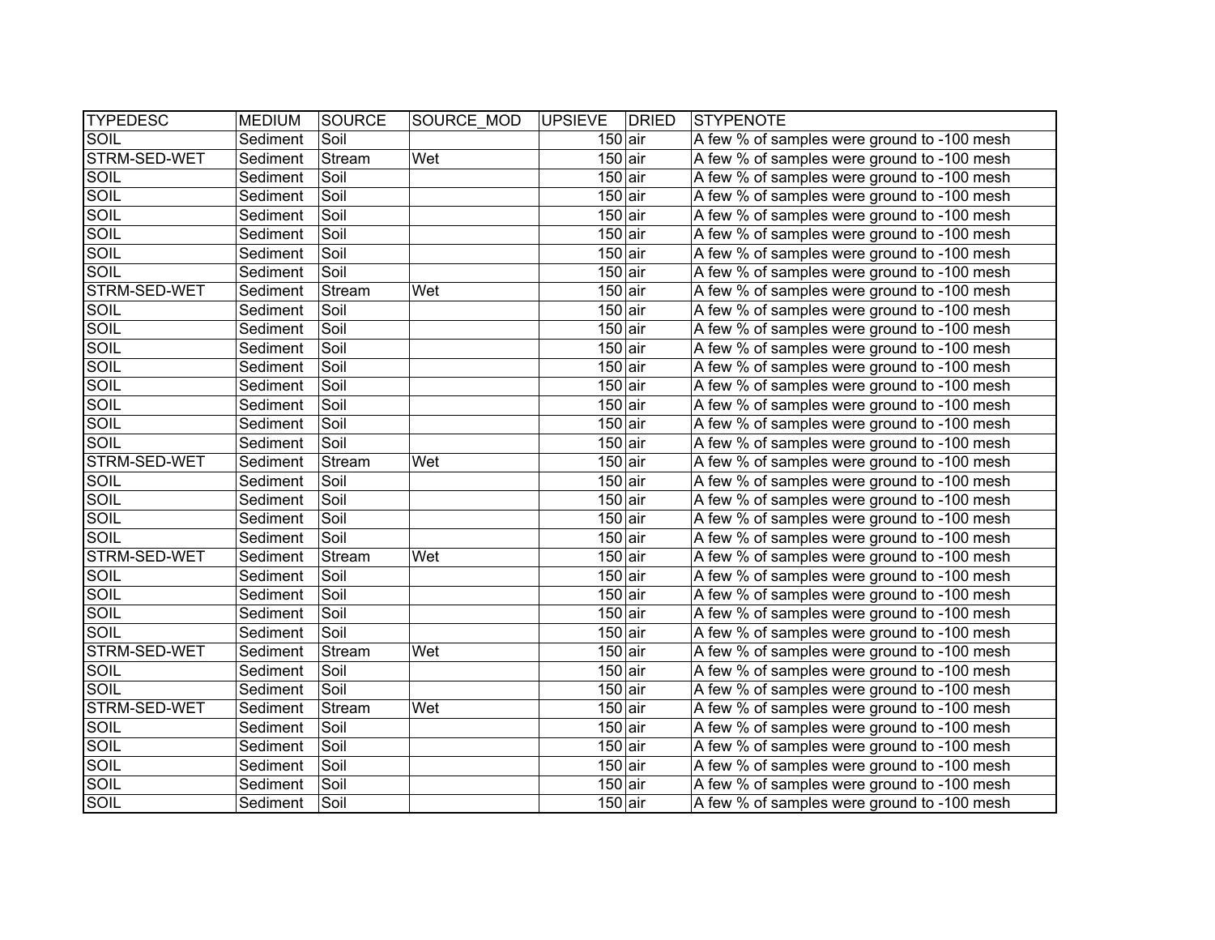| TYPEDESC | MEDIUM | SOURCE | SOURCE_MOD | UPSIEVE | DRIED | STYPENOTE |
|---|---|---|---|---|---|---|
| SOIL | Sediment | Soil | | 150 | air | A few % of samples were ground to -100 mesh |
| STRM-SED-WET | Sediment | Stream | Wet | 150 | air | A few % of samples were ground to -100 mesh |
| SOIL | Sediment | Soil | | 150 | air | A few % of samples were ground to -100 mesh |
| SOIL | Sediment | Soil | | 150 | air | A few % of samples were ground to -100 mesh |
| SOIL | Sediment | Soil | | 150 | air | A few % of samples were ground to -100 mesh |
| SOIL | Sediment | Soil | | 150 | air | A few % of samples were ground to -100 mesh |
| SOIL | Sediment | Soil | | 150 | air | A few % of samples were ground to -100 mesh |
| SOIL | Sediment | Soil | | 150 | air | A few % of samples were ground to -100 mesh |
| STRM-SED-WET | Sediment | Stream | Wet | 150 | air | A few % of samples were ground to -100 mesh |
| SOIL | Sediment | Soil | | 150 | air | A few % of samples were ground to -100 mesh |
| SOIL | Sediment | Soil | | 150 | air | A few % of samples were ground to -100 mesh |
| SOIL | Sediment | Soil | | 150 | air | A few % of samples were ground to -100 mesh |
| SOIL | Sediment | Soil | | 150 | air | A few % of samples were ground to -100 mesh |
| SOIL | Sediment | Soil | | 150 | air | A few % of samples were ground to -100 mesh |
| SOIL | Sediment | Soil | | 150 | air | A few % of samples were ground to -100 mesh |
| SOIL | Sediment | Soil | | 150 | air | A few % of samples were ground to -100 mesh |
| SOIL | Sediment | Soil | | 150 | air | A few % of samples were ground to -100 mesh |
| STRM-SED-WET | Sediment | Stream | Wet | 150 | air | A few % of samples were ground to -100 mesh |
| SOIL | Sediment | Soil | | 150 | air | A few % of samples were ground to -100 mesh |
| SOIL | Sediment | Soil | | 150 | air | A few % of samples were ground to -100 mesh |
| SOIL | Sediment | Soil | | 150 | air | A few % of samples were ground to -100 mesh |
| SOIL | Sediment | Soil | | 150 | air | A few % of samples were ground to -100 mesh |
| STRM-SED-WET | Sediment | Stream | Wet | 150 | air | A few % of samples were ground to -100 mesh |
| SOIL | Sediment | Soil | | 150 | air | A few % of samples were ground to -100 mesh |
| SOIL | Sediment | Soil | | 150 | air | A few % of samples were ground to -100 mesh |
| SOIL | Sediment | Soil | | 150 | air | A few % of samples were ground to -100 mesh |
| SOIL | Sediment | Soil | | 150 | air | A few % of samples were ground to -100 mesh |
| STRM-SED-WET | Sediment | Stream | Wet | 150 | air | A few % of samples were ground to -100 mesh |
| SOIL | Sediment | Soil | | 150 | air | A few % of samples were ground to -100 mesh |
| SOIL | Sediment | Soil | | 150 | air | A few % of samples were ground to -100 mesh |
| STRM-SED-WET | Sediment | Stream | Wet | 150 | air | A few % of samples were ground to -100 mesh |
| SOIL | Sediment | Soil | | 150 | air | A few % of samples were ground to -100 mesh |
| SOIL | Sediment | Soil | | 150 | air | A few % of samples were ground to -100 mesh |
| SOIL | Sediment | Soil | | 150 | air | A few % of samples were ground to -100 mesh |
| SOIL | Sediment | Soil | | 150 | air | A few % of samples were ground to -100 mesh |
| SOIL | Sediment | Soil | | 150 | air | A few % of samples were ground to -100 mesh |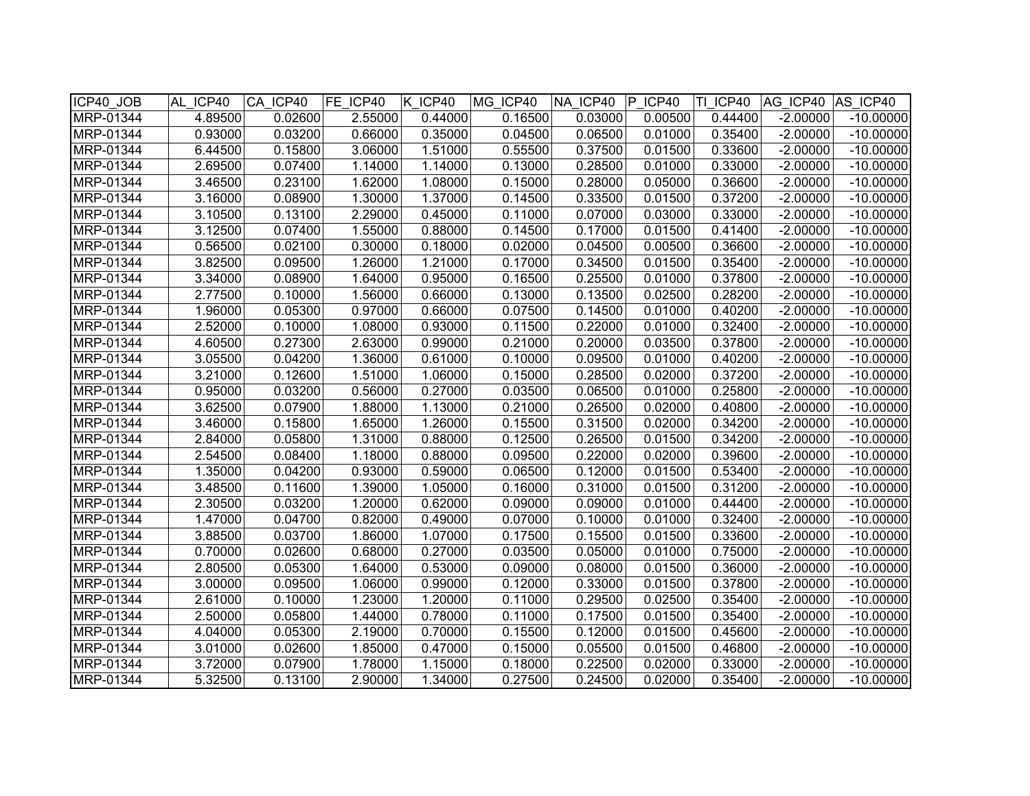| ICP40_JOB | AL_ICP40 | CA_ICP40 | FE_ICP40 | K_ICP40 | MG_ICP40 | NA_ICP40 | P_ICP40 | TI_ICP40 | AG_ICP40 | AS_ICP40 |
|---|---|---|---|---|---|---|---|---|---|---|
| MRP-01344 | 4.89500 | 0.02600 | 2.55000 | 0.44000 | 0.16500 | 0.03000 | 0.00500 | 0.44400 | -2.00000 | -10.00000 |
| MRP-01344 | 0.93000 | 0.03200 | 0.66000 | 0.35000 | 0.04500 | 0.06500 | 0.01000 | 0.35400 | -2.00000 | -10.00000 |
| MRP-01344 | 6.44500 | 0.15800 | 3.06000 | 1.51000 | 0.55500 | 0.37500 | 0.01500 | 0.33600 | -2.00000 | -10.00000 |
| MRP-01344 | 2.69500 | 0.07400 | 1.14000 | 1.14000 | 0.13000 | 0.28500 | 0.01000 | 0.33000 | -2.00000 | -10.00000 |
| MRP-01344 | 3.46500 | 0.23100 | 1.62000 | 1.08000 | 0.15000 | 0.28000 | 0.05000 | 0.36600 | -2.00000 | -10.00000 |
| MRP-01344 | 3.16000 | 0.08900 | 1.30000 | 1.37000 | 0.14500 | 0.33500 | 0.01500 | 0.37200 | -2.00000 | -10.00000 |
| MRP-01344 | 3.10500 | 0.13100 | 2.29000 | 0.45000 | 0.11000 | 0.07000 | 0.03000 | 0.33000 | -2.00000 | -10.00000 |
| MRP-01344 | 3.12500 | 0.07400 | 1.55000 | 0.88000 | 0.14500 | 0.17000 | 0.01500 | 0.41400 | -2.00000 | -10.00000 |
| MRP-01344 | 0.56500 | 0.02100 | 0.30000 | 0.18000 | 0.02000 | 0.04500 | 0.00500 | 0.36600 | -2.00000 | -10.00000 |
| MRP-01344 | 3.82500 | 0.09500 | 1.26000 | 1.21000 | 0.17000 | 0.34500 | 0.01500 | 0.35400 | -2.00000 | -10.00000 |
| MRP-01344 | 3.34000 | 0.08900 | 1.64000 | 0.95000 | 0.16500 | 0.25500 | 0.01000 | 0.37800 | -2.00000 | -10.00000 |
| MRP-01344 | 2.77500 | 0.10000 | 1.56000 | 0.66000 | 0.13000 | 0.13500 | 0.02500 | 0.28200 | -2.00000 | -10.00000 |
| MRP-01344 | 1.96000 | 0.05300 | 0.97000 | 0.66000 | 0.07500 | 0.14500 | 0.01000 | 0.40200 | -2.00000 | -10.00000 |
| MRP-01344 | 2.52000 | 0.10000 | 1.08000 | 0.93000 | 0.11500 | 0.22000 | 0.01000 | 0.32400 | -2.00000 | -10.00000 |
| MRP-01344 | 4.60500 | 0.27300 | 2.63000 | 0.99000 | 0.21000 | 0.20000 | 0.03500 | 0.37800 | -2.00000 | -10.00000 |
| MRP-01344 | 3.05500 | 0.04200 | 1.36000 | 0.61000 | 0.10000 | 0.09500 | 0.01000 | 0.40200 | -2.00000 | -10.00000 |
| MRP-01344 | 3.21000 | 0.12600 | 1.51000 | 1.06000 | 0.15000 | 0.28500 | 0.02000 | 0.37200 | -2.00000 | -10.00000 |
| MRP-01344 | 0.95000 | 0.03200 | 0.56000 | 0.27000 | 0.03500 | 0.06500 | 0.01000 | 0.25800 | -2.00000 | -10.00000 |
| MRP-01344 | 3.62500 | 0.07900 | 1.88000 | 1.13000 | 0.21000 | 0.26500 | 0.02000 | 0.40800 | -2.00000 | -10.00000 |
| MRP-01344 | 3.46000 | 0.15800 | 1.65000 | 1.26000 | 0.15500 | 0.31500 | 0.02000 | 0.34200 | -2.00000 | -10.00000 |
| MRP-01344 | 2.84000 | 0.05800 | 1.31000 | 0.88000 | 0.12500 | 0.26500 | 0.01500 | 0.34200 | -2.00000 | -10.00000 |
| MRP-01344 | 2.54500 | 0.08400 | 1.18000 | 0.88000 | 0.09500 | 0.22000 | 0.02000 | 0.39600 | -2.00000 | -10.00000 |
| MRP-01344 | 1.35000 | 0.04200 | 0.93000 | 0.59000 | 0.06500 | 0.12000 | 0.01500 | 0.53400 | -2.00000 | -10.00000 |
| MRP-01344 | 3.48500 | 0.11600 | 1.39000 | 1.05000 | 0.16000 | 0.31000 | 0.01500 | 0.31200 | -2.00000 | -10.00000 |
| MRP-01344 | 2.30500 | 0.03200 | 1.20000 | 0.62000 | 0.09000 | 0.09000 | 0.01000 | 0.44400 | -2.00000 | -10.00000 |
| MRP-01344 | 1.47000 | 0.04700 | 0.82000 | 0.49000 | 0.07000 | 0.10000 | 0.01000 | 0.32400 | -2.00000 | -10.00000 |
| MRP-01344 | 3.88500 | 0.03700 | 1.86000 | 1.07000 | 0.17500 | 0.15500 | 0.01500 | 0.33600 | -2.00000 | -10.00000 |
| MRP-01344 | 0.70000 | 0.02600 | 0.68000 | 0.27000 | 0.03500 | 0.05000 | 0.01000 | 0.75000 | -2.00000 | -10.00000 |
| MRP-01344 | 2.80500 | 0.05300 | 1.64000 | 0.53000 | 0.09000 | 0.08000 | 0.01500 | 0.36000 | -2.00000 | -10.00000 |
| MRP-01344 | 3.00000 | 0.09500 | 1.06000 | 0.99000 | 0.12000 | 0.33000 | 0.01500 | 0.37800 | -2.00000 | -10.00000 |
| MRP-01344 | 2.61000 | 0.10000 | 1.23000 | 1.20000 | 0.11000 | 0.29500 | 0.02500 | 0.35400 | -2.00000 | -10.00000 |
| MRP-01344 | 2.50000 | 0.05800 | 1.44000 | 0.78000 | 0.11000 | 0.17500 | 0.01500 | 0.35400 | -2.00000 | -10.00000 |
| MRP-01344 | 4.04000 | 0.05300 | 2.19000 | 0.70000 | 0.15500 | 0.12000 | 0.01500 | 0.45600 | -2.00000 | -10.00000 |
| MRP-01344 | 3.01000 | 0.02600 | 1.85000 | 0.47000 | 0.15000 | 0.05500 | 0.01500 | 0.46800 | -2.00000 | -10.00000 |
| MRP-01344 | 3.72000 | 0.07900 | 1.78000 | 1.15000 | 0.18000 | 0.22500 | 0.02000 | 0.33000 | -2.00000 | -10.00000 |
| MRP-01344 | 5.32500 | 0.13100 | 2.90000 | 1.34000 | 0.27500 | 0.24500 | 0.02000 | 0.35400 | -2.00000 | -10.00000 |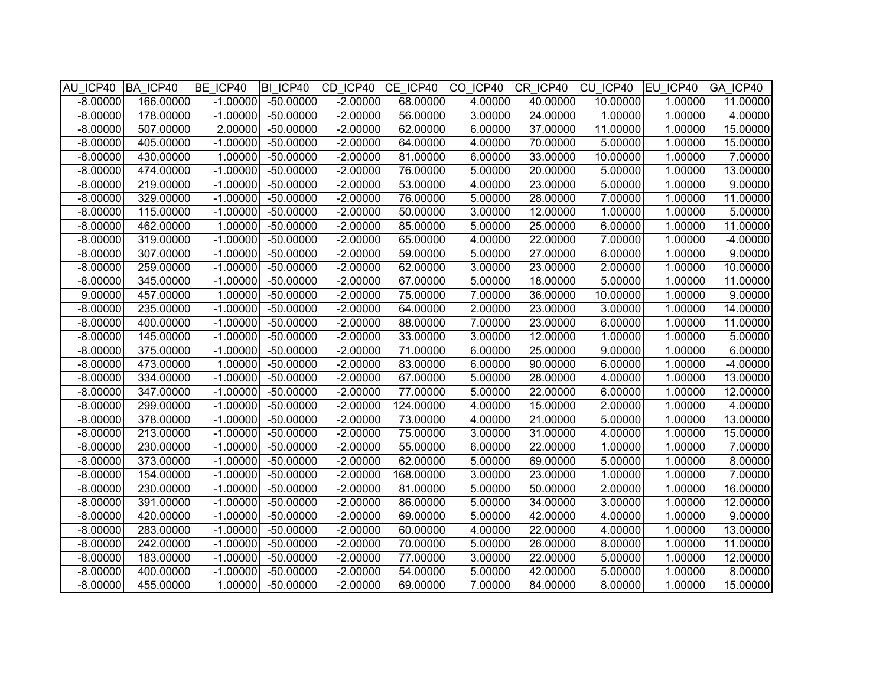| AU_ICP40 | BA_ICP40 | BE_ICP40 | BI_ICP40 | CD_ICP40 | CE_ICP40 | CO_ICP40 | CR_ICP40 | CU_ICP40 | EU_ICP40 | GA_ICP40 |
|---|---|---|---|---|---|---|---|---|---|---|
| -8.00000 | 166.00000 | -1.00000 | -50.00000 | -2.00000 | 68.00000 | 4.00000 | 40.00000 | 10.00000 | 1.00000 | 11.00000 |
| -8.00000 | 178.00000 | -1.00000 | -50.00000 | -2.00000 | 56.00000 | 3.00000 | 24.00000 | 1.00000 | 1.00000 | 4.00000 |
| -8.00000 | 507.00000 | 2.00000 | -50.00000 | -2.00000 | 62.00000 | 6.00000 | 37.00000 | 11.00000 | 1.00000 | 15.00000 |
| -8.00000 | 405.00000 | -1.00000 | -50.00000 | -2.00000 | 64.00000 | 4.00000 | 70.00000 | 5.00000 | 1.00000 | 15.00000 |
| -8.00000 | 430.00000 | 1.00000 | -50.00000 | -2.00000 | 81.00000 | 6.00000 | 33.00000 | 10.00000 | 1.00000 | 7.00000 |
| -8.00000 | 474.00000 | -1.00000 | -50.00000 | -2.00000 | 76.00000 | 5.00000 | 20.00000 | 5.00000 | 1.00000 | 13.00000 |
| -8.00000 | 219.00000 | -1.00000 | -50.00000 | -2.00000 | 53.00000 | 4.00000 | 23.00000 | 5.00000 | 1.00000 | 9.00000 |
| -8.00000 | 329.00000 | -1.00000 | -50.00000 | -2.00000 | 76.00000 | 5.00000 | 28.00000 | 7.00000 | 1.00000 | 11.00000 |
| -8.00000 | 115.00000 | -1.00000 | -50.00000 | -2.00000 | 50.00000 | 3.00000 | 12.00000 | 1.00000 | 1.00000 | 5.00000 |
| -8.00000 | 462.00000 | 1.00000 | -50.00000 | -2.00000 | 85.00000 | 5.00000 | 25.00000 | 6.00000 | 1.00000 | 11.00000 |
| -8.00000 | 319.00000 | -1.00000 | -50.00000 | -2.00000 | 65.00000 | 4.00000 | 22.00000 | 7.00000 | 1.00000 | -4.00000 |
| -8.00000 | 307.00000 | -1.00000 | -50.00000 | -2.00000 | 59.00000 | 5.00000 | 27.00000 | 6.00000 | 1.00000 | 9.00000 |
| -8.00000 | 259.00000 | -1.00000 | -50.00000 | -2.00000 | 62.00000 | 3.00000 | 23.00000 | 2.00000 | 1.00000 | 10.00000 |
| -8.00000 | 345.00000 | -1.00000 | -50.00000 | -2.00000 | 67.00000 | 5.00000 | 18.00000 | 5.00000 | 1.00000 | 11.00000 |
| 9.00000 | 457.00000 | 1.00000 | -50.00000 | -2.00000 | 75.00000 | 7.00000 | 36.00000 | 10.00000 | 1.00000 | 9.00000 |
| -8.00000 | 235.00000 | -1.00000 | -50.00000 | -2.00000 | 64.00000 | 2.00000 | 23.00000 | 3.00000 | 1.00000 | 14.00000 |
| -8.00000 | 400.00000 | -1.00000 | -50.00000 | -2.00000 | 88.00000 | 7.00000 | 23.00000 | 6.00000 | 1.00000 | 11.00000 |
| -8.00000 | 145.00000 | -1.00000 | -50.00000 | -2.00000 | 33.00000 | 3.00000 | 12.00000 | 1.00000 | 1.00000 | 5.00000 |
| -8.00000 | 375.00000 | -1.00000 | -50.00000 | -2.00000 | 71.00000 | 6.00000 | 25.00000 | 9.00000 | 1.00000 | 6.00000 |
| -8.00000 | 473.00000 | 1.00000 | -50.00000 | -2.00000 | 83.00000 | 6.00000 | 90.00000 | 6.00000 | 1.00000 | -4.00000 |
| -8.00000 | 334.00000 | -1.00000 | -50.00000 | -2.00000 | 67.00000 | 5.00000 | 28.00000 | 4.00000 | 1.00000 | 13.00000 |
| -8.00000 | 347.00000 | -1.00000 | -50.00000 | -2.00000 | 77.00000 | 5.00000 | 22.00000 | 6.00000 | 1.00000 | 12.00000 |
| -8.00000 | 299.00000 | -1.00000 | -50.00000 | -2.00000 | 124.00000 | 4.00000 | 15.00000 | 2.00000 | 1.00000 | 4.00000 |
| -8.00000 | 378.00000 | -1.00000 | -50.00000 | -2.00000 | 73.00000 | 4.00000 | 21.00000 | 5.00000 | 1.00000 | 13.00000 |
| -8.00000 | 213.00000 | -1.00000 | -50.00000 | -2.00000 | 75.00000 | 3.00000 | 31.00000 | 4.00000 | 1.00000 | 15.00000 |
| -8.00000 | 230.00000 | -1.00000 | -50.00000 | -2.00000 | 55.00000 | 6.00000 | 22.00000 | 1.00000 | 1.00000 | 7.00000 |
| -8.00000 | 373.00000 | -1.00000 | -50.00000 | -2.00000 | 62.00000 | 5.00000 | 69.00000 | 5.00000 | 1.00000 | 8.00000 |
| -8.00000 | 154.00000 | -1.00000 | -50.00000 | -2.00000 | 168.00000 | 3.00000 | 23.00000 | 1.00000 | 1.00000 | 7.00000 |
| -8.00000 | 230.00000 | -1.00000 | -50.00000 | -2.00000 | 81.00000 | 5.00000 | 50.00000 | 2.00000 | 1.00000 | 16.00000 |
| -8.00000 | 391.00000 | -1.00000 | -50.00000 | -2.00000 | 86.00000 | 5.00000 | 34.00000 | 3.00000 | 1.00000 | 12.00000 |
| -8.00000 | 420.00000 | -1.00000 | -50.00000 | -2.00000 | 69.00000 | 5.00000 | 42.00000 | 4.00000 | 1.00000 | 9.00000 |
| -8.00000 | 283.00000 | -1.00000 | -50.00000 | -2.00000 | 60.00000 | 4.00000 | 22.00000 | 4.00000 | 1.00000 | 13.00000 |
| -8.00000 | 242.00000 | -1.00000 | -50.00000 | -2.00000 | 70.00000 | 5.00000 | 26.00000 | 8.00000 | 1.00000 | 11.00000 |
| -8.00000 | 183.00000 | -1.00000 | -50.00000 | -2.00000 | 77.00000 | 3.00000 | 22.00000 | 5.00000 | 1.00000 | 12.00000 |
| -8.00000 | 400.00000 | -1.00000 | -50.00000 | -2.00000 | 54.00000 | 5.00000 | 42.00000 | 5.00000 | 1.00000 | 8.00000 |
| -8.00000 | 455.00000 | 1.00000 | -50.00000 | -2.00000 | 69.00000 | 7.00000 | 84.00000 | 8.00000 | 1.00000 | 15.00000 |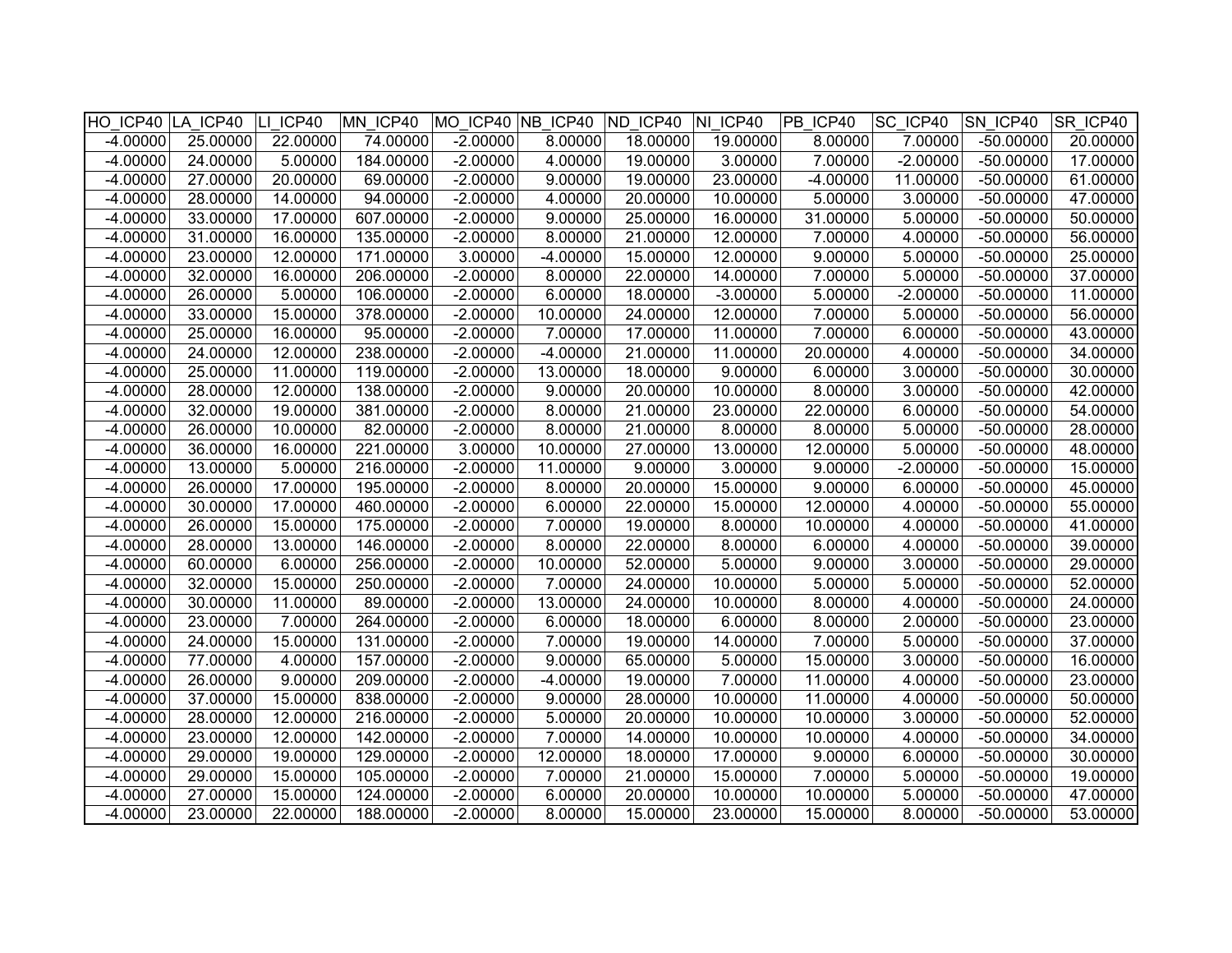| HO_ICP40 | LA_ICP40 | LI_ICP40 | MN_ICP40 | MO_ICP40 | NB_ICP40 | ND_ICP40 | NI_ICP40 | PB_ICP40 | SC_ICP40 | SN_ICP40 | SR_ICP40 |
|---|---|---|---|---|---|---|---|---|---|---|---|
| -4.00000 | 25.00000 | 22.00000 | 74.00000 | -2.00000 | 8.00000 | 18.00000 | 19.00000 | 8.00000 | 7.00000 | -50.00000 | 20.00000 |
| -4.00000 | 24.00000 | 5.00000 | 184.00000 | -2.00000 | 4.00000 | 19.00000 | 3.00000 | 7.00000 | -2.00000 | -50.00000 | 17.00000 |
| -4.00000 | 27.00000 | 20.00000 | 69.00000 | -2.00000 | 9.00000 | 19.00000 | 23.00000 | -4.00000 | 11.00000 | -50.00000 | 61.00000 |
| -4.00000 | 28.00000 | 14.00000 | 94.00000 | -2.00000 | 4.00000 | 20.00000 | 10.00000 | 5.00000 | 3.00000 | -50.00000 | 47.00000 |
| -4.00000 | 33.00000 | 17.00000 | 607.00000 | -2.00000 | 9.00000 | 25.00000 | 16.00000 | 31.00000 | 5.00000 | -50.00000 | 50.00000 |
| -4.00000 | 31.00000 | 16.00000 | 135.00000 | -2.00000 | 8.00000 | 21.00000 | 12.00000 | 7.00000 | 4.00000 | -50.00000 | 56.00000 |
| -4.00000 | 23.00000 | 12.00000 | 171.00000 | 3.00000 | -4.00000 | 15.00000 | 12.00000 | 9.00000 | 5.00000 | -50.00000 | 25.00000 |
| -4.00000 | 32.00000 | 16.00000 | 206.00000 | -2.00000 | 8.00000 | 22.00000 | 14.00000 | 7.00000 | 5.00000 | -50.00000 | 37.00000 |
| -4.00000 | 26.00000 | 5.00000 | 106.00000 | -2.00000 | 6.00000 | 18.00000 | -3.00000 | 5.00000 | -2.00000 | -50.00000 | 11.00000 |
| -4.00000 | 33.00000 | 15.00000 | 378.00000 | -2.00000 | 10.00000 | 24.00000 | 12.00000 | 7.00000 | 5.00000 | -50.00000 | 56.00000 |
| -4.00000 | 25.00000 | 16.00000 | 95.00000 | -2.00000 | 7.00000 | 17.00000 | 11.00000 | 7.00000 | 6.00000 | -50.00000 | 43.00000 |
| -4.00000 | 24.00000 | 12.00000 | 238.00000 | -2.00000 | -4.00000 | 21.00000 | 11.00000 | 20.00000 | 4.00000 | -50.00000 | 34.00000 |
| -4.00000 | 25.00000 | 11.00000 | 119.00000 | -2.00000 | 13.00000 | 18.00000 | 9.00000 | 6.00000 | 3.00000 | -50.00000 | 30.00000 |
| -4.00000 | 28.00000 | 12.00000 | 138.00000 | -2.00000 | 9.00000 | 20.00000 | 10.00000 | 8.00000 | 3.00000 | -50.00000 | 42.00000 |
| -4.00000 | 32.00000 | 19.00000 | 381.00000 | -2.00000 | 8.00000 | 21.00000 | 23.00000 | 22.00000 | 6.00000 | -50.00000 | 54.00000 |
| -4.00000 | 26.00000 | 10.00000 | 82.00000 | -2.00000 | 8.00000 | 21.00000 | 8.00000 | 8.00000 | 5.00000 | -50.00000 | 28.00000 |
| -4.00000 | 36.00000 | 16.00000 | 221.00000 | 3.00000 | 10.00000 | 27.00000 | 13.00000 | 12.00000 | 5.00000 | -50.00000 | 48.00000 |
| -4.00000 | 13.00000 | 5.00000 | 216.00000 | -2.00000 | 11.00000 | 9.00000 | 3.00000 | 9.00000 | -2.00000 | -50.00000 | 15.00000 |
| -4.00000 | 26.00000 | 17.00000 | 195.00000 | -2.00000 | 8.00000 | 20.00000 | 15.00000 | 9.00000 | 6.00000 | -50.00000 | 45.00000 |
| -4.00000 | 30.00000 | 17.00000 | 460.00000 | -2.00000 | 6.00000 | 22.00000 | 15.00000 | 12.00000 | 4.00000 | -50.00000 | 55.00000 |
| -4.00000 | 26.00000 | 15.00000 | 175.00000 | -2.00000 | 7.00000 | 19.00000 | 8.00000 | 10.00000 | 4.00000 | -50.00000 | 41.00000 |
| -4.00000 | 28.00000 | 13.00000 | 146.00000 | -2.00000 | 8.00000 | 22.00000 | 8.00000 | 6.00000 | 4.00000 | -50.00000 | 39.00000 |
| -4.00000 | 60.00000 | 6.00000 | 256.00000 | -2.00000 | 10.00000 | 52.00000 | 5.00000 | 9.00000 | 3.00000 | -50.00000 | 29.00000 |
| -4.00000 | 32.00000 | 15.00000 | 250.00000 | -2.00000 | 7.00000 | 24.00000 | 10.00000 | 5.00000 | 5.00000 | -50.00000 | 52.00000 |
| -4.00000 | 30.00000 | 11.00000 | 89.00000 | -2.00000 | 13.00000 | 24.00000 | 10.00000 | 8.00000 | 4.00000 | -50.00000 | 24.00000 |
| -4.00000 | 23.00000 | 7.00000 | 264.00000 | -2.00000 | 6.00000 | 18.00000 | 6.00000 | 8.00000 | 2.00000 | -50.00000 | 23.00000 |
| -4.00000 | 24.00000 | 15.00000 | 131.00000 | -2.00000 | 7.00000 | 19.00000 | 14.00000 | 7.00000 | 5.00000 | -50.00000 | 37.00000 |
| -4.00000 | 77.00000 | 4.00000 | 157.00000 | -2.00000 | 9.00000 | 65.00000 | 5.00000 | 15.00000 | 3.00000 | -50.00000 | 16.00000 |
| -4.00000 | 26.00000 | 9.00000 | 209.00000 | -2.00000 | -4.00000 | 19.00000 | 7.00000 | 11.00000 | 4.00000 | -50.00000 | 23.00000 |
| -4.00000 | 37.00000 | 15.00000 | 838.00000 | -2.00000 | 9.00000 | 28.00000 | 10.00000 | 11.00000 | 4.00000 | -50.00000 | 50.00000 |
| -4.00000 | 28.00000 | 12.00000 | 216.00000 | -2.00000 | 5.00000 | 20.00000 | 10.00000 | 10.00000 | 3.00000 | -50.00000 | 52.00000 |
| -4.00000 | 23.00000 | 12.00000 | 142.00000 | -2.00000 | 7.00000 | 14.00000 | 10.00000 | 10.00000 | 4.00000 | -50.00000 | 34.00000 |
| -4.00000 | 29.00000 | 19.00000 | 129.00000 | -2.00000 | 12.00000 | 18.00000 | 17.00000 | 9.00000 | 6.00000 | -50.00000 | 30.00000 |
| -4.00000 | 29.00000 | 15.00000 | 105.00000 | -2.00000 | 7.00000 | 21.00000 | 15.00000 | 7.00000 | 5.00000 | -50.00000 | 19.00000 |
| -4.00000 | 27.00000 | 15.00000 | 124.00000 | -2.00000 | 6.00000 | 20.00000 | 10.00000 | 10.00000 | 5.00000 | -50.00000 | 47.00000 |
| -4.00000 | 23.00000 | 22.00000 | 188.00000 | -2.00000 | 8.00000 | 15.00000 | 23.00000 | 15.00000 | 8.00000 | -50.00000 | 53.00000 |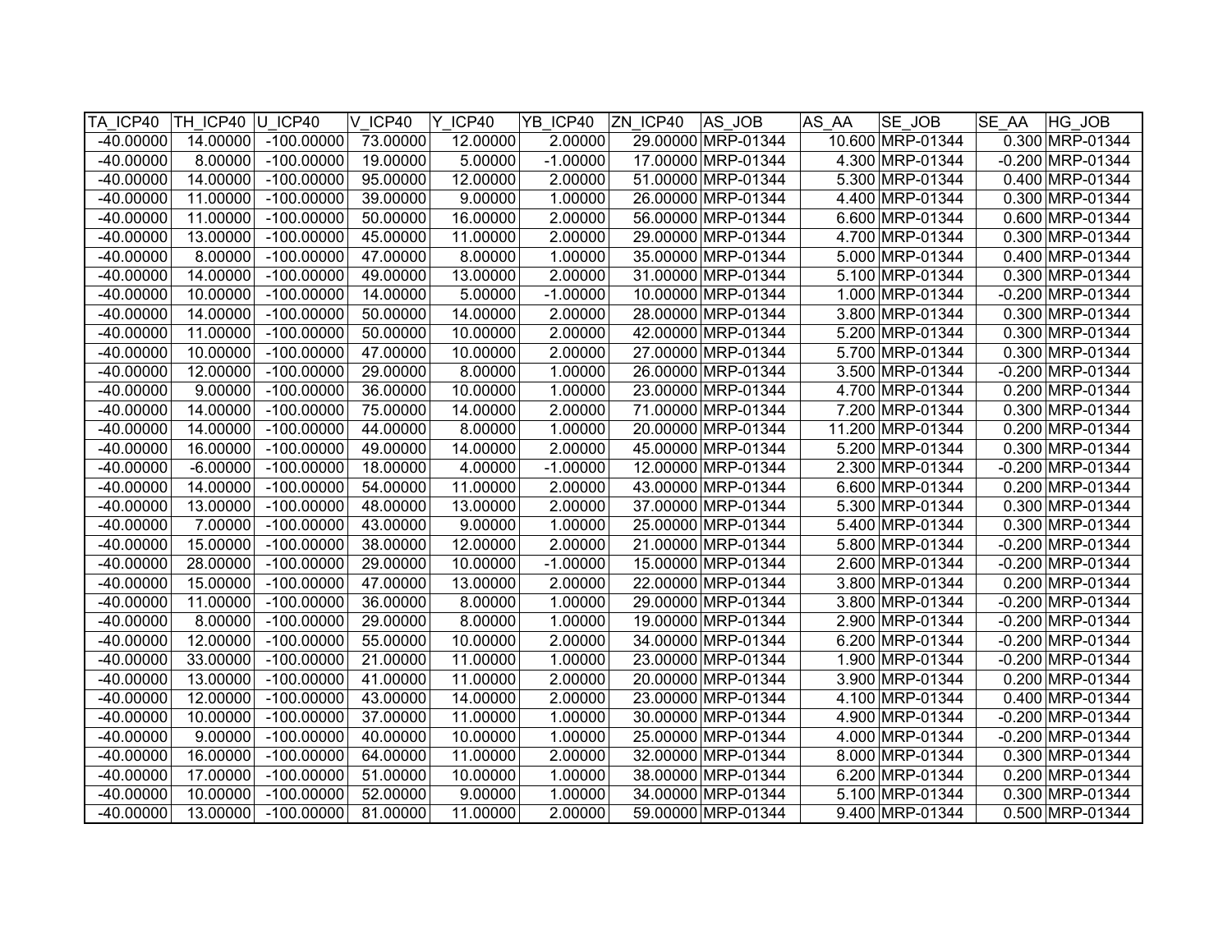| TA_ICP40 | TH_ICP40 | U_ICP40 | V_ICP40 | Y_ICP40 | YB_ICP40 | ZN_ICP40 | AS_JOB | AS_AA | SE_JOB | SE_AA | HG_JOB |
|---|---|---|---|---|---|---|---|---|---|---|---|
| -40.00000 | 14.00000 | -100.00000 | 73.00000 | 12.00000 | 2.00000 | 29.00000 | MRP-01344 | 10.600 | MRP-01344 | 0.300 | MRP-01344 |
| -40.00000 | 8.00000 | -100.00000 | 19.00000 | 5.00000 | -1.00000 | 17.00000 | MRP-01344 | 4.300 | MRP-01344 | -0.200 | MRP-01344 |
| -40.00000 | 14.00000 | -100.00000 | 95.00000 | 12.00000 | 2.00000 | 51.00000 | MRP-01344 | 5.300 | MRP-01344 | 0.400 | MRP-01344 |
| -40.00000 | 11.00000 | -100.00000 | 39.00000 | 9.00000 | 1.00000 | 26.00000 | MRP-01344 | 4.400 | MRP-01344 | 0.300 | MRP-01344 |
| -40.00000 | 11.00000 | -100.00000 | 50.00000 | 16.00000 | 2.00000 | 56.00000 | MRP-01344 | 6.600 | MRP-01344 | 0.600 | MRP-01344 |
| -40.00000 | 13.00000 | -100.00000 | 45.00000 | 11.00000 | 2.00000 | 29.00000 | MRP-01344 | 4.700 | MRP-01344 | 0.300 | MRP-01344 |
| -40.00000 | 8.00000 | -100.00000 | 47.00000 | 8.00000 | 1.00000 | 35.00000 | MRP-01344 | 5.000 | MRP-01344 | 0.400 | MRP-01344 |
| -40.00000 | 14.00000 | -100.00000 | 49.00000 | 13.00000 | 2.00000 | 31.00000 | MRP-01344 | 5.100 | MRP-01344 | 0.300 | MRP-01344 |
| -40.00000 | 10.00000 | -100.00000 | 14.00000 | 5.00000 | -1.00000 | 10.00000 | MRP-01344 | 1.000 | MRP-01344 | -0.200 | MRP-01344 |
| -40.00000 | 14.00000 | -100.00000 | 50.00000 | 14.00000 | 2.00000 | 28.00000 | MRP-01344 | 3.800 | MRP-01344 | 0.300 | MRP-01344 |
| -40.00000 | 11.00000 | -100.00000 | 50.00000 | 10.00000 | 2.00000 | 42.00000 | MRP-01344 | 5.200 | MRP-01344 | 0.300 | MRP-01344 |
| -40.00000 | 10.00000 | -100.00000 | 47.00000 | 10.00000 | 2.00000 | 27.00000 | MRP-01344 | 5.700 | MRP-01344 | 0.300 | MRP-01344 |
| -40.00000 | 12.00000 | -100.00000 | 29.00000 | 8.00000 | 1.00000 | 26.00000 | MRP-01344 | 3.500 | MRP-01344 | -0.200 | MRP-01344 |
| -40.00000 | 9.00000 | -100.00000 | 36.00000 | 10.00000 | 1.00000 | 23.00000 | MRP-01344 | 4.700 | MRP-01344 | 0.200 | MRP-01344 |
| -40.00000 | 14.00000 | -100.00000 | 75.00000 | 14.00000 | 2.00000 | 71.00000 | MRP-01344 | 7.200 | MRP-01344 | 0.300 | MRP-01344 |
| -40.00000 | 14.00000 | -100.00000 | 44.00000 | 8.00000 | 1.00000 | 20.00000 | MRP-01344 | 11.200 | MRP-01344 | 0.200 | MRP-01344 |
| -40.00000 | 16.00000 | -100.00000 | 49.00000 | 14.00000 | 2.00000 | 45.00000 | MRP-01344 | 5.200 | MRP-01344 | 0.300 | MRP-01344 |
| -40.00000 | -6.00000 | -100.00000 | 18.00000 | 4.00000 | -1.00000 | 12.00000 | MRP-01344 | 2.300 | MRP-01344 | -0.200 | MRP-01344 |
| -40.00000 | 14.00000 | -100.00000 | 54.00000 | 11.00000 | 2.00000 | 43.00000 | MRP-01344 | 6.600 | MRP-01344 | 0.200 | MRP-01344 |
| -40.00000 | 13.00000 | -100.00000 | 48.00000 | 13.00000 | 2.00000 | 37.00000 | MRP-01344 | 5.300 | MRP-01344 | 0.300 | MRP-01344 |
| -40.00000 | 7.00000 | -100.00000 | 43.00000 | 9.00000 | 1.00000 | 25.00000 | MRP-01344 | 5.400 | MRP-01344 | 0.300 | MRP-01344 |
| -40.00000 | 15.00000 | -100.00000 | 38.00000 | 12.00000 | 2.00000 | 21.00000 | MRP-01344 | 5.800 | MRP-01344 | -0.200 | MRP-01344 |
| -40.00000 | 28.00000 | -100.00000 | 29.00000 | 10.00000 | -1.00000 | 15.00000 | MRP-01344 | 2.600 | MRP-01344 | -0.200 | MRP-01344 |
| -40.00000 | 15.00000 | -100.00000 | 47.00000 | 13.00000 | 2.00000 | 22.00000 | MRP-01344 | 3.800 | MRP-01344 | 0.200 | MRP-01344 |
| -40.00000 | 11.00000 | -100.00000 | 36.00000 | 8.00000 | 1.00000 | 29.00000 | MRP-01344 | 3.800 | MRP-01344 | -0.200 | MRP-01344 |
| -40.00000 | 8.00000 | -100.00000 | 29.00000 | 8.00000 | 1.00000 | 19.00000 | MRP-01344 | 2.900 | MRP-01344 | -0.200 | MRP-01344 |
| -40.00000 | 12.00000 | -100.00000 | 55.00000 | 10.00000 | 2.00000 | 34.00000 | MRP-01344 | 6.200 | MRP-01344 | -0.200 | MRP-01344 |
| -40.00000 | 33.00000 | -100.00000 | 21.00000 | 11.00000 | 1.00000 | 23.00000 | MRP-01344 | 1.900 | MRP-01344 | -0.200 | MRP-01344 |
| -40.00000 | 13.00000 | -100.00000 | 41.00000 | 11.00000 | 2.00000 | 20.00000 | MRP-01344 | 3.900 | MRP-01344 | 0.200 | MRP-01344 |
| -40.00000 | 12.00000 | -100.00000 | 43.00000 | 14.00000 | 2.00000 | 23.00000 | MRP-01344 | 4.100 | MRP-01344 | 0.400 | MRP-01344 |
| -40.00000 | 10.00000 | -100.00000 | 37.00000 | 11.00000 | 1.00000 | 30.00000 | MRP-01344 | 4.900 | MRP-01344 | -0.200 | MRP-01344 |
| -40.00000 | 9.00000 | -100.00000 | 40.00000 | 10.00000 | 1.00000 | 25.00000 | MRP-01344 | 4.000 | MRP-01344 | -0.200 | MRP-01344 |
| -40.00000 | 16.00000 | -100.00000 | 64.00000 | 11.00000 | 2.00000 | 32.00000 | MRP-01344 | 8.000 | MRP-01344 | 0.300 | MRP-01344 |
| -40.00000 | 17.00000 | -100.00000 | 51.00000 | 10.00000 | 1.00000 | 38.00000 | MRP-01344 | 6.200 | MRP-01344 | 0.200 | MRP-01344 |
| -40.00000 | 10.00000 | -100.00000 | 52.00000 | 9.00000 | 1.00000 | 34.00000 | MRP-01344 | 5.100 | MRP-01344 | 0.300 | MRP-01344 |
| -40.00000 | 13.00000 | -100.00000 | 81.00000 | 11.00000 | 2.00000 | 59.00000 | MRP-01344 | 9.400 | MRP-01344 | 0.500 | MRP-01344 |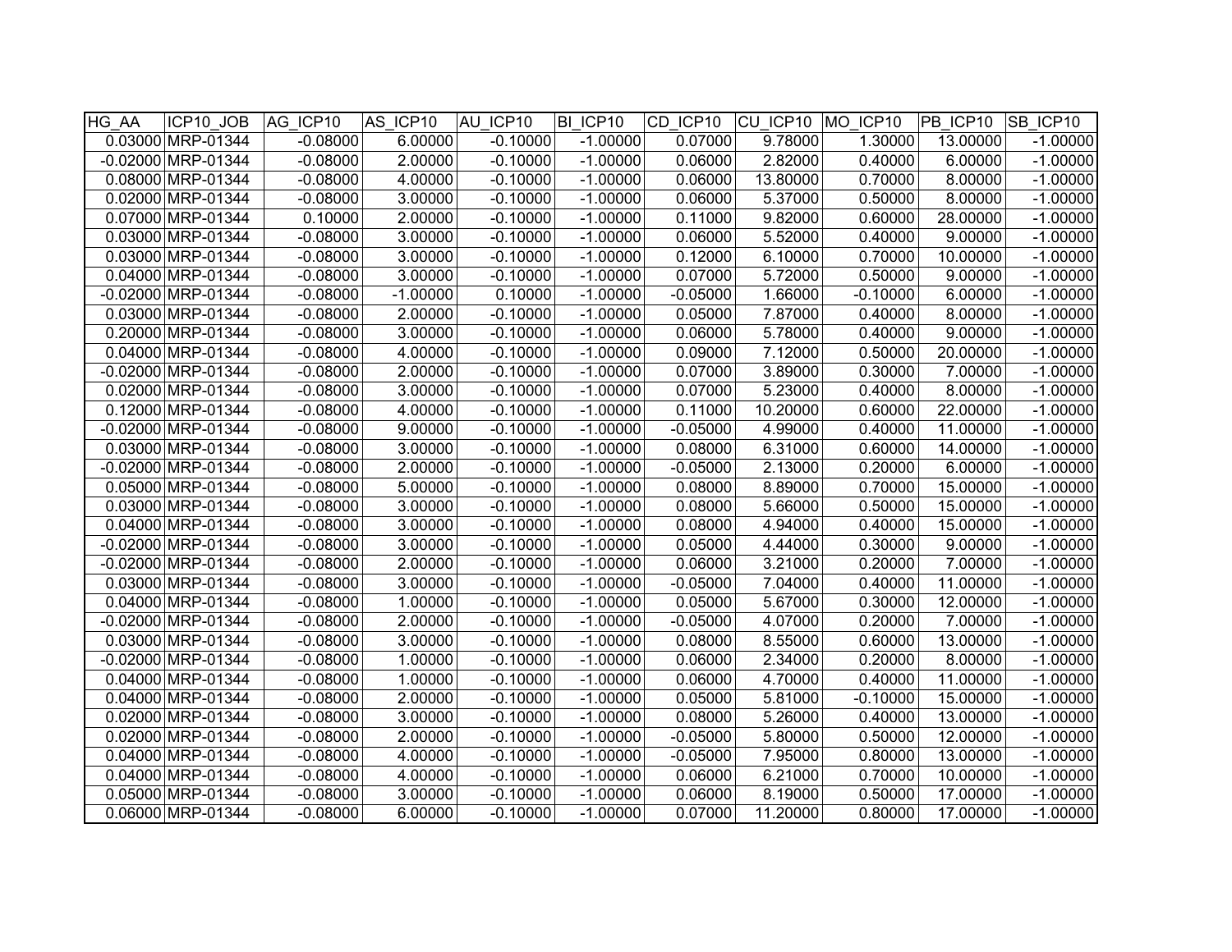| HG_AA | ICP10_JOB | AG_ICP10 | AS_ICP10 | AU_ICP10 | BI_ICP10 | CD_ICP10 | CU_ICP10 | MO_ICP10 | PB_ICP10 | SB_ICP10 |
|---|---|---|---|---|---|---|---|---|---|---|
| 0.03000 | MRP-01344 | -0.08000 | 6.00000 | -0.10000 | -1.00000 | 0.07000 | 9.78000 | 1.30000 | 13.00000 | -1.00000 |
| -0.02000 | MRP-01344 | -0.08000 | 2.00000 | -0.10000 | -1.00000 | 0.06000 | 2.82000 | 0.40000 | 6.00000 | -1.00000 |
| 0.08000 | MRP-01344 | -0.08000 | 4.00000 | -0.10000 | -1.00000 | 0.06000 | 13.80000 | 0.70000 | 8.00000 | -1.00000 |
| 0.02000 | MRP-01344 | -0.08000 | 3.00000 | -0.10000 | -1.00000 | 0.06000 | 5.37000 | 0.50000 | 8.00000 | -1.00000 |
| 0.07000 | MRP-01344 | 0.10000 | 2.00000 | -0.10000 | -1.00000 | 0.11000 | 9.82000 | 0.60000 | 28.00000 | -1.00000 |
| 0.03000 | MRP-01344 | -0.08000 | 3.00000 | -0.10000 | -1.00000 | 0.06000 | 5.52000 | 0.40000 | 9.00000 | -1.00000 |
| 0.03000 | MRP-01344 | -0.08000 | 3.00000 | -0.10000 | -1.00000 | 0.12000 | 6.10000 | 0.70000 | 10.00000 | -1.00000 |
| 0.04000 | MRP-01344 | -0.08000 | 3.00000 | -0.10000 | -1.00000 | 0.07000 | 5.72000 | 0.50000 | 9.00000 | -1.00000 |
| -0.02000 | MRP-01344 | -0.08000 | -1.00000 | 0.10000 | -1.00000 | -0.05000 | 1.66000 | -0.10000 | 6.00000 | -1.00000 |
| 0.03000 | MRP-01344 | -0.08000 | 2.00000 | -0.10000 | -1.00000 | 0.05000 | 7.87000 | 0.40000 | 8.00000 | -1.00000 |
| 0.20000 | MRP-01344 | -0.08000 | 3.00000 | -0.10000 | -1.00000 | 0.06000 | 5.78000 | 0.40000 | 9.00000 | -1.00000 |
| 0.04000 | MRP-01344 | -0.08000 | 4.00000 | -0.10000 | -1.00000 | 0.09000 | 7.12000 | 0.50000 | 20.00000 | -1.00000 |
| -0.02000 | MRP-01344 | -0.08000 | 2.00000 | -0.10000 | -1.00000 | 0.07000 | 3.89000 | 0.30000 | 7.00000 | -1.00000 |
| 0.02000 | MRP-01344 | -0.08000 | 3.00000 | -0.10000 | -1.00000 | 0.07000 | 5.23000 | 0.40000 | 8.00000 | -1.00000 |
| 0.12000 | MRP-01344 | -0.08000 | 4.00000 | -0.10000 | -1.00000 | 0.11000 | 10.20000 | 0.60000 | 22.00000 | -1.00000 |
| -0.02000 | MRP-01344 | -0.08000 | 9.00000 | -0.10000 | -1.00000 | -0.05000 | 4.99000 | 0.40000 | 11.00000 | -1.00000 |
| 0.03000 | MRP-01344 | -0.08000 | 3.00000 | -0.10000 | -1.00000 | 0.08000 | 6.31000 | 0.60000 | 14.00000 | -1.00000 |
| -0.02000 | MRP-01344 | -0.08000 | 2.00000 | -0.10000 | -1.00000 | -0.05000 | 2.13000 | 0.20000 | 6.00000 | -1.00000 |
| 0.05000 | MRP-01344 | -0.08000 | 5.00000 | -0.10000 | -1.00000 | 0.08000 | 8.89000 | 0.70000 | 15.00000 | -1.00000 |
| 0.03000 | MRP-01344 | -0.08000 | 3.00000 | -0.10000 | -1.00000 | 0.08000 | 5.66000 | 0.50000 | 15.00000 | -1.00000 |
| 0.04000 | MRP-01344 | -0.08000 | 3.00000 | -0.10000 | -1.00000 | 0.08000 | 4.94000 | 0.40000 | 15.00000 | -1.00000 |
| -0.02000 | MRP-01344 | -0.08000 | 3.00000 | -0.10000 | -1.00000 | 0.05000 | 4.44000 | 0.30000 | 9.00000 | -1.00000 |
| -0.02000 | MRP-01344 | -0.08000 | 2.00000 | -0.10000 | -1.00000 | 0.06000 | 3.21000 | 0.20000 | 7.00000 | -1.00000 |
| 0.03000 | MRP-01344 | -0.08000 | 3.00000 | -0.10000 | -1.00000 | -0.05000 | 7.04000 | 0.40000 | 11.00000 | -1.00000 |
| 0.04000 | MRP-01344 | -0.08000 | 1.00000 | -0.10000 | -1.00000 | 0.05000 | 5.67000 | 0.30000 | 12.00000 | -1.00000 |
| -0.02000 | MRP-01344 | -0.08000 | 2.00000 | -0.10000 | -1.00000 | -0.05000 | 4.07000 | 0.20000 | 7.00000 | -1.00000 |
| 0.03000 | MRP-01344 | -0.08000 | 3.00000 | -0.10000 | -1.00000 | 0.08000 | 8.55000 | 0.60000 | 13.00000 | -1.00000 |
| -0.02000 | MRP-01344 | -0.08000 | 1.00000 | -0.10000 | -1.00000 | 0.06000 | 2.34000 | 0.20000 | 8.00000 | -1.00000 |
| 0.04000 | MRP-01344 | -0.08000 | 1.00000 | -0.10000 | -1.00000 | 0.06000 | 4.70000 | 0.40000 | 11.00000 | -1.00000 |
| 0.04000 | MRP-01344 | -0.08000 | 2.00000 | -0.10000 | -1.00000 | 0.05000 | 5.81000 | -0.10000 | 15.00000 | -1.00000 |
| 0.02000 | MRP-01344 | -0.08000 | 3.00000 | -0.10000 | -1.00000 | 0.08000 | 5.26000 | 0.40000 | 13.00000 | -1.00000 |
| 0.02000 | MRP-01344 | -0.08000 | 2.00000 | -0.10000 | -1.00000 | -0.05000 | 5.80000 | 0.50000 | 12.00000 | -1.00000 |
| 0.04000 | MRP-01344 | -0.08000 | 4.00000 | -0.10000 | -1.00000 | -0.05000 | 7.95000 | 0.80000 | 13.00000 | -1.00000 |
| 0.04000 | MRP-01344 | -0.08000 | 4.00000 | -0.10000 | -1.00000 | 0.06000 | 6.21000 | 0.70000 | 10.00000 | -1.00000 |
| 0.05000 | MRP-01344 | -0.08000 | 3.00000 | -0.10000 | -1.00000 | 0.06000 | 8.19000 | 0.50000 | 17.00000 | -1.00000 |
| 0.06000 | MRP-01344 | -0.08000 | 6.00000 | -0.10000 | -1.00000 | 0.07000 | 11.20000 | 0.80000 | 17.00000 | -1.00000 |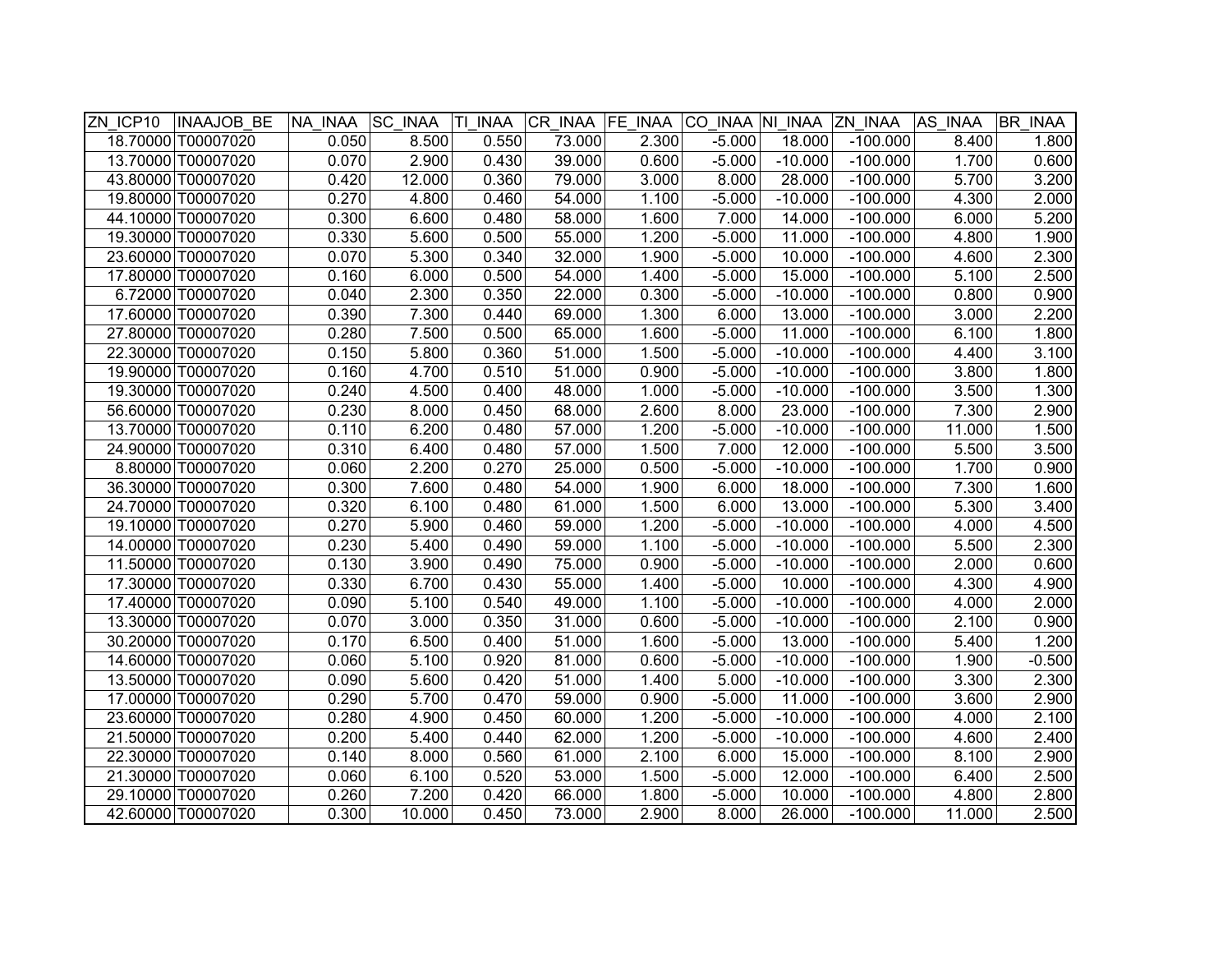| ZN_ICP10 | INAAJOB_BE | NA_INAA | SC_INAA | TI_INAA | CR_INAA | FE_INAA | CO_INAA | NI_INAA | ZN_INAA | AS_INAA | BR_INAA |
|---|---|---|---|---|---|---|---|---|---|---|---|
| 18.70000 | T00007020 | 0.050 | 8.500 | 0.550 | 73.000 | 2.300 | -5.000 | 18.000 | -100.000 | 8.400 | 1.800 |
| 13.70000 | T00007020 | 0.070 | 2.900 | 0.430 | 39.000 | 0.600 | -5.000 | -10.000 | -100.000 | 1.700 | 0.600 |
| 43.80000 | T00007020 | 0.420 | 12.000 | 0.360 | 79.000 | 3.000 | 8.000 | 28.000 | -100.000 | 5.700 | 3.200 |
| 19.80000 | T00007020 | 0.270 | 4.800 | 0.460 | 54.000 | 1.100 | -5.000 | -10.000 | -100.000 | 4.300 | 2.000 |
| 44.10000 | T00007020 | 0.300 | 6.600 | 0.480 | 58.000 | 1.600 | 7.000 | 14.000 | -100.000 | 6.000 | 5.200 |
| 19.30000 | T00007020 | 0.330 | 5.600 | 0.500 | 55.000 | 1.200 | -5.000 | 11.000 | -100.000 | 4.800 | 1.900 |
| 23.60000 | T00007020 | 0.070 | 5.300 | 0.340 | 32.000 | 1.900 | -5.000 | 10.000 | -100.000 | 4.600 | 2.300 |
| 17.80000 | T00007020 | 0.160 | 6.000 | 0.500 | 54.000 | 1.400 | -5.000 | 15.000 | -100.000 | 5.100 | 2.500 |
| 6.72000 | T00007020 | 0.040 | 2.300 | 0.350 | 22.000 | 0.300 | -5.000 | -10.000 | -100.000 | 0.800 | 0.900 |
| 17.60000 | T00007020 | 0.390 | 7.300 | 0.440 | 69.000 | 1.300 | 6.000 | 13.000 | -100.000 | 3.000 | 2.200 |
| 27.80000 | T00007020 | 0.280 | 7.500 | 0.500 | 65.000 | 1.600 | -5.000 | 11.000 | -100.000 | 6.100 | 1.800 |
| 22.30000 | T00007020 | 0.150 | 5.800 | 0.360 | 51.000 | 1.500 | -5.000 | -10.000 | -100.000 | 4.400 | 3.100 |
| 19.90000 | T00007020 | 0.160 | 4.700 | 0.510 | 51.000 | 0.900 | -5.000 | -10.000 | -100.000 | 3.800 | 1.800 |
| 19.30000 | T00007020 | 0.240 | 4.500 | 0.400 | 48.000 | 1.000 | -5.000 | -10.000 | -100.000 | 3.500 | 1.300 |
| 56.60000 | T00007020 | 0.230 | 8.000 | 0.450 | 68.000 | 2.600 | 8.000 | 23.000 | -100.000 | 7.300 | 2.900 |
| 13.70000 | T00007020 | 0.110 | 6.200 | 0.480 | 57.000 | 1.200 | -5.000 | -10.000 | -100.000 | 11.000 | 1.500 |
| 24.90000 | T00007020 | 0.310 | 6.400 | 0.480 | 57.000 | 1.500 | 7.000 | 12.000 | -100.000 | 5.500 | 3.500 |
| 8.80000 | T00007020 | 0.060 | 2.200 | 0.270 | 25.000 | 0.500 | -5.000 | -10.000 | -100.000 | 1.700 | 0.900 |
| 36.30000 | T00007020 | 0.300 | 7.600 | 0.480 | 54.000 | 1.900 | 6.000 | 18.000 | -100.000 | 7.300 | 1.600 |
| 24.70000 | T00007020 | 0.320 | 6.100 | 0.480 | 61.000 | 1.500 | 6.000 | 13.000 | -100.000 | 5.300 | 3.400 |
| 19.10000 | T00007020 | 0.270 | 5.900 | 0.460 | 59.000 | 1.200 | -5.000 | -10.000 | -100.000 | 4.000 | 4.500 |
| 14.00000 | T00007020 | 0.230 | 5.400 | 0.490 | 59.000 | 1.100 | -5.000 | -10.000 | -100.000 | 5.500 | 2.300 |
| 11.50000 | T00007020 | 0.130 | 3.900 | 0.490 | 75.000 | 0.900 | -5.000 | -10.000 | -100.000 | 2.000 | 0.600 |
| 17.30000 | T00007020 | 0.330 | 6.700 | 0.430 | 55.000 | 1.400 | -5.000 | 10.000 | -100.000 | 4.300 | 4.900 |
| 17.40000 | T00007020 | 0.090 | 5.100 | 0.540 | 49.000 | 1.100 | -5.000 | -10.000 | -100.000 | 4.000 | 2.000 |
| 13.30000 | T00007020 | 0.070 | 3.000 | 0.350 | 31.000 | 0.600 | -5.000 | -10.000 | -100.000 | 2.100 | 0.900 |
| 30.20000 | T00007020 | 0.170 | 6.500 | 0.400 | 51.000 | 1.600 | -5.000 | 13.000 | -100.000 | 5.400 | 1.200 |
| 14.60000 | T00007020 | 0.060 | 5.100 | 0.920 | 81.000 | 0.600 | -5.000 | -10.000 | -100.000 | 1.900 | -0.500 |
| 13.50000 | T00007020 | 0.090 | 5.600 | 0.420 | 51.000 | 1.400 | 5.000 | -10.000 | -100.000 | 3.300 | 2.300 |
| 17.00000 | T00007020 | 0.290 | 5.700 | 0.470 | 59.000 | 0.900 | -5.000 | 11.000 | -100.000 | 3.600 | 2.900 |
| 23.60000 | T00007020 | 0.280 | 4.900 | 0.450 | 60.000 | 1.200 | -5.000 | -10.000 | -100.000 | 4.000 | 2.100 |
| 21.50000 | T00007020 | 0.200 | 5.400 | 0.440 | 62.000 | 1.200 | -5.000 | -10.000 | -100.000 | 4.600 | 2.400 |
| 22.30000 | T00007020 | 0.140 | 8.000 | 0.560 | 61.000 | 2.100 | 6.000 | 15.000 | -100.000 | 8.100 | 2.900 |
| 21.30000 | T00007020 | 0.060 | 6.100 | 0.520 | 53.000 | 1.500 | -5.000 | 12.000 | -100.000 | 6.400 | 2.500 |
| 29.10000 | T00007020 | 0.260 | 7.200 | 0.420 | 66.000 | 1.800 | -5.000 | 10.000 | -100.000 | 4.800 | 2.800 |
| 42.60000 | T00007020 | 0.300 | 10.000 | 0.450 | 73.000 | 2.900 | 8.000 | 26.000 | -100.000 | 11.000 | 2.500 |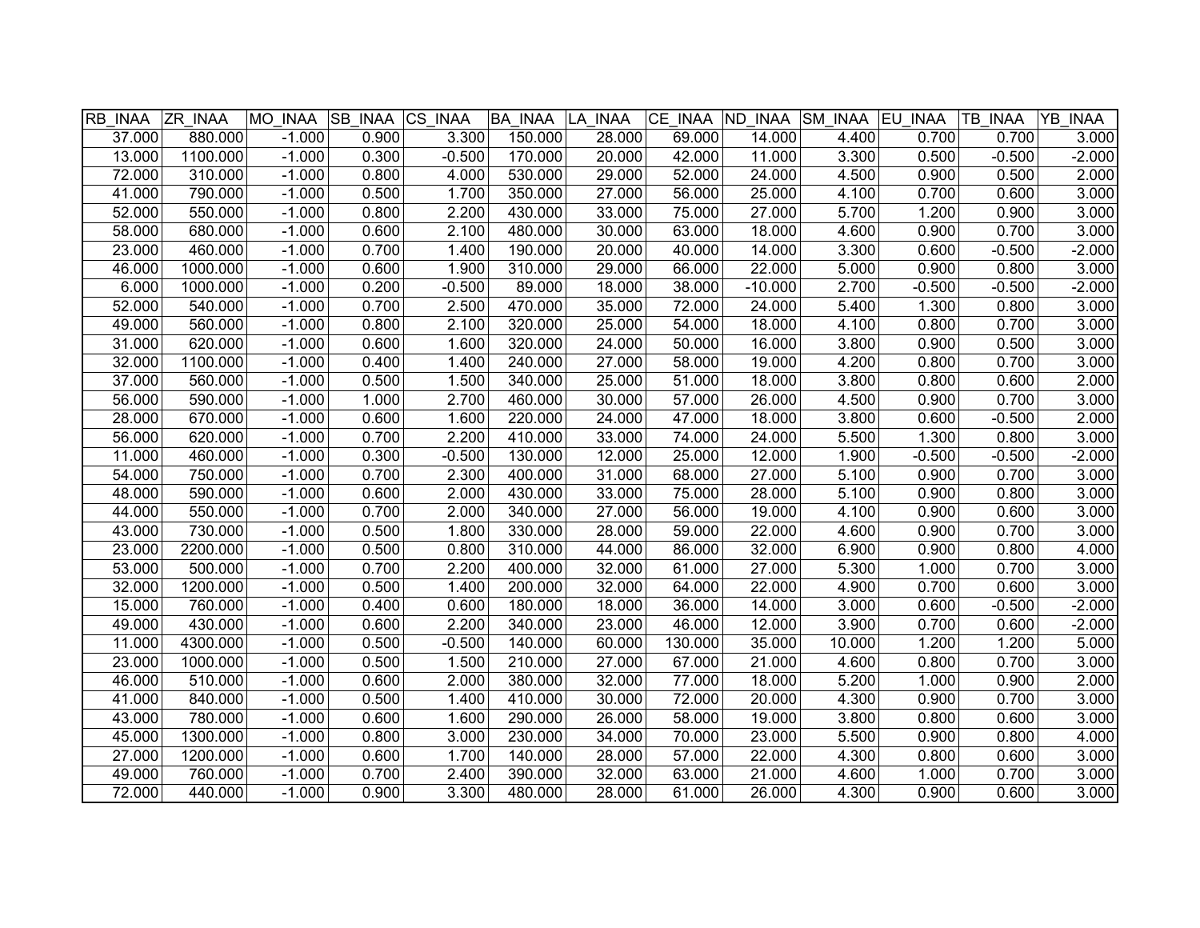| RB_INAA | ZR_INAA | MO_INAA | SB_INAA | CS_INAA | BA_INAA | LA_INAA | CE_INAA | ND_INAA | SM_INAA | EU_INAA | TB_INAA | YB_INAA |
|---|---|---|---|---|---|---|---|---|---|---|---|---|
| 37.000 | 880.000 | -1.000 | 0.900 | 3.300 | 150.000 | 28.000 | 69.000 | 14.000 | 4.400 | 0.700 | 0.700 | 3.000 |
| 13.000 | 1100.000 | -1.000 | 0.300 | -0.500 | 170.000 | 20.000 | 42.000 | 11.000 | 3.300 | 0.500 | -0.500 | -2.000 |
| 72.000 | 310.000 | -1.000 | 0.800 | 4.000 | 530.000 | 29.000 | 52.000 | 24.000 | 4.500 | 0.900 | 0.500 | 2.000 |
| 41.000 | 790.000 | -1.000 | 0.500 | 1.700 | 350.000 | 27.000 | 56.000 | 25.000 | 4.100 | 0.700 | 0.600 | 3.000 |
| 52.000 | 550.000 | -1.000 | 0.800 | 2.200 | 430.000 | 33.000 | 75.000 | 27.000 | 5.700 | 1.200 | 0.900 | 3.000 |
| 58.000 | 680.000 | -1.000 | 0.600 | 2.100 | 480.000 | 30.000 | 63.000 | 18.000 | 4.600 | 0.900 | 0.700 | 3.000 |
| 23.000 | 460.000 | -1.000 | 0.700 | 1.400 | 190.000 | 20.000 | 40.000 | 14.000 | 3.300 | 0.600 | -0.500 | -2.000 |
| 46.000 | 1000.000 | -1.000 | 0.600 | 1.900 | 310.000 | 29.000 | 66.000 | 22.000 | 5.000 | 0.900 | 0.800 | 3.000 |
| 6.000 | 1000.000 | -1.000 | 0.200 | -0.500 | 89.000 | 18.000 | 38.000 | -10.000 | 2.700 | -0.500 | -0.500 | -2.000 |
| 52.000 | 540.000 | -1.000 | 0.700 | 2.500 | 470.000 | 35.000 | 72.000 | 24.000 | 5.400 | 1.300 | 0.800 | 3.000 |
| 49.000 | 560.000 | -1.000 | 0.800 | 2.100 | 320.000 | 25.000 | 54.000 | 18.000 | 4.100 | 0.800 | 0.700 | 3.000 |
| 31.000 | 620.000 | -1.000 | 0.600 | 1.600 | 320.000 | 24.000 | 50.000 | 16.000 | 3.800 | 0.900 | 0.500 | 3.000 |
| 32.000 | 1100.000 | -1.000 | 0.400 | 1.400 | 240.000 | 27.000 | 58.000 | 19.000 | 4.200 | 0.800 | 0.700 | 3.000 |
| 37.000 | 560.000 | -1.000 | 0.500 | 1.500 | 340.000 | 25.000 | 51.000 | 18.000 | 3.800 | 0.800 | 0.600 | 2.000 |
| 56.000 | 590.000 | -1.000 | 1.000 | 2.700 | 460.000 | 30.000 | 57.000 | 26.000 | 4.500 | 0.900 | 0.700 | 3.000 |
| 28.000 | 670.000 | -1.000 | 0.600 | 1.600 | 220.000 | 24.000 | 47.000 | 18.000 | 3.800 | 0.600 | -0.500 | 2.000 |
| 56.000 | 620.000 | -1.000 | 0.700 | 2.200 | 410.000 | 33.000 | 74.000 | 24.000 | 5.500 | 1.300 | 0.800 | 3.000 |
| 11.000 | 460.000 | -1.000 | 0.300 | -0.500 | 130.000 | 12.000 | 25.000 | 12.000 | 1.900 | -0.500 | -0.500 | -2.000 |
| 54.000 | 750.000 | -1.000 | 0.700 | 2.300 | 400.000 | 31.000 | 68.000 | 27.000 | 5.100 | 0.900 | 0.700 | 3.000 |
| 48.000 | 590.000 | -1.000 | 0.600 | 2.000 | 430.000 | 33.000 | 75.000 | 28.000 | 5.100 | 0.900 | 0.800 | 3.000 |
| 44.000 | 550.000 | -1.000 | 0.700 | 2.000 | 340.000 | 27.000 | 56.000 | 19.000 | 4.100 | 0.900 | 0.600 | 3.000 |
| 43.000 | 730.000 | -1.000 | 0.500 | 1.800 | 330.000 | 28.000 | 59.000 | 22.000 | 4.600 | 0.900 | 0.700 | 3.000 |
| 23.000 | 2200.000 | -1.000 | 0.500 | 0.800 | 310.000 | 44.000 | 86.000 | 32.000 | 6.900 | 0.900 | 0.800 | 4.000 |
| 53.000 | 500.000 | -1.000 | 0.700 | 2.200 | 400.000 | 32.000 | 61.000 | 27.000 | 5.300 | 1.000 | 0.700 | 3.000 |
| 32.000 | 1200.000 | -1.000 | 0.500 | 1.400 | 200.000 | 32.000 | 64.000 | 22.000 | 4.900 | 0.700 | 0.600 | 3.000 |
| 15.000 | 760.000 | -1.000 | 0.400 | 0.600 | 180.000 | 18.000 | 36.000 | 14.000 | 3.000 | 0.600 | -0.500 | -2.000 |
| 49.000 | 430.000 | -1.000 | 0.600 | 2.200 | 340.000 | 23.000 | 46.000 | 12.000 | 3.900 | 0.700 | 0.600 | -2.000 |
| 11.000 | 4300.000 | -1.000 | 0.500 | -0.500 | 140.000 | 60.000 | 130.000 | 35.000 | 10.000 | 1.200 | 1.200 | 5.000 |
| 23.000 | 1000.000 | -1.000 | 0.500 | 1.500 | 210.000 | 27.000 | 67.000 | 21.000 | 4.600 | 0.800 | 0.700 | 3.000 |
| 46.000 | 510.000 | -1.000 | 0.600 | 2.000 | 380.000 | 32.000 | 77.000 | 18.000 | 5.200 | 1.000 | 0.900 | 2.000 |
| 41.000 | 840.000 | -1.000 | 0.500 | 1.400 | 410.000 | 30.000 | 72.000 | 20.000 | 4.300 | 0.900 | 0.700 | 3.000 |
| 43.000 | 780.000 | -1.000 | 0.600 | 1.600 | 290.000 | 26.000 | 58.000 | 19.000 | 3.800 | 0.800 | 0.600 | 3.000 |
| 45.000 | 1300.000 | -1.000 | 0.800 | 3.000 | 230.000 | 34.000 | 70.000 | 23.000 | 5.500 | 0.900 | 0.800 | 4.000 |
| 27.000 | 1200.000 | -1.000 | 0.600 | 1.700 | 140.000 | 28.000 | 57.000 | 22.000 | 4.300 | 0.800 | 0.600 | 3.000 |
| 49.000 | 760.000 | -1.000 | 0.700 | 2.400 | 390.000 | 32.000 | 63.000 | 21.000 | 4.600 | 1.000 | 0.700 | 3.000 |
| 72.000 | 440.000 | -1.000 | 0.900 | 3.300 | 480.000 | 28.000 | 61.000 | 26.000 | 4.300 | 0.900 | 0.600 | 3.000 |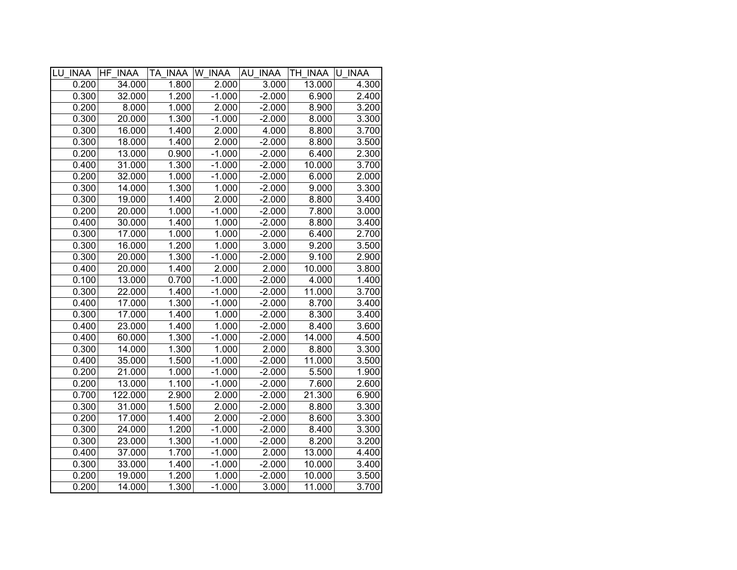| LU_INAA | HF_INAA | TA_INAA | W_INAA | AU_INAA | TH_INAA | U_INAA |
|---|---|---|---|---|---|---|
| 0.200 | 34.000 | 1.800 | 2.000 | 3.000 | 13.000 | 4.300 |
| 0.300 | 32.000 | 1.200 | -1.000 | -2.000 | 6.900 | 2.400 |
| 0.200 | 8.000 | 1.000 | 2.000 | -2.000 | 8.900 | 3.200 |
| 0.300 | 20.000 | 1.300 | -1.000 | -2.000 | 8.000 | 3.300 |
| 0.300 | 16.000 | 1.400 | 2.000 | 4.000 | 8.800 | 3.700 |
| 0.300 | 18.000 | 1.400 | 2.000 | -2.000 | 8.800 | 3.500 |
| 0.200 | 13.000 | 0.900 | -1.000 | -2.000 | 6.400 | 2.300 |
| 0.400 | 31.000 | 1.300 | -1.000 | -2.000 | 10.000 | 3.700 |
| 0.200 | 32.000 | 1.000 | -1.000 | -2.000 | 6.000 | 2.000 |
| 0.300 | 14.000 | 1.300 | 1.000 | -2.000 | 9.000 | 3.300 |
| 0.300 | 19.000 | 1.400 | 2.000 | -2.000 | 8.800 | 3.400 |
| 0.200 | 20.000 | 1.000 | -1.000 | -2.000 | 7.800 | 3.000 |
| 0.400 | 30.000 | 1.400 | 1.000 | -2.000 | 8.800 | 3.400 |
| 0.300 | 17.000 | 1.000 | 1.000 | -2.000 | 6.400 | 2.700 |
| 0.300 | 16.000 | 1.200 | 1.000 | 3.000 | 9.200 | 3.500 |
| 0.300 | 20.000 | 1.300 | -1.000 | -2.000 | 9.100 | 2.900 |
| 0.400 | 20.000 | 1.400 | 2.000 | 2.000 | 10.000 | 3.800 |
| 0.100 | 13.000 | 0.700 | -1.000 | -2.000 | 4.000 | 1.400 |
| 0.300 | 22.000 | 1.400 | -1.000 | -2.000 | 11.000 | 3.700 |
| 0.400 | 17.000 | 1.300 | -1.000 | -2.000 | 8.700 | 3.400 |
| 0.300 | 17.000 | 1.400 | 1.000 | -2.000 | 8.300 | 3.400 |
| 0.400 | 23.000 | 1.400 | 1.000 | -2.000 | 8.400 | 3.600 |
| 0.400 | 60.000 | 1.300 | -1.000 | -2.000 | 14.000 | 4.500 |
| 0.300 | 14.000 | 1.300 | 1.000 | 2.000 | 8.800 | 3.300 |
| 0.400 | 35.000 | 1.500 | -1.000 | -2.000 | 11.000 | 3.500 |
| 0.200 | 21.000 | 1.000 | -1.000 | -2.000 | 5.500 | 1.900 |
| 0.200 | 13.000 | 1.100 | -1.000 | -2.000 | 7.600 | 2.600 |
| 0.700 | 122.000 | 2.900 | 2.000 | -2.000 | 21.300 | 6.900 |
| 0.300 | 31.000 | 1.500 | 2.000 | -2.000 | 8.800 | 3.300 |
| 0.200 | 17.000 | 1.400 | 2.000 | -2.000 | 8.600 | 3.300 |
| 0.300 | 24.000 | 1.200 | -1.000 | -2.000 | 8.400 | 3.300 |
| 0.300 | 23.000 | 1.300 | -1.000 | -2.000 | 8.200 | 3.200 |
| 0.400 | 37.000 | 1.700 | -1.000 | 2.000 | 13.000 | 4.400 |
| 0.300 | 33.000 | 1.400 | -1.000 | -2.000 | 10.000 | 3.400 |
| 0.200 | 19.000 | 1.200 | 1.000 | -2.000 | 10.000 | 3.500 |
| 0.200 | 14.000 | 1.300 | -1.000 | 3.000 | 11.000 | 3.700 |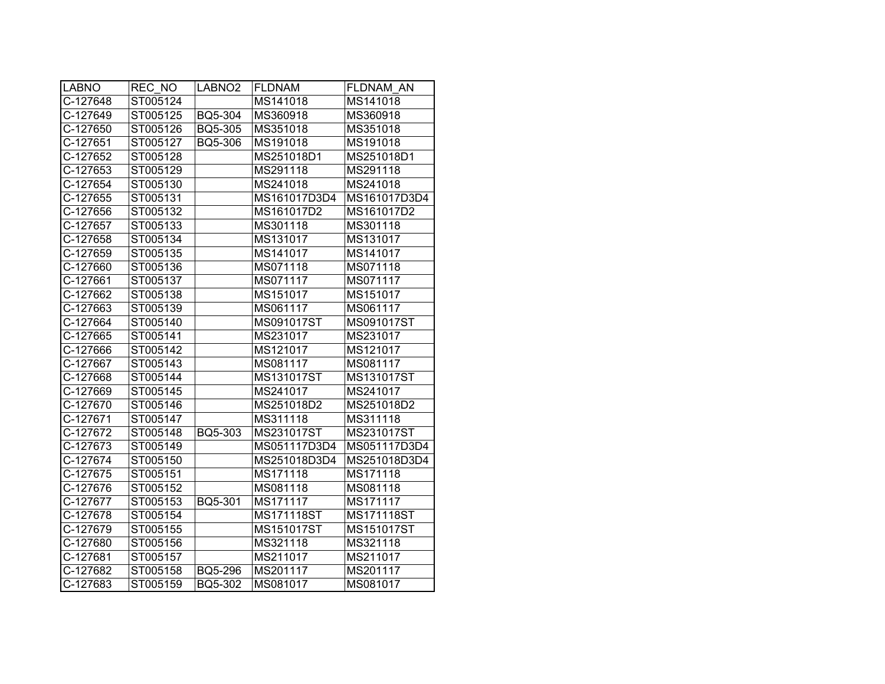| LABNO | REC_NO | LABNO2 | FLDNAM | FLDNAM_AN |
|---|---|---|---|---|
| C-127648 | ST005124 | | MS141018 | MS141018 |
| C-127649 | ST005125 | BQ5-304 | MS360918 | MS360918 |
| C-127650 | ST005126 | BQ5-305 | MS351018 | MS351018 |
| C-127651 | ST005127 | BQ5-306 | MS191018 | MS191018 |
| C-127652 | ST005128 | | MS251018D1 | MS251018D1 |
| C-127653 | ST005129 | | MS291118 | MS291118 |
| C-127654 | ST005130 | | MS241018 | MS241018 |
| C-127655 | ST005131 | | MS161017D3D4 | MS161017D3D4 |
| C-127656 | ST005132 | | MS161017D2 | MS161017D2 |
| C-127657 | ST005133 | | MS301118 | MS301118 |
| C-127658 | ST005134 | | MS131017 | MS131017 |
| C-127659 | ST005135 | | MS141017 | MS141017 |
| C-127660 | ST005136 | | MS071118 | MS071118 |
| C-127661 | ST005137 | | MS071117 | MS071117 |
| C-127662 | ST005138 | | MS151017 | MS151017 |
| C-127663 | ST005139 | | MS061117 | MS061117 |
| C-127664 | ST005140 | | MS091017ST | MS091017ST |
| C-127665 | ST005141 | | MS231017 | MS231017 |
| C-127666 | ST005142 | | MS121017 | MS121017 |
| C-127667 | ST005143 | | MS081117 | MS081117 |
| C-127668 | ST005144 | | MS131017ST | MS131017ST |
| C-127669 | ST005145 | | MS241017 | MS241017 |
| C-127670 | ST005146 | | MS251018D2 | MS251018D2 |
| C-127671 | ST005147 | | MS311118 | MS311118 |
| C-127672 | ST005148 | BQ5-303 | MS231017ST | MS231017ST |
| C-127673 | ST005149 | | MS051117D3D4 | MS051117D3D4 |
| C-127674 | ST005150 | | MS251018D3D4 | MS251018D3D4 |
| C-127675 | ST005151 | | MS171118 | MS171118 |
| C-127676 | ST005152 | | MS081118 | MS081118 |
| C-127677 | ST005153 | BQ5-301 | MS171117 | MS171117 |
| C-127678 | ST005154 | | MS171118ST | MS171118ST |
| C-127679 | ST005155 | | MS151017ST | MS151017ST |
| C-127680 | ST005156 | | MS321118 | MS321118 |
| C-127681 | ST005157 | | MS211017 | MS211017 |
| C-127682 | ST005158 | BQ5-296 | MS201117 | MS201117 |
| C-127683 | ST005159 | BQ5-302 | MS081017 | MS081017 |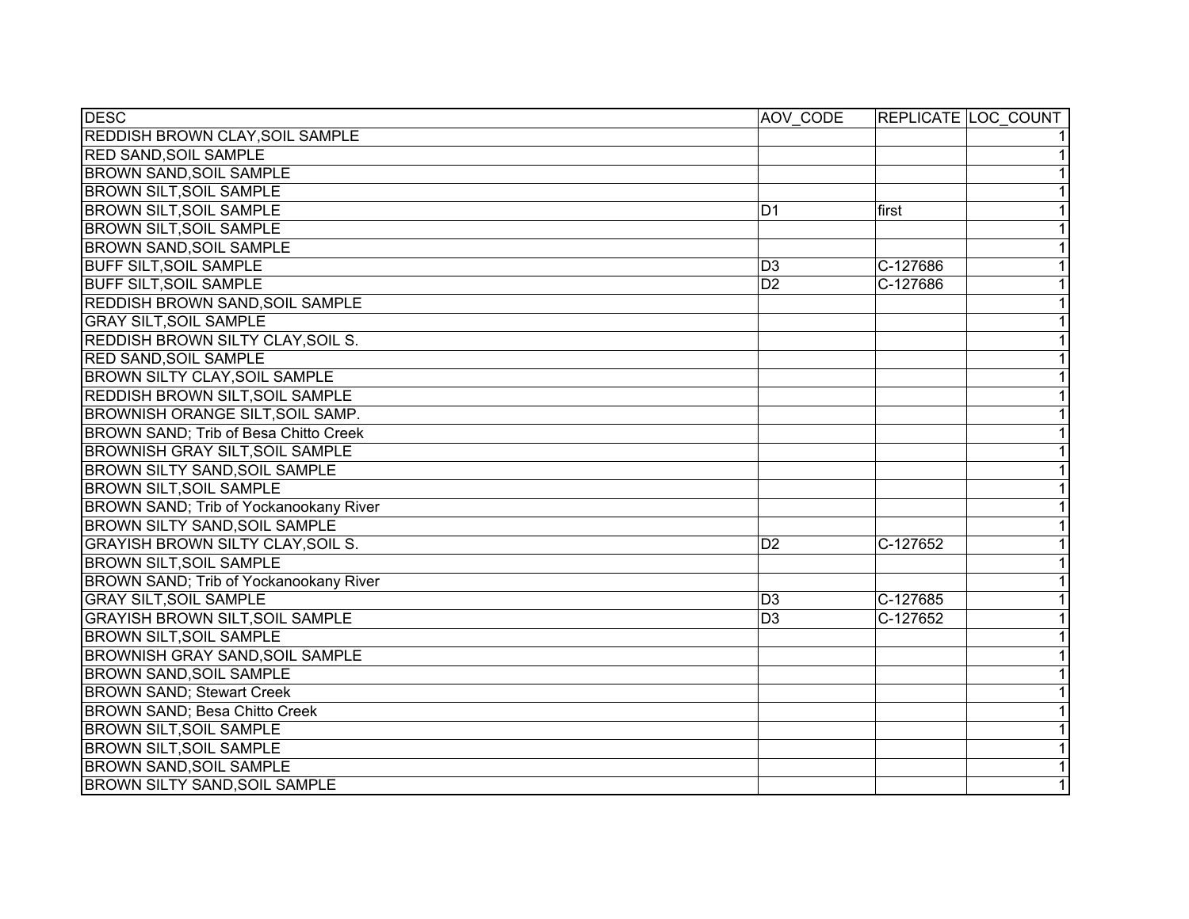| DESC | AOV_CODE | REPLICATE | LOC_COUNT |
|---|---|---|---|
| REDDISH BROWN CLAY,SOIL SAMPLE | | | 1 |
| RED SAND,SOIL SAMPLE | | | 1 |
| BROWN SAND,SOIL SAMPLE | | | 1 |
| BROWN SILT,SOIL SAMPLE | | | 1 |
| BROWN SILT,SOIL SAMPLE | D1 | first | 1 |
| BROWN SILT,SOIL SAMPLE | | | 1 |
| BROWN SAND,SOIL SAMPLE | | | 1 |
| BUFF SILT,SOIL SAMPLE | D3 | C-127686 | 1 |
| BUFF SILT,SOIL SAMPLE | D2 | C-127686 | 1 |
| REDDISH BROWN SAND,SOIL SAMPLE | | | 1 |
| GRAY SILT,SOIL SAMPLE | | | 1 |
| REDDISH BROWN SILTY CLAY,SOIL S. | | | 1 |
| RED SAND,SOIL SAMPLE | | | 1 |
| BROWN SILTY CLAY,SOIL SAMPLE | | | 1 |
| REDDISH BROWN SILT,SOIL SAMPLE | | | 1 |
| BROWNISH ORANGE SILT,SOIL SAMP. | | | 1 |
| BROWN SAND; Trib of Besa Chitto Creek | | | 1 |
| BROWNISH GRAY SILT,SOIL SAMPLE | | | 1 |
| BROWN SILTY SAND,SOIL SAMPLE | | | 1 |
| BROWN SILT,SOIL SAMPLE | | | 1 |
| BROWN SAND; Trib of Yockanookany River | | | 1 |
| BROWN SILTY SAND,SOIL SAMPLE | | | 1 |
| GRAYISH BROWN SILTY CLAY,SOIL S. | D2 | C-127652 | 1 |
| BROWN SILT,SOIL SAMPLE | | | 1 |
| BROWN SAND; Trib of Yockanookany River | | | 1 |
| GRAY SILT,SOIL SAMPLE | D3 | C-127685 | 1 |
| GRAYISH BROWN SILT,SOIL SAMPLE | D3 | C-127652 | 1 |
| BROWN SILT,SOIL SAMPLE | | | 1 |
| BROWNISH GRAY SAND,SOIL SAMPLE | | | 1 |
| BROWN SAND,SOIL SAMPLE | | | 1 |
| BROWN SAND; Stewart Creek | | | 1 |
| BROWN SAND; Besa Chitto Creek | | | 1 |
| BROWN SILT,SOIL SAMPLE | | | 1 |
| BROWN SILT,SOIL SAMPLE | | | 1 |
| BROWN SAND,SOIL SAMPLE | | | 1 |
| BROWN SILTY SAND,SOIL SAMPLE | | | 1 |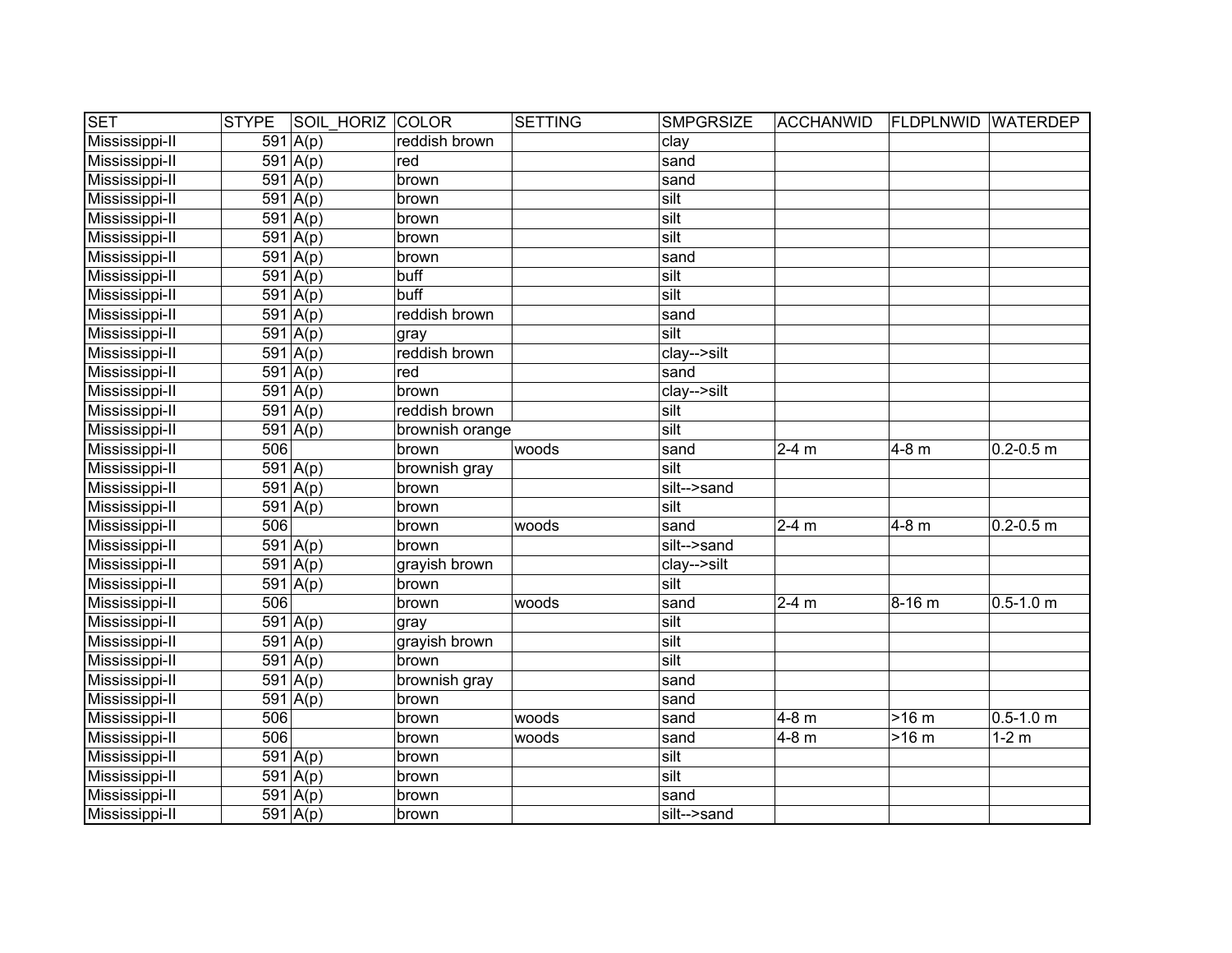| SET | STYPE | SOIL_HORIZ | COLOR | SETTING | SMPGRSIZE | ACCHANWID | FLDPLNWID | WATERDEP |
|---|---|---|---|---|---|---|---|---|
| Mississippi-II | 591 | A(p) | reddish brown | | clay | | | |
| Mississippi-II | 591 | A(p) | red | | sand | | | |
| Mississippi-II | 591 | A(p) | brown | | sand | | | |
| Mississippi-II | 591 | A(p) | brown | | silt | | | |
| Mississippi-II | 591 | A(p) | brown | | silt | | | |
| Mississippi-II | 591 | A(p) | brown | | silt | | | |
| Mississippi-II | 591 | A(p) | brown | | sand | | | |
| Mississippi-II | 591 | A(p) | buff | | silt | | | |
| Mississippi-II | 591 | A(p) | buff | | silt | | | |
| Mississippi-II | 591 | A(p) | reddish brown | | sand | | | |
| Mississippi-II | 591 | A(p) | gray | | silt | | | |
| Mississippi-II | 591 | A(p) | reddish brown | | clay-->silt | | | |
| Mississippi-II | 591 | A(p) | red | | sand | | | |
| Mississippi-II | 591 | A(p) | brown | | clay-->silt | | | |
| Mississippi-II | 591 | A(p) | reddish brown | | silt | | | |
| Mississippi-II | 591 | A(p) | brownish orange | | silt | | | |
| Mississippi-II | 506 | | brown | woods | sand | 2-4 m | 4-8 m | 0.2-0.5 m |
| Mississippi-II | 591 | A(p) | brownish gray | | silt | | | |
| Mississippi-II | 591 | A(p) | brown | | silt-->sand | | | |
| Mississippi-II | 591 | A(p) | brown | | silt | | | |
| Mississippi-II | 506 | | brown | woods | sand | 2-4 m | 4-8 m | 0.2-0.5 m |
| Mississippi-II | 591 | A(p) | brown | | silt-->sand | | | |
| Mississippi-II | 591 | A(p) | grayish brown | | clay-->silt | | | |
| Mississippi-II | 591 | A(p) | brown | | silt | | | |
| Mississippi-II | 506 | | brown | woods | sand | 2-4 m | 8-16 m | 0.5-1.0 m |
| Mississippi-II | 591 | A(p) | gray | | silt | | | |
| Mississippi-II | 591 | A(p) | grayish brown | | silt | | | |
| Mississippi-II | 591 | A(p) | brown | | silt | | | |
| Mississippi-II | 591 | A(p) | brownish gray | | sand | | | |
| Mississippi-II | 591 | A(p) | brown | | sand | | | |
| Mississippi-II | 506 | | brown | woods | sand | 4-8 m | >16 m | 0.5-1.0 m |
| Mississippi-II | 506 | | brown | woods | sand | 4-8 m | >16 m | 1-2 m |
| Mississippi-II | 591 | A(p) | brown | | silt | | | |
| Mississippi-II | 591 | A(p) | brown | | silt | | | |
| Mississippi-II | 591 | A(p) | brown | | sand | | | |
| Mississippi-II | 591 | A(p) | brown | | silt-->sand | | | |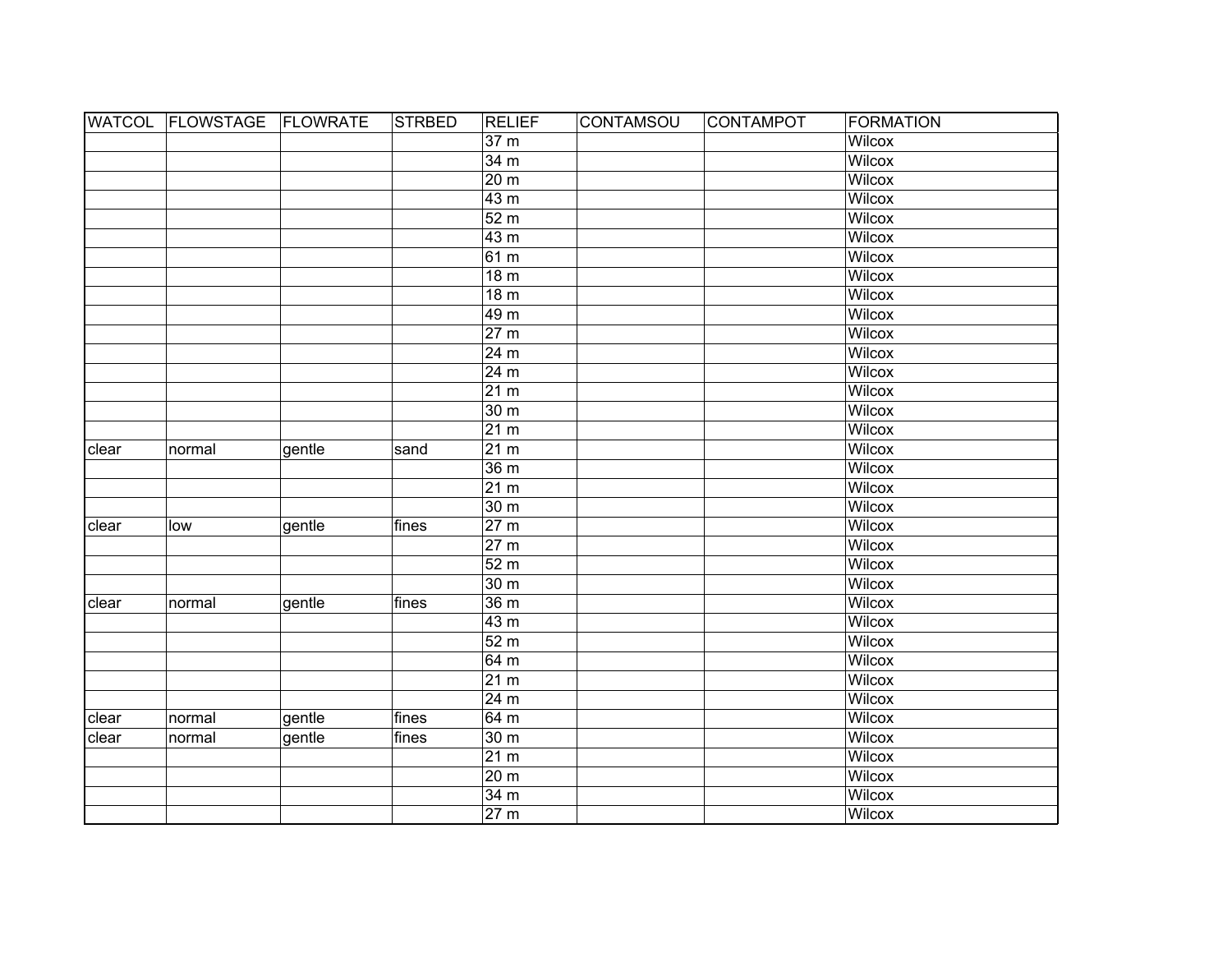| WATCOL | FLOWSTAGE | FLOWRATE | STRBED | RELIEF | CONTAMSOU | CONTAMPOT | FORMATION |
|---|---|---|---|---|---|---|---|
| | | | | 37 m | | | Wilcox |
| | | | | 34 m | | | Wilcox |
| | | | | 20 m | | | Wilcox |
| | | | | 43 m | | | Wilcox |
| | | | | 52 m | | | Wilcox |
| | | | | 43 m | | | Wilcox |
| | | | | 61 m | | | Wilcox |
| | | | | 18 m | | | Wilcox |
| | | | | 18 m | | | Wilcox |
| | | | | 49 m | | | Wilcox |
| | | | | 27 m | | | Wilcox |
| | | | | 24 m | | | Wilcox |
| | | | | 24 m | | | Wilcox |
| | | | | 21 m | | | Wilcox |
| | | | | 30 m | | | Wilcox |
| | | | | 21 m | | | Wilcox |
| clear | normal | gentle | sand | 21 m | | | Wilcox |
| | | | | 36 m | | | Wilcox |
| | | | | 21 m | | | Wilcox |
| | | | | 30 m | | | Wilcox |
| clear | low | gentle | fines | 27 m | | | Wilcox |
| | | | | 27 m | | | Wilcox |
| | | | | 52 m | | | Wilcox |
| | | | | 30 m | | | Wilcox |
| clear | normal | gentle | fines | 36 m | | | Wilcox |
| | | | | 43 m | | | Wilcox |
| | | | | 52 m | | | Wilcox |
| | | | | 64 m | | | Wilcox |
| | | | | 21 m | | | Wilcox |
| | | | | 24 m | | | Wilcox |
| clear | normal | gentle | fines | 64 m | | | Wilcox |
| clear | normal | gentle | fines | 30 m | | | Wilcox |
| | | | | 21 m | | | Wilcox |
| | | | | 20 m | | | Wilcox |
| | | | | 34 m | | | Wilcox |
| | | | | 27 m | | | Wilcox |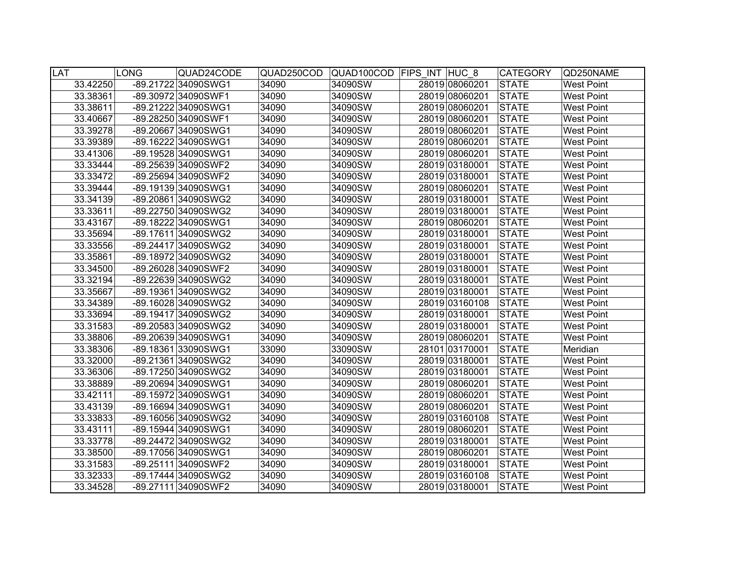| LAT | LONG | QUAD24CODE | QUAD250COD | QUAD100COD | FIPS_INT | HUC_8 | CATEGORY | QD250NAME |
|---|---|---|---|---|---|---|---|---|
| 33.42250 | -89.21722 | 34090SWG1 | 34090 | 34090SW | 28019 | 08060201 | STATE | West Point |
| 33.38361 | -89.30972 | 34090SWF1 | 34090 | 34090SW | 28019 | 08060201 | STATE | West Point |
| 33.38611 | -89.21222 | 34090SWG1 | 34090 | 34090SW | 28019 | 08060201 | STATE | West Point |
| 33.40667 | -89.28250 | 34090SWF1 | 34090 | 34090SW | 28019 | 08060201 | STATE | West Point |
| 33.39278 | -89.20667 | 34090SWG1 | 34090 | 34090SW | 28019 | 08060201 | STATE | West Point |
| 33.39389 | -89.16222 | 34090SWG1 | 34090 | 34090SW | 28019 | 08060201 | STATE | West Point |
| 33.41306 | -89.19528 | 34090SWG1 | 34090 | 34090SW | 28019 | 08060201 | STATE | West Point |
| 33.33444 | -89.25639 | 34090SWF2 | 34090 | 34090SW | 28019 | 03180001 | STATE | West Point |
| 33.33472 | -89.25694 | 34090SWF2 | 34090 | 34090SW | 28019 | 03180001 | STATE | West Point |
| 33.39444 | -89.19139 | 34090SWG1 | 34090 | 34090SW | 28019 | 08060201 | STATE | West Point |
| 33.34139 | -89.20861 | 34090SWG2 | 34090 | 34090SW | 28019 | 03180001 | STATE | West Point |
| 33.33611 | -89.22750 | 34090SWG2 | 34090 | 34090SW | 28019 | 03180001 | STATE | West Point |
| 33.43167 | -89.18222 | 34090SWG1 | 34090 | 34090SW | 28019 | 08060201 | STATE | West Point |
| 33.35694 | -89.17611 | 34090SWG2 | 34090 | 34090SW | 28019 | 03180001 | STATE | West Point |
| 33.33556 | -89.24417 | 34090SWG2 | 34090 | 34090SW | 28019 | 03180001 | STATE | West Point |
| 33.35861 | -89.18972 | 34090SWG2 | 34090 | 34090SW | 28019 | 03180001 | STATE | West Point |
| 33.34500 | -89.26028 | 34090SWF2 | 34090 | 34090SW | 28019 | 03180001 | STATE | West Point |
| 33.32194 | -89.22639 | 34090SWG2 | 34090 | 34090SW | 28019 | 03180001 | STATE | West Point |
| 33.35667 | -89.19361 | 34090SWG2 | 34090 | 34090SW | 28019 | 03180001 | STATE | West Point |
| 33.34389 | -89.16028 | 34090SWG2 | 34090 | 34090SW | 28019 | 03160108 | STATE | West Point |
| 33.33694 | -89.19417 | 34090SWG2 | 34090 | 34090SW | 28019 | 03180001 | STATE | West Point |
| 33.31583 | -89.20583 | 34090SWG2 | 34090 | 34090SW | 28019 | 03180001 | STATE | West Point |
| 33.38806 | -89.20639 | 34090SWG1 | 34090 | 34090SW | 28019 | 08060201 | STATE | West Point |
| 33.38306 | -89.18361 | 33090SWG1 | 33090 | 33090SW | 28101 | 03170001 | STATE | Meridian |
| 33.32000 | -89.21361 | 34090SWG2 | 34090 | 34090SW | 28019 | 03180001 | STATE | West Point |
| 33.36306 | -89.17250 | 34090SWG2 | 34090 | 34090SW | 28019 | 03180001 | STATE | West Point |
| 33.38889 | -89.20694 | 34090SWG1 | 34090 | 34090SW | 28019 | 08060201 | STATE | West Point |
| 33.42111 | -89.15972 | 34090SWG1 | 34090 | 34090SW | 28019 | 08060201 | STATE | West Point |
| 33.43139 | -89.16694 | 34090SWG1 | 34090 | 34090SW | 28019 | 08060201 | STATE | West Point |
| 33.33833 | -89.16056 | 34090SWG2 | 34090 | 34090SW | 28019 | 03160108 | STATE | West Point |
| 33.43111 | -89.15944 | 34090SWG1 | 34090 | 34090SW | 28019 | 08060201 | STATE | West Point |
| 33.33778 | -89.24472 | 34090SWG2 | 34090 | 34090SW | 28019 | 03180001 | STATE | West Point |
| 33.38500 | -89.17056 | 34090SWG1 | 34090 | 34090SW | 28019 | 08060201 | STATE | West Point |
| 33.31583 | -89.25111 | 34090SWF2 | 34090 | 34090SW | 28019 | 03180001 | STATE | West Point |
| 33.32333 | -89.17444 | 34090SWG2 | 34090 | 34090SW | 28019 | 03160108 | STATE | West Point |
| 33.34528 | -89.27111 | 34090SWF2 | 34090 | 34090SW | 28019 | 03180001 | STATE | West Point |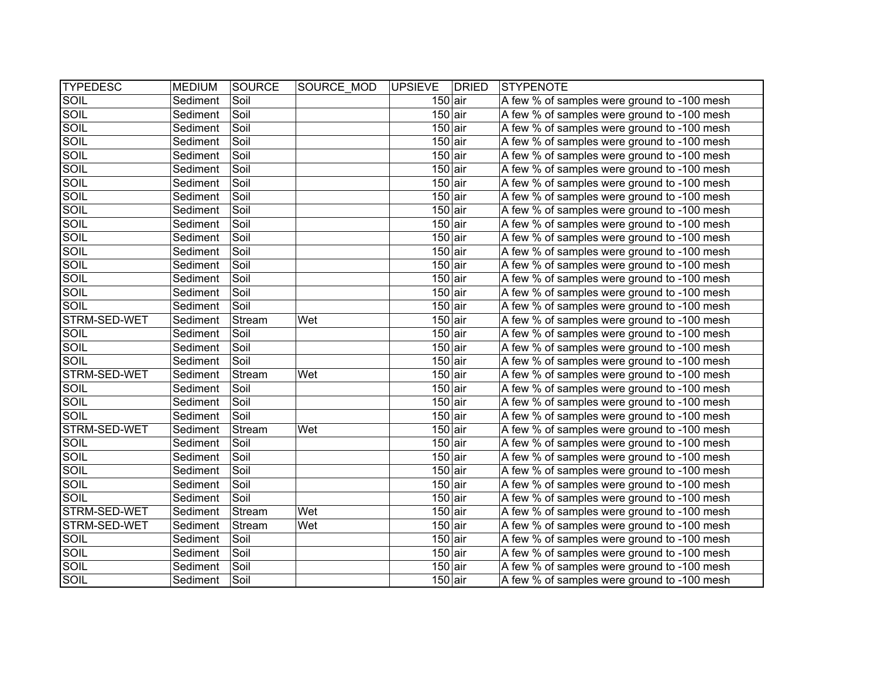| TYPEDESC | MEDIUM | SOURCE | SOURCE_MOD | UPSIEVE | DRIED | STYPENOTE |
|---|---|---|---|---|---|---|
| SOIL | Sediment | Soil | | 150 | air | A few % of samples were ground to -100 mesh |
| SOIL | Sediment | Soil | | 150 | air | A few % of samples were ground to -100 mesh |
| SOIL | Sediment | Soil | | 150 | air | A few % of samples were ground to -100 mesh |
| SOIL | Sediment | Soil | | 150 | air | A few % of samples were ground to -100 mesh |
| SOIL | Sediment | Soil | | 150 | air | A few % of samples were ground to -100 mesh |
| SOIL | Sediment | Soil | | 150 | air | A few % of samples were ground to -100 mesh |
| SOIL | Sediment | Soil | | 150 | air | A few % of samples were ground to -100 mesh |
| SOIL | Sediment | Soil | | 150 | air | A few % of samples were ground to -100 mesh |
| SOIL | Sediment | Soil | | 150 | air | A few % of samples were ground to -100 mesh |
| SOIL | Sediment | Soil | | 150 | air | A few % of samples were ground to -100 mesh |
| SOIL | Sediment | Soil | | 150 | air | A few % of samples were ground to -100 mesh |
| SOIL | Sediment | Soil | | 150 | air | A few % of samples were ground to -100 mesh |
| SOIL | Sediment | Soil | | 150 | air | A few % of samples were ground to -100 mesh |
| SOIL | Sediment | Soil | | 150 | air | A few % of samples were ground to -100 mesh |
| SOIL | Sediment | Soil | | 150 | air | A few % of samples were ground to -100 mesh |
| SOIL | Sediment | Soil | | 150 | air | A few % of samples were ground to -100 mesh |
| STRM-SED-WET | Sediment | Stream | Wet | 150 | air | A few % of samples were ground to -100 mesh |
| SOIL | Sediment | Soil | | 150 | air | A few % of samples were ground to -100 mesh |
| SOIL | Sediment | Soil | | 150 | air | A few % of samples were ground to -100 mesh |
| SOIL | Sediment | Soil | | 150 | air | A few % of samples were ground to -100 mesh |
| STRM-SED-WET | Sediment | Stream | Wet | 150 | air | A few % of samples were ground to -100 mesh |
| SOIL | Sediment | Soil | | 150 | air | A few % of samples were ground to -100 mesh |
| SOIL | Sediment | Soil | | 150 | air | A few % of samples were ground to -100 mesh |
| SOIL | Sediment | Soil | | 150 | air | A few % of samples were ground to -100 mesh |
| STRM-SED-WET | Sediment | Stream | Wet | 150 | air | A few % of samples were ground to -100 mesh |
| SOIL | Sediment | Soil | | 150 | air | A few % of samples were ground to -100 mesh |
| SOIL | Sediment | Soil | | 150 | air | A few % of samples were ground to -100 mesh |
| SOIL | Sediment | Soil | | 150 | air | A few % of samples were ground to -100 mesh |
| SOIL | Sediment | Soil | | 150 | air | A few % of samples were ground to -100 mesh |
| SOIL | Sediment | Soil | | 150 | air | A few % of samples were ground to -100 mesh |
| STRM-SED-WET | Sediment | Stream | Wet | 150 | air | A few % of samples were ground to -100 mesh |
| STRM-SED-WET | Sediment | Stream | Wet | 150 | air | A few % of samples were ground to -100 mesh |
| SOIL | Sediment | Soil | | 150 | air | A few % of samples were ground to -100 mesh |
| SOIL | Sediment | Soil | | 150 | air | A few % of samples were ground to -100 mesh |
| SOIL | Sediment | Soil | | 150 | air | A few % of samples were ground to -100 mesh |
| SOIL | Sediment | Soil | | 150 | air | A few % of samples were ground to -100 mesh |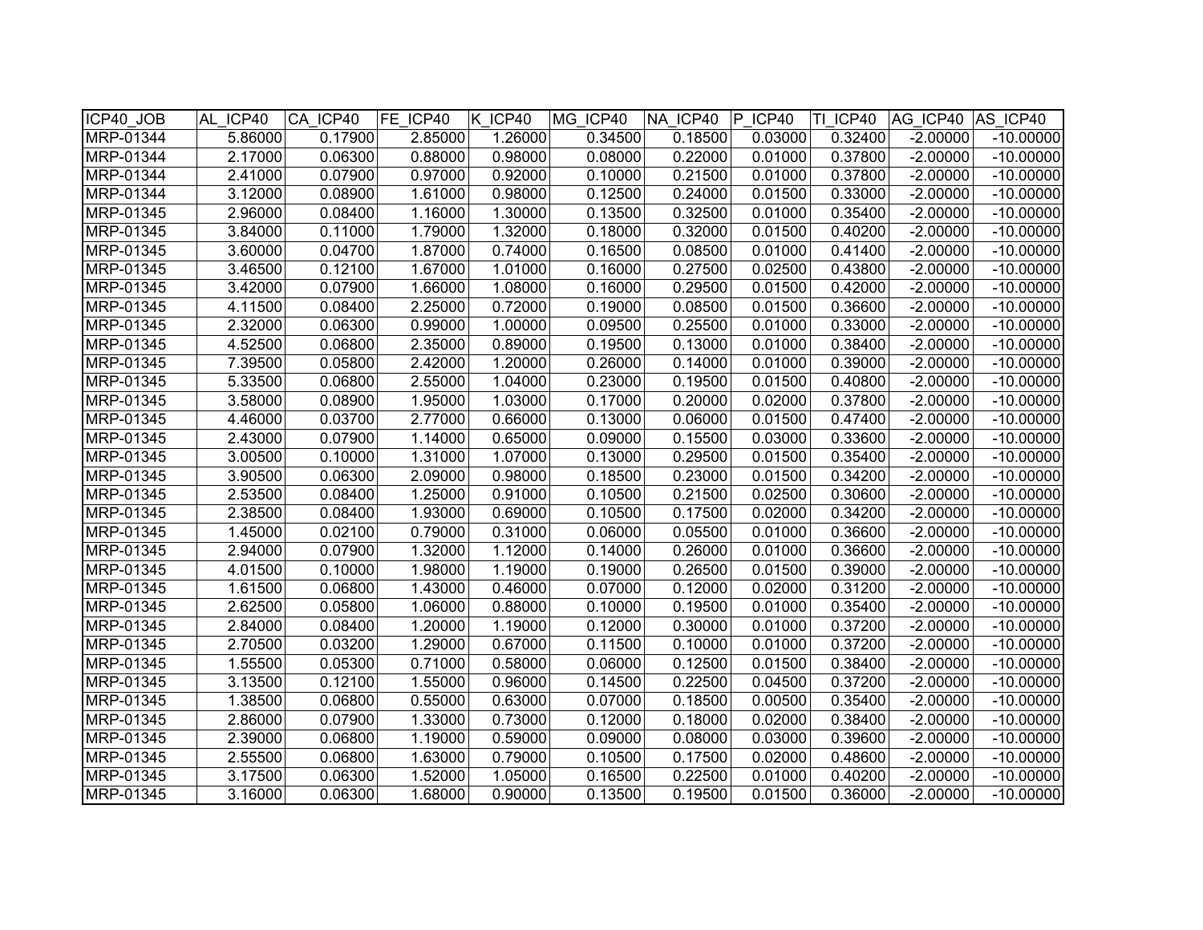| ICP40_JOB | AL_ICP40 | CA_ICP40 | FE_ICP40 | K_ICP40 | MG_ICP40 | NA_ICP40 | P_ICP40 | TI_ICP40 | AG_ICP40 | AS_ICP40 |
|---|---|---|---|---|---|---|---|---|---|---|
| MRP-01344 | 5.86000 | 0.17900 | 2.85000 | 1.26000 | 0.34500 | 0.18500 | 0.03000 | 0.32400 | -2.00000 | -10.00000 |
| MRP-01344 | 2.17000 | 0.06300 | 0.88000 | 0.98000 | 0.08000 | 0.22000 | 0.01000 | 0.37800 | -2.00000 | -10.00000 |
| MRP-01344 | 2.41000 | 0.07900 | 0.97000 | 0.92000 | 0.10000 | 0.21500 | 0.01000 | 0.37800 | -2.00000 | -10.00000 |
| MRP-01344 | 3.12000 | 0.08900 | 1.61000 | 0.98000 | 0.12500 | 0.24000 | 0.01500 | 0.33000 | -2.00000 | -10.00000 |
| MRP-01345 | 2.96000 | 0.08400 | 1.16000 | 1.30000 | 0.13500 | 0.32500 | 0.01000 | 0.35400 | -2.00000 | -10.00000 |
| MRP-01345 | 3.84000 | 0.11000 | 1.79000 | 1.32000 | 0.18000 | 0.32000 | 0.01500 | 0.40200 | -2.00000 | -10.00000 |
| MRP-01345 | 3.60000 | 0.04700 | 1.87000 | 0.74000 | 0.16500 | 0.08500 | 0.01000 | 0.41400 | -2.00000 | -10.00000 |
| MRP-01345 | 3.46500 | 0.12100 | 1.67000 | 1.01000 | 0.16000 | 0.27500 | 0.02500 | 0.43800 | -2.00000 | -10.00000 |
| MRP-01345 | 3.42000 | 0.07900 | 1.66000 | 1.08000 | 0.16000 | 0.29500 | 0.01500 | 0.42000 | -2.00000 | -10.00000 |
| MRP-01345 | 4.11500 | 0.08400 | 2.25000 | 0.72000 | 0.19000 | 0.08500 | 0.01500 | 0.36600 | -2.00000 | -10.00000 |
| MRP-01345 | 2.32000 | 0.06300 | 0.99000 | 1.00000 | 0.09500 | 0.25500 | 0.01000 | 0.33000 | -2.00000 | -10.00000 |
| MRP-01345 | 4.52500 | 0.06800 | 2.35000 | 0.89000 | 0.19500 | 0.13000 | 0.01000 | 0.38400 | -2.00000 | -10.00000 |
| MRP-01345 | 7.39500 | 0.05800 | 2.42000 | 1.20000 | 0.26000 | 0.14000 | 0.01000 | 0.39000 | -2.00000 | -10.00000 |
| MRP-01345 | 5.33500 | 0.06800 | 2.55000 | 1.04000 | 0.23000 | 0.19500 | 0.01500 | 0.40800 | -2.00000 | -10.00000 |
| MRP-01345 | 3.58000 | 0.08900 | 1.95000 | 1.03000 | 0.17000 | 0.20000 | 0.02000 | 0.37800 | -2.00000 | -10.00000 |
| MRP-01345 | 4.46000 | 0.03700 | 2.77000 | 0.66000 | 0.13000 | 0.06000 | 0.01500 | 0.47400 | -2.00000 | -10.00000 |
| MRP-01345 | 2.43000 | 0.07900 | 1.14000 | 0.65000 | 0.09000 | 0.15500 | 0.03000 | 0.33600 | -2.00000 | -10.00000 |
| MRP-01345 | 3.00500 | 0.10000 | 1.31000 | 1.07000 | 0.13000 | 0.29500 | 0.01500 | 0.35400 | -2.00000 | -10.00000 |
| MRP-01345 | 3.90500 | 0.06300 | 2.09000 | 0.98000 | 0.18500 | 0.23000 | 0.01500 | 0.34200 | -2.00000 | -10.00000 |
| MRP-01345 | 2.53500 | 0.08400 | 1.25000 | 0.91000 | 0.10500 | 0.21500 | 0.02500 | 0.30600 | -2.00000 | -10.00000 |
| MRP-01345 | 2.38500 | 0.08400 | 1.93000 | 0.69000 | 0.10500 | 0.17500 | 0.02000 | 0.34200 | -2.00000 | -10.00000 |
| MRP-01345 | 1.45000 | 0.02100 | 0.79000 | 0.31000 | 0.06000 | 0.05500 | 0.01000 | 0.36600 | -2.00000 | -10.00000 |
| MRP-01345 | 2.94000 | 0.07900 | 1.32000 | 1.12000 | 0.14000 | 0.26000 | 0.01000 | 0.36600 | -2.00000 | -10.00000 |
| MRP-01345 | 4.01500 | 0.10000 | 1.98000 | 1.19000 | 0.19000 | 0.26500 | 0.01500 | 0.39000 | -2.00000 | -10.00000 |
| MRP-01345 | 1.61500 | 0.06800 | 1.43000 | 0.46000 | 0.07000 | 0.12000 | 0.02000 | 0.31200 | -2.00000 | -10.00000 |
| MRP-01345 | 2.62500 | 0.05800 | 1.06000 | 0.88000 | 0.10000 | 0.19500 | 0.01000 | 0.35400 | -2.00000 | -10.00000 |
| MRP-01345 | 2.84000 | 0.08400 | 1.20000 | 1.19000 | 0.12000 | 0.30000 | 0.01000 | 0.37200 | -2.00000 | -10.00000 |
| MRP-01345 | 2.70500 | 0.03200 | 1.29000 | 0.67000 | 0.11500 | 0.10000 | 0.01000 | 0.37200 | -2.00000 | -10.00000 |
| MRP-01345 | 1.55500 | 0.05300 | 0.71000 | 0.58000 | 0.06000 | 0.12500 | 0.01500 | 0.38400 | -2.00000 | -10.00000 |
| MRP-01345 | 3.13500 | 0.12100 | 1.55000 | 0.96000 | 0.14500 | 0.22500 | 0.04500 | 0.37200 | -2.00000 | -10.00000 |
| MRP-01345 | 1.38500 | 0.06800 | 0.55000 | 0.63000 | 0.07000 | 0.18500 | 0.00500 | 0.35400 | -2.00000 | -10.00000 |
| MRP-01345 | 2.86000 | 0.07900 | 1.33000 | 0.73000 | 0.12000 | 0.18000 | 0.02000 | 0.38400 | -2.00000 | -10.00000 |
| MRP-01345 | 2.39000 | 0.06800 | 1.19000 | 0.59000 | 0.09000 | 0.08000 | 0.03000 | 0.39600 | -2.00000 | -10.00000 |
| MRP-01345 | 2.55500 | 0.06800 | 1.63000 | 0.79000 | 0.10500 | 0.17500 | 0.02000 | 0.48600 | -2.00000 | -10.00000 |
| MRP-01345 | 3.17500 | 0.06300 | 1.52000 | 1.05000 | 0.16500 | 0.22500 | 0.01000 | 0.40200 | -2.00000 | -10.00000 |
| MRP-01345 | 3.16000 | 0.06300 | 1.68000 | 0.90000 | 0.13500 | 0.19500 | 0.01500 | 0.36000 | -2.00000 | -10.00000 |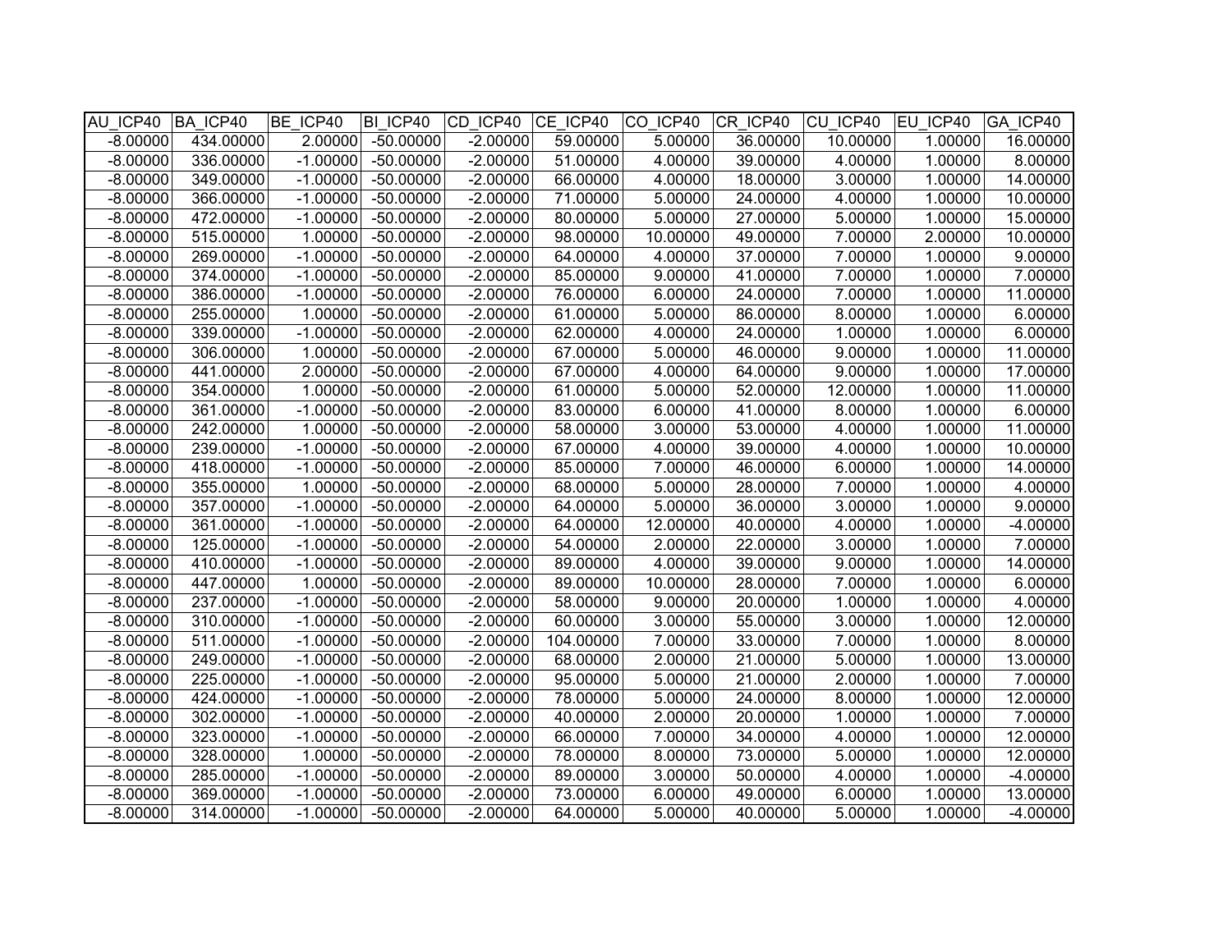| AU_ICP40 | BA_ICP40 | BE_ICP40 | BI_ICP40 | CD_ICP40 | CE_ICP40 | CO_ICP40 | CR_ICP40 | CU_ICP40 | EU_ICP40 | GA_ICP40 |
|---|---|---|---|---|---|---|---|---|---|---|
| -8.00000 | 434.00000 | 2.00000 | -50.00000 | -2.00000 | 59.00000 | 5.00000 | 36.00000 | 10.00000 | 1.00000 | 16.00000 |
| -8.00000 | 336.00000 | -1.00000 | -50.00000 | -2.00000 | 51.00000 | 4.00000 | 39.00000 | 4.00000 | 1.00000 | 8.00000 |
| -8.00000 | 349.00000 | -1.00000 | -50.00000 | -2.00000 | 66.00000 | 4.00000 | 18.00000 | 3.00000 | 1.00000 | 14.00000 |
| -8.00000 | 366.00000 | -1.00000 | -50.00000 | -2.00000 | 71.00000 | 5.00000 | 24.00000 | 4.00000 | 1.00000 | 10.00000 |
| -8.00000 | 472.00000 | -1.00000 | -50.00000 | -2.00000 | 80.00000 | 5.00000 | 27.00000 | 5.00000 | 1.00000 | 15.00000 |
| -8.00000 | 515.00000 | 1.00000 | -50.00000 | -2.00000 | 98.00000 | 10.00000 | 49.00000 | 7.00000 | 2.00000 | 10.00000 |
| -8.00000 | 269.00000 | -1.00000 | -50.00000 | -2.00000 | 64.00000 | 4.00000 | 37.00000 | 7.00000 | 1.00000 | 9.00000 |
| -8.00000 | 374.00000 | -1.00000 | -50.00000 | -2.00000 | 85.00000 | 9.00000 | 41.00000 | 7.00000 | 1.00000 | 7.00000 |
| -8.00000 | 386.00000 | -1.00000 | -50.00000 | -2.00000 | 76.00000 | 6.00000 | 24.00000 | 7.00000 | 1.00000 | 11.00000 |
| -8.00000 | 255.00000 | 1.00000 | -50.00000 | -2.00000 | 61.00000 | 5.00000 | 86.00000 | 8.00000 | 1.00000 | 6.00000 |
| -8.00000 | 339.00000 | -1.00000 | -50.00000 | -2.00000 | 62.00000 | 4.00000 | 24.00000 | 1.00000 | 1.00000 | 6.00000 |
| -8.00000 | 306.00000 | 1.00000 | -50.00000 | -2.00000 | 67.00000 | 5.00000 | 46.00000 | 9.00000 | 1.00000 | 11.00000 |
| -8.00000 | 441.00000 | 2.00000 | -50.00000 | -2.00000 | 67.00000 | 4.00000 | 64.00000 | 9.00000 | 1.00000 | 17.00000 |
| -8.00000 | 354.00000 | 1.00000 | -50.00000 | -2.00000 | 61.00000 | 5.00000 | 52.00000 | 12.00000 | 1.00000 | 11.00000 |
| -8.00000 | 361.00000 | -1.00000 | -50.00000 | -2.00000 | 83.00000 | 6.00000 | 41.00000 | 8.00000 | 1.00000 | 6.00000 |
| -8.00000 | 242.00000 | 1.00000 | -50.00000 | -2.00000 | 58.00000 | 3.00000 | 53.00000 | 4.00000 | 1.00000 | 11.00000 |
| -8.00000 | 239.00000 | -1.00000 | -50.00000 | -2.00000 | 67.00000 | 4.00000 | 39.00000 | 4.00000 | 1.00000 | 10.00000 |
| -8.00000 | 418.00000 | -1.00000 | -50.00000 | -2.00000 | 85.00000 | 7.00000 | 46.00000 | 6.00000 | 1.00000 | 14.00000 |
| -8.00000 | 355.00000 | 1.00000 | -50.00000 | -2.00000 | 68.00000 | 5.00000 | 28.00000 | 7.00000 | 1.00000 | 4.00000 |
| -8.00000 | 357.00000 | -1.00000 | -50.00000 | -2.00000 | 64.00000 | 5.00000 | 36.00000 | 3.00000 | 1.00000 | 9.00000 |
| -8.00000 | 361.00000 | -1.00000 | -50.00000 | -2.00000 | 64.00000 | 12.00000 | 40.00000 | 4.00000 | 1.00000 | -4.00000 |
| -8.00000 | 125.00000 | -1.00000 | -50.00000 | -2.00000 | 54.00000 | 2.00000 | 22.00000 | 3.00000 | 1.00000 | 7.00000 |
| -8.00000 | 410.00000 | -1.00000 | -50.00000 | -2.00000 | 89.00000 | 4.00000 | 39.00000 | 9.00000 | 1.00000 | 14.00000 |
| -8.00000 | 447.00000 | 1.00000 | -50.00000 | -2.00000 | 89.00000 | 10.00000 | 28.00000 | 7.00000 | 1.00000 | 6.00000 |
| -8.00000 | 237.00000 | -1.00000 | -50.00000 | -2.00000 | 58.00000 | 9.00000 | 20.00000 | 1.00000 | 1.00000 | 4.00000 |
| -8.00000 | 310.00000 | -1.00000 | -50.00000 | -2.00000 | 60.00000 | 3.00000 | 55.00000 | 3.00000 | 1.00000 | 12.00000 |
| -8.00000 | 511.00000 | -1.00000 | -50.00000 | -2.00000 | 104.00000 | 7.00000 | 33.00000 | 7.00000 | 1.00000 | 8.00000 |
| -8.00000 | 249.00000 | -1.00000 | -50.00000 | -2.00000 | 68.00000 | 2.00000 | 21.00000 | 5.00000 | 1.00000 | 13.00000 |
| -8.00000 | 225.00000 | -1.00000 | -50.00000 | -2.00000 | 95.00000 | 5.00000 | 21.00000 | 2.00000 | 1.00000 | 7.00000 |
| -8.00000 | 424.00000 | -1.00000 | -50.00000 | -2.00000 | 78.00000 | 5.00000 | 24.00000 | 8.00000 | 1.00000 | 12.00000 |
| -8.00000 | 302.00000 | -1.00000 | -50.00000 | -2.00000 | 40.00000 | 2.00000 | 20.00000 | 1.00000 | 1.00000 | 7.00000 |
| -8.00000 | 323.00000 | -1.00000 | -50.00000 | -2.00000 | 66.00000 | 7.00000 | 34.00000 | 4.00000 | 1.00000 | 12.00000 |
| -8.00000 | 328.00000 | 1.00000 | -50.00000 | -2.00000 | 78.00000 | 8.00000 | 73.00000 | 5.00000 | 1.00000 | 12.00000 |
| -8.00000 | 285.00000 | -1.00000 | -50.00000 | -2.00000 | 89.00000 | 3.00000 | 50.00000 | 4.00000 | 1.00000 | -4.00000 |
| -8.00000 | 369.00000 | -1.00000 | -50.00000 | -2.00000 | 73.00000 | 6.00000 | 49.00000 | 6.00000 | 1.00000 | 13.00000 |
| -8.00000 | 314.00000 | -1.00000 | -50.00000 | -2.00000 | 64.00000 | 5.00000 | 40.00000 | 5.00000 | 1.00000 | -4.00000 |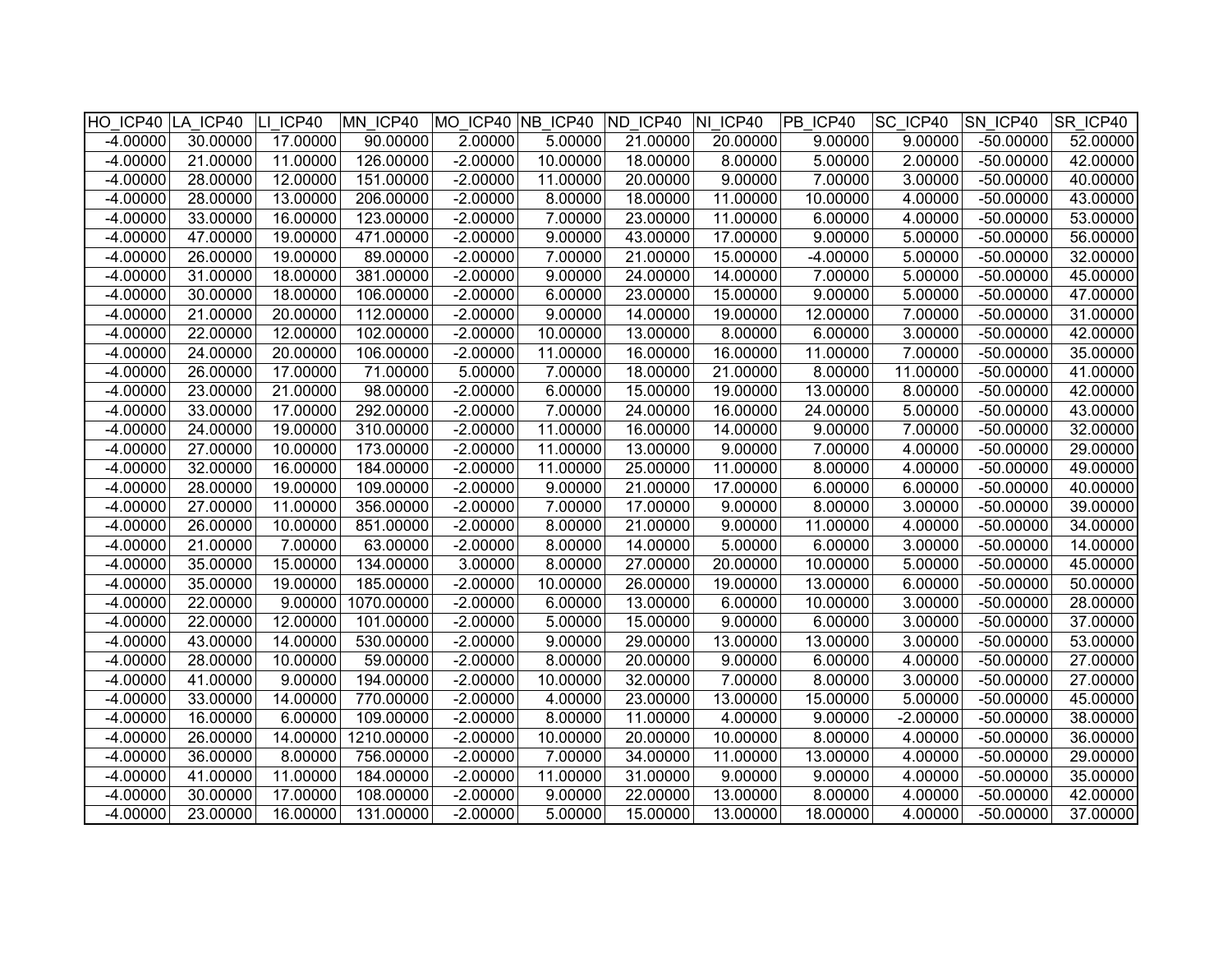| HO_ICP40 | LA_ICP40 | LI_ICP40 | MN_ICP40 | MO_ICP40 | NB_ICP40 | ND_ICP40 | NI_ICP40 | PB_ICP40 | SC_ICP40 | SN_ICP40 | SR_ICP40 |
|---|---|---|---|---|---|---|---|---|---|---|---|
| -4.00000 | 30.00000 | 17.00000 | 90.00000 | 2.00000 | 5.00000 | 21.00000 | 20.00000 | 9.00000 | 9.00000 | -50.00000 | 52.00000 |
| -4.00000 | 21.00000 | 11.00000 | 126.00000 | -2.00000 | 10.00000 | 18.00000 | 8.00000 | 5.00000 | 2.00000 | -50.00000 | 42.00000 |
| -4.00000 | 28.00000 | 12.00000 | 151.00000 | -2.00000 | 11.00000 | 20.00000 | 9.00000 | 7.00000 | 3.00000 | -50.00000 | 40.00000 |
| -4.00000 | 28.00000 | 13.00000 | 206.00000 | -2.00000 | 8.00000 | 18.00000 | 11.00000 | 10.00000 | 4.00000 | -50.00000 | 43.00000 |
| -4.00000 | 33.00000 | 16.00000 | 123.00000 | -2.00000 | 7.00000 | 23.00000 | 11.00000 | 6.00000 | 4.00000 | -50.00000 | 53.00000 |
| -4.00000 | 47.00000 | 19.00000 | 471.00000 | -2.00000 | 9.00000 | 43.00000 | 17.00000 | 9.00000 | 5.00000 | -50.00000 | 56.00000 |
| -4.00000 | 26.00000 | 19.00000 | 89.00000 | -2.00000 | 7.00000 | 21.00000 | 15.00000 | -4.00000 | 5.00000 | -50.00000 | 32.00000 |
| -4.00000 | 31.00000 | 18.00000 | 381.00000 | -2.00000 | 9.00000 | 24.00000 | 14.00000 | 7.00000 | 5.00000 | -50.00000 | 45.00000 |
| -4.00000 | 30.00000 | 18.00000 | 106.00000 | -2.00000 | 6.00000 | 23.00000 | 15.00000 | 9.00000 | 5.00000 | -50.00000 | 47.00000 |
| -4.00000 | 21.00000 | 20.00000 | 112.00000 | -2.00000 | 9.00000 | 14.00000 | 19.00000 | 12.00000 | 7.00000 | -50.00000 | 31.00000 |
| -4.00000 | 22.00000 | 12.00000 | 102.00000 | -2.00000 | 10.00000 | 13.00000 | 8.00000 | 6.00000 | 3.00000 | -50.00000 | 42.00000 |
| -4.00000 | 24.00000 | 20.00000 | 106.00000 | -2.00000 | 11.00000 | 16.00000 | 16.00000 | 11.00000 | 7.00000 | -50.00000 | 35.00000 |
| -4.00000 | 26.00000 | 17.00000 | 71.00000 | 5.00000 | 7.00000 | 18.00000 | 21.00000 | 8.00000 | 11.00000 | -50.00000 | 41.00000 |
| -4.00000 | 23.00000 | 21.00000 | 98.00000 | -2.00000 | 6.00000 | 15.00000 | 19.00000 | 13.00000 | 8.00000 | -50.00000 | 42.00000 |
| -4.00000 | 33.00000 | 17.00000 | 292.00000 | -2.00000 | 7.00000 | 24.00000 | 16.00000 | 24.00000 | 5.00000 | -50.00000 | 43.00000 |
| -4.00000 | 24.00000 | 19.00000 | 310.00000 | -2.00000 | 11.00000 | 16.00000 | 14.00000 | 9.00000 | 7.00000 | -50.00000 | 32.00000 |
| -4.00000 | 27.00000 | 10.00000 | 173.00000 | -2.00000 | 11.00000 | 13.00000 | 9.00000 | 7.00000 | 4.00000 | -50.00000 | 29.00000 |
| -4.00000 | 32.00000 | 16.00000 | 184.00000 | -2.00000 | 11.00000 | 25.00000 | 11.00000 | 8.00000 | 4.00000 | -50.00000 | 49.00000 |
| -4.00000 | 28.00000 | 19.00000 | 109.00000 | -2.00000 | 9.00000 | 21.00000 | 17.00000 | 6.00000 | 6.00000 | -50.00000 | 40.00000 |
| -4.00000 | 27.00000 | 11.00000 | 356.00000 | -2.00000 | 7.00000 | 17.00000 | 9.00000 | 8.00000 | 3.00000 | -50.00000 | 39.00000 |
| -4.00000 | 26.00000 | 10.00000 | 851.00000 | -2.00000 | 8.00000 | 21.00000 | 9.00000 | 11.00000 | 4.00000 | -50.00000 | 34.00000 |
| -4.00000 | 21.00000 | 7.00000 | 63.00000 | -2.00000 | 8.00000 | 14.00000 | 5.00000 | 6.00000 | 3.00000 | -50.00000 | 14.00000 |
| -4.00000 | 35.00000 | 15.00000 | 134.00000 | 3.00000 | 8.00000 | 27.00000 | 20.00000 | 10.00000 | 5.00000 | -50.00000 | 45.00000 |
| -4.00000 | 35.00000 | 19.00000 | 185.00000 | -2.00000 | 10.00000 | 26.00000 | 19.00000 | 13.00000 | 6.00000 | -50.00000 | 50.00000 |
| -4.00000 | 22.00000 | 9.00000 | 1070.00000 | -2.00000 | 6.00000 | 13.00000 | 6.00000 | 10.00000 | 3.00000 | -50.00000 | 28.00000 |
| -4.00000 | 22.00000 | 12.00000 | 101.00000 | -2.00000 | 5.00000 | 15.00000 | 9.00000 | 6.00000 | 3.00000 | -50.00000 | 37.00000 |
| -4.00000 | 43.00000 | 14.00000 | 530.00000 | -2.00000 | 9.00000 | 29.00000 | 13.00000 | 13.00000 | 3.00000 | -50.00000 | 53.00000 |
| -4.00000 | 28.00000 | 10.00000 | 59.00000 | -2.00000 | 8.00000 | 20.00000 | 9.00000 | 6.00000 | 4.00000 | -50.00000 | 27.00000 |
| -4.00000 | 41.00000 | 9.00000 | 194.00000 | -2.00000 | 10.00000 | 32.00000 | 7.00000 | 8.00000 | 3.00000 | -50.00000 | 27.00000 |
| -4.00000 | 33.00000 | 14.00000 | 770.00000 | -2.00000 | 4.00000 | 23.00000 | 13.00000 | 15.00000 | 5.00000 | -50.00000 | 45.00000 |
| -4.00000 | 16.00000 | 6.00000 | 109.00000 | -2.00000 | 8.00000 | 11.00000 | 4.00000 | 9.00000 | -2.00000 | -50.00000 | 38.00000 |
| -4.00000 | 26.00000 | 14.00000 | 1210.00000 | -2.00000 | 10.00000 | 20.00000 | 10.00000 | 8.00000 | 4.00000 | -50.00000 | 36.00000 |
| -4.00000 | 36.00000 | 8.00000 | 756.00000 | -2.00000 | 7.00000 | 34.00000 | 11.00000 | 13.00000 | 4.00000 | -50.00000 | 29.00000 |
| -4.00000 | 41.00000 | 11.00000 | 184.00000 | -2.00000 | 11.00000 | 31.00000 | 9.00000 | 9.00000 | 4.00000 | -50.00000 | 35.00000 |
| -4.00000 | 30.00000 | 17.00000 | 108.00000 | -2.00000 | 9.00000 | 22.00000 | 13.00000 | 8.00000 | 4.00000 | -50.00000 | 42.00000 |
| -4.00000 | 23.00000 | 16.00000 | 131.00000 | -2.00000 | 5.00000 | 15.00000 | 13.00000 | 18.00000 | 4.00000 | -50.00000 | 37.00000 |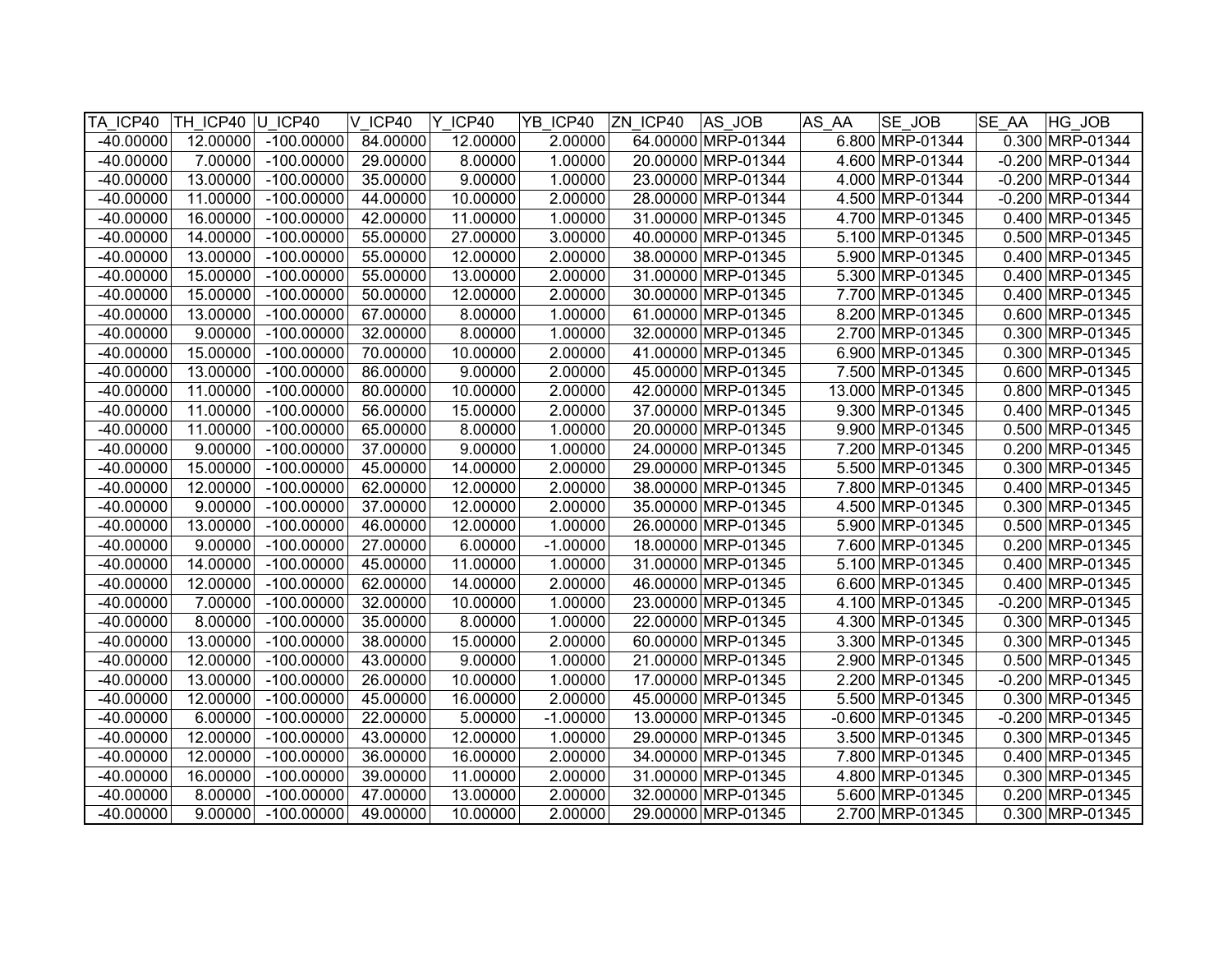| TA_ICP40 | TH_ICP40 | U_ICP40 | V_ICP40 | Y_ICP40 | YB_ICP40 | ZN_ICP40 | AS_JOB | AS_AA | SE_JOB | SE_AA | HG_JOB |
|---|---|---|---|---|---|---|---|---|---|---|---|
| -40.00000 | 12.00000 | -100.00000 | 84.00000 | 12.00000 | 2.00000 | 64.00000 | MRP-01344 | 6.800 | MRP-01344 | 0.300 | MRP-01344 |
| -40.00000 | 7.00000 | -100.00000 | 29.00000 | 8.00000 | 1.00000 | 20.00000 | MRP-01344 | 4.600 | MRP-01344 | -0.200 | MRP-01344 |
| -40.00000 | 13.00000 | -100.00000 | 35.00000 | 9.00000 | 1.00000 | 23.00000 | MRP-01344 | 4.000 | MRP-01344 | -0.200 | MRP-01344 |
| -40.00000 | 11.00000 | -100.00000 | 44.00000 | 10.00000 | 2.00000 | 28.00000 | MRP-01344 | 4.500 | MRP-01344 | -0.200 | MRP-01344 |
| -40.00000 | 16.00000 | -100.00000 | 42.00000 | 11.00000 | 1.00000 | 31.00000 | MRP-01345 | 4.700 | MRP-01345 | 0.400 | MRP-01345 |
| -40.00000 | 14.00000 | -100.00000 | 55.00000 | 27.00000 | 3.00000 | 40.00000 | MRP-01345 | 5.100 | MRP-01345 | 0.500 | MRP-01345 |
| -40.00000 | 13.00000 | -100.00000 | 55.00000 | 12.00000 | 2.00000 | 38.00000 | MRP-01345 | 5.900 | MRP-01345 | 0.400 | MRP-01345 |
| -40.00000 | 15.00000 | -100.00000 | 55.00000 | 13.00000 | 2.00000 | 31.00000 | MRP-01345 | 5.300 | MRP-01345 | 0.400 | MRP-01345 |
| -40.00000 | 15.00000 | -100.00000 | 50.00000 | 12.00000 | 2.00000 | 30.00000 | MRP-01345 | 7.700 | MRP-01345 | 0.400 | MRP-01345 |
| -40.00000 | 13.00000 | -100.00000 | 67.00000 | 8.00000 | 1.00000 | 61.00000 | MRP-01345 | 8.200 | MRP-01345 | 0.600 | MRP-01345 |
| -40.00000 | 9.00000 | -100.00000 | 32.00000 | 8.00000 | 1.00000 | 32.00000 | MRP-01345 | 2.700 | MRP-01345 | 0.300 | MRP-01345 |
| -40.00000 | 15.00000 | -100.00000 | 70.00000 | 10.00000 | 2.00000 | 41.00000 | MRP-01345 | 6.900 | MRP-01345 | 0.300 | MRP-01345 |
| -40.00000 | 13.00000 | -100.00000 | 86.00000 | 9.00000 | 2.00000 | 45.00000 | MRP-01345 | 7.500 | MRP-01345 | 0.600 | MRP-01345 |
| -40.00000 | 11.00000 | -100.00000 | 80.00000 | 10.00000 | 2.00000 | 42.00000 | MRP-01345 | 13.000 | MRP-01345 | 0.800 | MRP-01345 |
| -40.00000 | 11.00000 | -100.00000 | 56.00000 | 15.00000 | 2.00000 | 37.00000 | MRP-01345 | 9.300 | MRP-01345 | 0.400 | MRP-01345 |
| -40.00000 | 11.00000 | -100.00000 | 65.00000 | 8.00000 | 1.00000 | 20.00000 | MRP-01345 | 9.900 | MRP-01345 | 0.500 | MRP-01345 |
| -40.00000 | 9.00000 | -100.00000 | 37.00000 | 9.00000 | 1.00000 | 24.00000 | MRP-01345 | 7.200 | MRP-01345 | 0.200 | MRP-01345 |
| -40.00000 | 15.00000 | -100.00000 | 45.00000 | 14.00000 | 2.00000 | 29.00000 | MRP-01345 | 5.500 | MRP-01345 | 0.300 | MRP-01345 |
| -40.00000 | 12.00000 | -100.00000 | 62.00000 | 12.00000 | 2.00000 | 38.00000 | MRP-01345 | 7.800 | MRP-01345 | 0.400 | MRP-01345 |
| -40.00000 | 9.00000 | -100.00000 | 37.00000 | 12.00000 | 2.00000 | 35.00000 | MRP-01345 | 4.500 | MRP-01345 | 0.300 | MRP-01345 |
| -40.00000 | 13.00000 | -100.00000 | 46.00000 | 12.00000 | 1.00000 | 26.00000 | MRP-01345 | 5.900 | MRP-01345 | 0.500 | MRP-01345 |
| -40.00000 | 9.00000 | -100.00000 | 27.00000 | 6.00000 | -1.00000 | 18.00000 | MRP-01345 | 7.600 | MRP-01345 | 0.200 | MRP-01345 |
| -40.00000 | 14.00000 | -100.00000 | 45.00000 | 11.00000 | 1.00000 | 31.00000 | MRP-01345 | 5.100 | MRP-01345 | 0.400 | MRP-01345 |
| -40.00000 | 12.00000 | -100.00000 | 62.00000 | 14.00000 | 2.00000 | 46.00000 | MRP-01345 | 6.600 | MRP-01345 | 0.400 | MRP-01345 |
| -40.00000 | 7.00000 | -100.00000 | 32.00000 | 10.00000 | 1.00000 | 23.00000 | MRP-01345 | 4.100 | MRP-01345 | -0.200 | MRP-01345 |
| -40.00000 | 8.00000 | -100.00000 | 35.00000 | 8.00000 | 1.00000 | 22.00000 | MRP-01345 | 4.300 | MRP-01345 | 0.300 | MRP-01345 |
| -40.00000 | 13.00000 | -100.00000 | 38.00000 | 15.00000 | 2.00000 | 60.00000 | MRP-01345 | 3.300 | MRP-01345 | 0.300 | MRP-01345 |
| -40.00000 | 12.00000 | -100.00000 | 43.00000 | 9.00000 | 1.00000 | 21.00000 | MRP-01345 | 2.900 | MRP-01345 | 0.500 | MRP-01345 |
| -40.00000 | 13.00000 | -100.00000 | 26.00000 | 10.00000 | 1.00000 | 17.00000 | MRP-01345 | 2.200 | MRP-01345 | -0.200 | MRP-01345 |
| -40.00000 | 12.00000 | -100.00000 | 45.00000 | 16.00000 | 2.00000 | 45.00000 | MRP-01345 | 5.500 | MRP-01345 | 0.300 | MRP-01345 |
| -40.00000 | 6.00000 | -100.00000 | 22.00000 | 5.00000 | -1.00000 | 13.00000 | MRP-01345 | -0.600 | MRP-01345 | -0.200 | MRP-01345 |
| -40.00000 | 12.00000 | -100.00000 | 43.00000 | 12.00000 | 1.00000 | 29.00000 | MRP-01345 | 3.500 | MRP-01345 | 0.300 | MRP-01345 |
| -40.00000 | 12.00000 | -100.00000 | 36.00000 | 16.00000 | 2.00000 | 34.00000 | MRP-01345 | 7.800 | MRP-01345 | 0.400 | MRP-01345 |
| -40.00000 | 16.00000 | -100.00000 | 39.00000 | 11.00000 | 2.00000 | 31.00000 | MRP-01345 | 4.800 | MRP-01345 | 0.300 | MRP-01345 |
| -40.00000 | 8.00000 | -100.00000 | 47.00000 | 13.00000 | 2.00000 | 32.00000 | MRP-01345 | 5.600 | MRP-01345 | 0.200 | MRP-01345 |
| -40.00000 | 9.00000 | -100.00000 | 49.00000 | 10.00000 | 2.00000 | 29.00000 | MRP-01345 | 2.700 | MRP-01345 | 0.300 | MRP-01345 |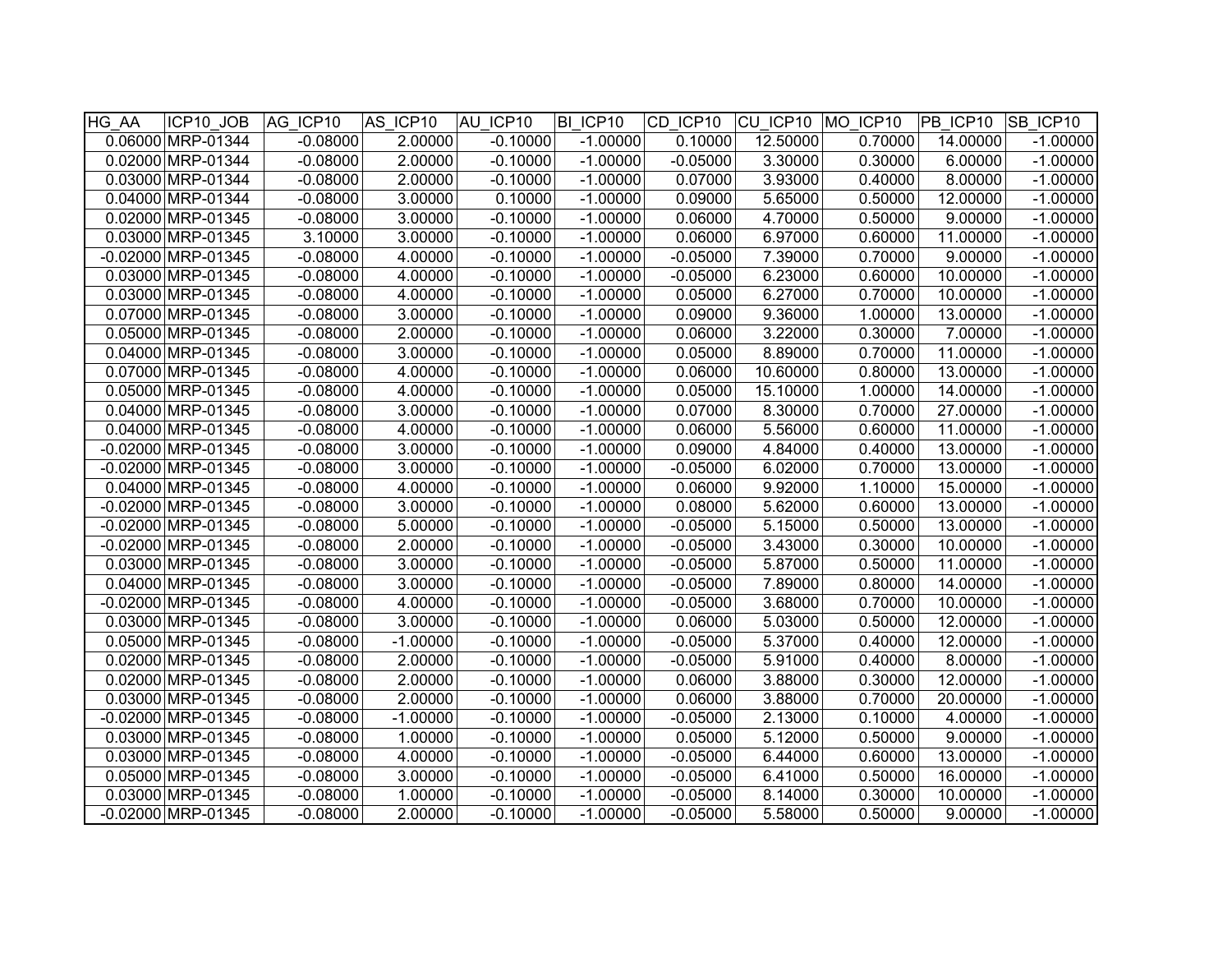| HG_AA | ICP10_JOB | AG_ICP10 | AS_ICP10 | AU_ICP10 | BI_ICP10 | CD_ICP10 | CU_ICP10 | MO_ICP10 | PB_ICP10 | SB_ICP10 |
|---|---|---|---|---|---|---|---|---|---|---|
| 0.06000 | MRP-01344 | -0.08000 | 2.00000 | -0.10000 | -1.00000 | 0.10000 | 12.50000 | 0.70000 | 14.00000 | -1.00000 |
| 0.02000 | MRP-01344 | -0.08000 | 2.00000 | -0.10000 | -1.00000 | -0.05000 | 3.30000 | 0.30000 | 6.00000 | -1.00000 |
| 0.03000 | MRP-01344 | -0.08000 | 2.00000 | -0.10000 | -1.00000 | 0.07000 | 3.93000 | 0.40000 | 8.00000 | -1.00000 |
| 0.04000 | MRP-01344 | -0.08000 | 3.00000 | 0.10000 | -1.00000 | 0.09000 | 5.65000 | 0.50000 | 12.00000 | -1.00000 |
| 0.02000 | MRP-01345 | -0.08000 | 3.00000 | -0.10000 | -1.00000 | 0.06000 | 4.70000 | 0.50000 | 9.00000 | -1.00000 |
| 0.03000 | MRP-01345 | 3.10000 | 3.00000 | -0.10000 | -1.00000 | 0.06000 | 6.97000 | 0.60000 | 11.00000 | -1.00000 |
| -0.02000 | MRP-01345 | -0.08000 | 4.00000 | -0.10000 | -1.00000 | -0.05000 | 7.39000 | 0.70000 | 9.00000 | -1.00000 |
| 0.03000 | MRP-01345 | -0.08000 | 4.00000 | -0.10000 | -1.00000 | -0.05000 | 6.23000 | 0.60000 | 10.00000 | -1.00000 |
| 0.03000 | MRP-01345 | -0.08000 | 4.00000 | -0.10000 | -1.00000 | 0.05000 | 6.27000 | 0.70000 | 10.00000 | -1.00000 |
| 0.07000 | MRP-01345 | -0.08000 | 3.00000 | -0.10000 | -1.00000 | 0.09000 | 9.36000 | 1.00000 | 13.00000 | -1.00000 |
| 0.05000 | MRP-01345 | -0.08000 | 2.00000 | -0.10000 | -1.00000 | 0.06000 | 3.22000 | 0.30000 | 7.00000 | -1.00000 |
| 0.04000 | MRP-01345 | -0.08000 | 3.00000 | -0.10000 | -1.00000 | 0.05000 | 8.89000 | 0.70000 | 11.00000 | -1.00000 |
| 0.07000 | MRP-01345 | -0.08000 | 4.00000 | -0.10000 | -1.00000 | 0.06000 | 10.60000 | 0.80000 | 13.00000 | -1.00000 |
| 0.05000 | MRP-01345 | -0.08000 | 4.00000 | -0.10000 | -1.00000 | 0.05000 | 15.10000 | 1.00000 | 14.00000 | -1.00000 |
| 0.04000 | MRP-01345 | -0.08000 | 3.00000 | -0.10000 | -1.00000 | 0.07000 | 8.30000 | 0.70000 | 27.00000 | -1.00000 |
| 0.04000 | MRP-01345 | -0.08000 | 4.00000 | -0.10000 | -1.00000 | 0.06000 | 5.56000 | 0.60000 | 11.00000 | -1.00000 |
| -0.02000 | MRP-01345 | -0.08000 | 3.00000 | -0.10000 | -1.00000 | 0.09000 | 4.84000 | 0.40000 | 13.00000 | -1.00000 |
| -0.02000 | MRP-01345 | -0.08000 | 3.00000 | -0.10000 | -1.00000 | -0.05000 | 6.02000 | 0.70000 | 13.00000 | -1.00000 |
| 0.04000 | MRP-01345 | -0.08000 | 4.00000 | -0.10000 | -1.00000 | 0.06000 | 9.92000 | 1.10000 | 15.00000 | -1.00000 |
| -0.02000 | MRP-01345 | -0.08000 | 3.00000 | -0.10000 | -1.00000 | 0.08000 | 5.62000 | 0.60000 | 13.00000 | -1.00000 |
| -0.02000 | MRP-01345 | -0.08000 | 5.00000 | -0.10000 | -1.00000 | -0.05000 | 5.15000 | 0.50000 | 13.00000 | -1.00000 |
| -0.02000 | MRP-01345 | -0.08000 | 2.00000 | -0.10000 | -1.00000 | -0.05000 | 3.43000 | 0.30000 | 10.00000 | -1.00000 |
| 0.03000 | MRP-01345 | -0.08000 | 3.00000 | -0.10000 | -1.00000 | -0.05000 | 5.87000 | 0.50000 | 11.00000 | -1.00000 |
| 0.04000 | MRP-01345 | -0.08000 | 3.00000 | -0.10000 | -1.00000 | -0.05000 | 7.89000 | 0.80000 | 14.00000 | -1.00000 |
| -0.02000 | MRP-01345 | -0.08000 | 4.00000 | -0.10000 | -1.00000 | -0.05000 | 3.68000 | 0.70000 | 10.00000 | -1.00000 |
| 0.03000 | MRP-01345 | -0.08000 | 3.00000 | -0.10000 | -1.00000 | 0.06000 | 5.03000 | 0.50000 | 12.00000 | -1.00000 |
| 0.05000 | MRP-01345 | -0.08000 | -1.00000 | -0.10000 | -1.00000 | -0.05000 | 5.37000 | 0.40000 | 12.00000 | -1.00000 |
| 0.02000 | MRP-01345 | -0.08000 | 2.00000 | -0.10000 | -1.00000 | -0.05000 | 5.91000 | 0.40000 | 8.00000 | -1.00000 |
| 0.02000 | MRP-01345 | -0.08000 | 2.00000 | -0.10000 | -1.00000 | 0.06000 | 3.88000 | 0.30000 | 12.00000 | -1.00000 |
| 0.03000 | MRP-01345 | -0.08000 | 2.00000 | -0.10000 | -1.00000 | 0.06000 | 3.88000 | 0.70000 | 20.00000 | -1.00000 |
| -0.02000 | MRP-01345 | -0.08000 | -1.00000 | -0.10000 | -1.00000 | -0.05000 | 2.13000 | 0.10000 | 4.00000 | -1.00000 |
| 0.03000 | MRP-01345 | -0.08000 | 1.00000 | -0.10000 | -1.00000 | 0.05000 | 5.12000 | 0.50000 | 9.00000 | -1.00000 |
| 0.03000 | MRP-01345 | -0.08000 | 4.00000 | -0.10000 | -1.00000 | -0.05000 | 6.44000 | 0.60000 | 13.00000 | -1.00000 |
| 0.05000 | MRP-01345 | -0.08000 | 3.00000 | -0.10000 | -1.00000 | -0.05000 | 6.41000 | 0.50000 | 16.00000 | -1.00000 |
| 0.03000 | MRP-01345 | -0.08000 | 1.00000 | -0.10000 | -1.00000 | -0.05000 | 8.14000 | 0.30000 | 10.00000 | -1.00000 |
| -0.02000 | MRP-01345 | -0.08000 | 2.00000 | -0.10000 | -1.00000 | -0.05000 | 5.58000 | 0.50000 | 9.00000 | -1.00000 |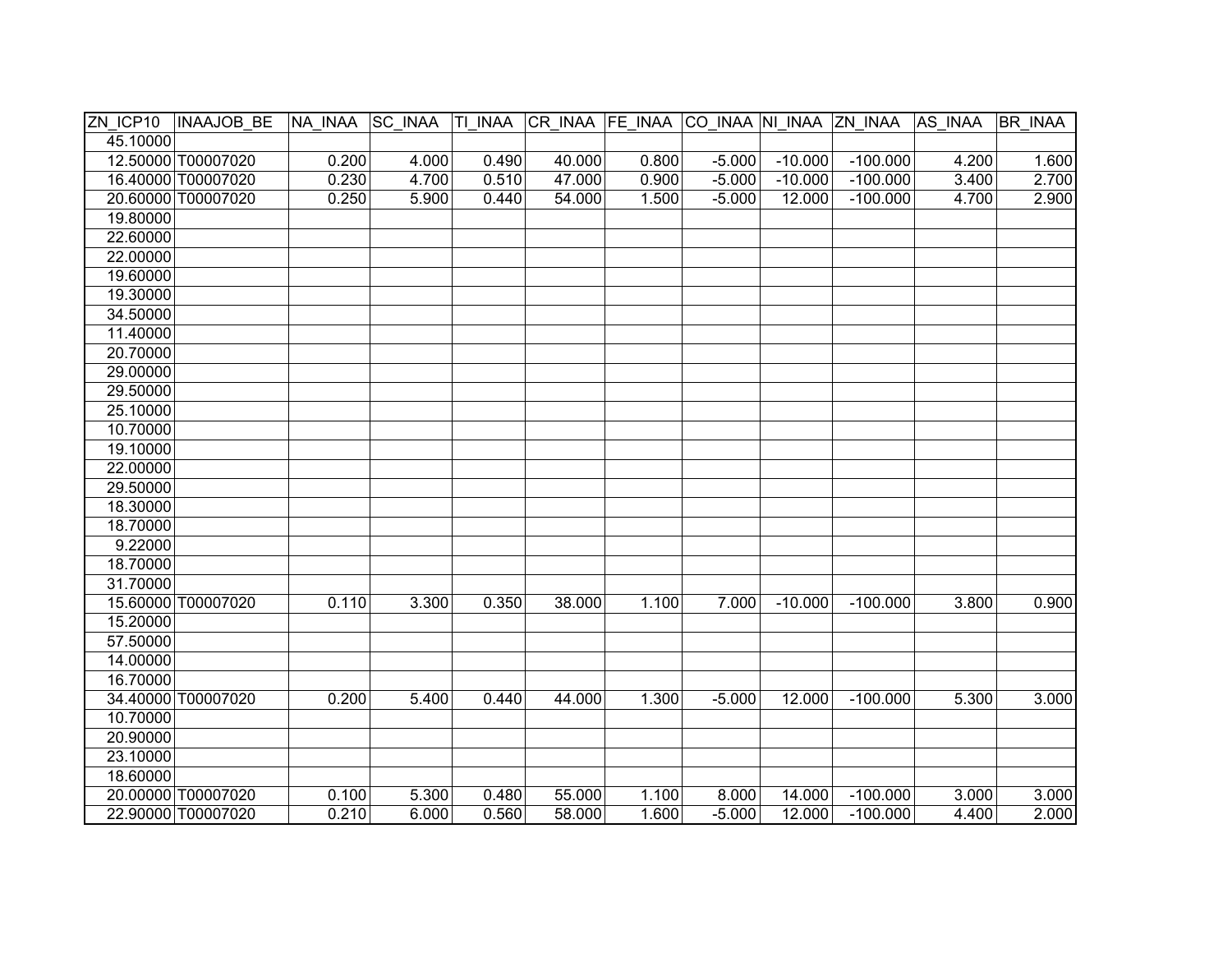| ZN_ICP10 | INAAJOB_BE | NA_INAA | SC_INAA | TI_INAA | CR_INAA | FE_INAA | CO_INAA | NI_INAA | ZN_INAA | AS_INAA | BR_INAA |
|---|---|---|---|---|---|---|---|---|---|---|---|
| 45.10000 | | | | | | | | | | | |
| 12.50000 | T00007020 | 0.200 | 4.000 | 0.490 | 40.000 | 0.800 | -5.000 | -10.000 | -100.000 | 4.200 | 1.600 |
| 16.40000 | T00007020 | 0.230 | 4.700 | 0.510 | 47.000 | 0.900 | -5.000 | -10.000 | -100.000 | 3.400 | 2.700 |
| 20.60000 | T00007020 | 0.250 | 5.900 | 0.440 | 54.000 | 1.500 | -5.000 | 12.000 | -100.000 | 4.700 | 2.900 |
| 19.80000 | | | | | | | | | | | |
| 22.60000 | | | | | | | | | | | |
| 22.00000 | | | | | | | | | | | |
| 19.60000 | | | | | | | | | | | |
| 19.30000 | | | | | | | | | | | |
| 34.50000 | | | | | | | | | | | |
| 11.40000 | | | | | | | | | | | |
| 20.70000 | | | | | | | | | | | |
| 29.00000 | | | | | | | | | | | |
| 29.50000 | | | | | | | | | | | |
| 25.10000 | | | | | | | | | | | |
| 10.70000 | | | | | | | | | | | |
| 19.10000 | | | | | | | | | | | |
| 22.00000 | | | | | | | | | | | |
| 29.50000 | | | | | | | | | | | |
| 18.30000 | | | | | | | | | | | |
| 18.70000 | | | | | | | | | | | |
| 9.22000 | | | | | | | | | | | |
| 18.70000 | | | | | | | | | | | |
| 31.70000 | | | | | | | | | | | |
| 15.60000 | T00007020 | 0.110 | 3.300 | 0.350 | 38.000 | 1.100 | 7.000 | -10.000 | -100.000 | 3.800 | 0.900 |
| 15.20000 | | | | | | | | | | | |
| 57.50000 | | | | | | | | | | | |
| 14.00000 | | | | | | | | | | | |
| 16.70000 | | | | | | | | | | | |
| 34.40000 | T00007020 | 0.200 | 5.400 | 0.440 | 44.000 | 1.300 | -5.000 | 12.000 | -100.000 | 5.300 | 3.000 |
| 10.70000 | | | | | | | | | | | |
| 20.90000 | | | | | | | | | | | |
| 23.10000 | | | | | | | | | | | |
| 18.60000 | | | | | | | | | | | |
| 20.00000 | T00007020 | 0.100 | 5.300 | 0.480 | 55.000 | 1.100 | 8.000 | 14.000 | -100.000 | 3.000 | 3.000 |
| 22.90000 | T00007020 | 0.210 | 6.000 | 0.560 | 58.000 | 1.600 | -5.000 | 12.000 | -100.000 | 4.400 | 2.000 |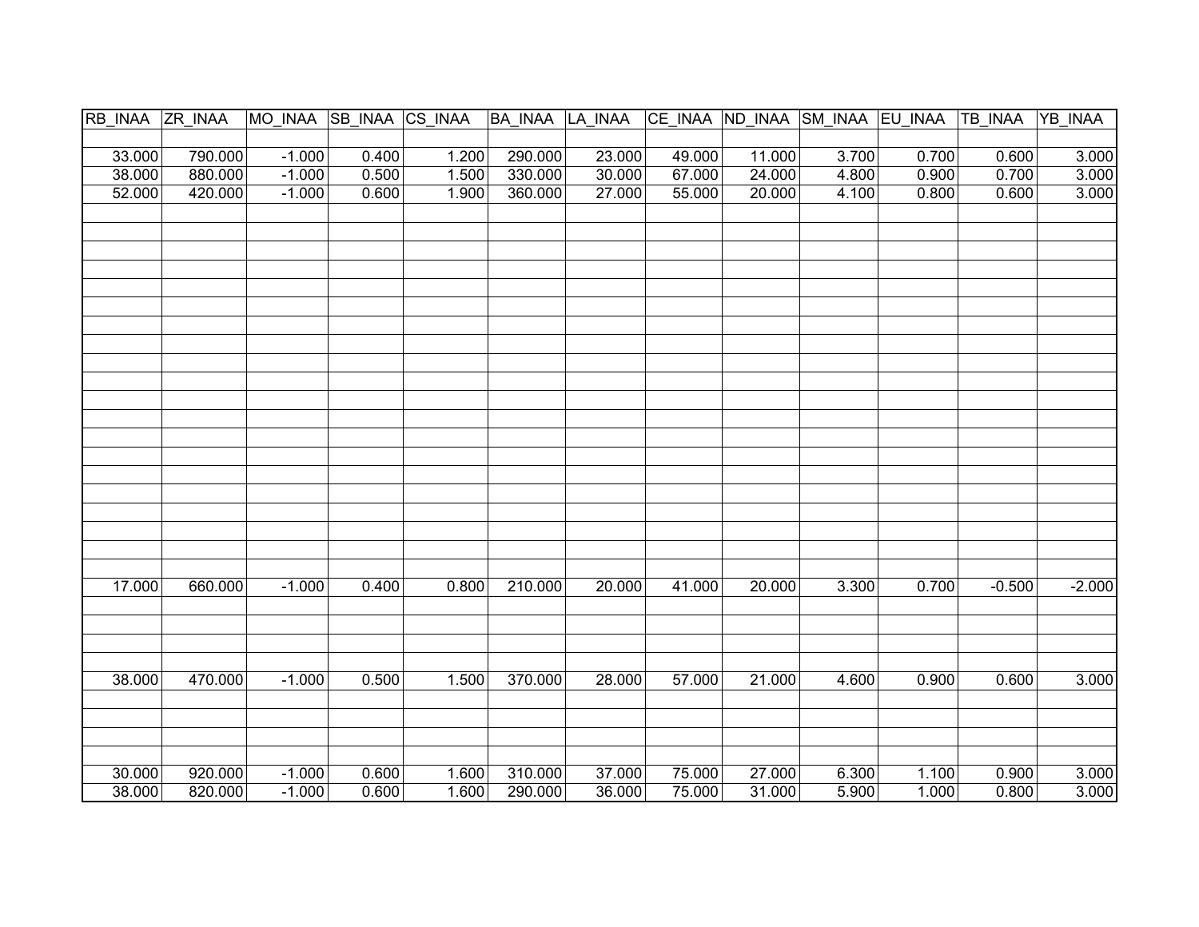| RB_INAA | ZR_INAA | MO_INAA | SB_INAA | CS_INAA | BA_INAA | LA_INAA | CE_INAA | ND_INAA | SM_INAA | EU_INAA | TB_INAA | YB_INAA |
|---|---|---|---|---|---|---|---|---|---|---|---|---|
| | | | | | | | | | | | | |
| 33.000 | 790.000 | -1.000 | 0.400 | 1.200 | 290.000 | 23.000 | 49.000 | 11.000 | 3.700 | 0.700 | 0.600 | 3.000 |
| 38.000 | 880.000 | -1.000 | 0.500 | 1.500 | 330.000 | 30.000 | 67.000 | 24.000 | 4.800 | 0.900 | 0.700 | 3.000 |
| 52.000 | 420.000 | -1.000 | 0.600 | 1.900 | 360.000 | 27.000 | 55.000 | 20.000 | 4.100 | 0.800 | 0.600 | 3.000 |
| | | | | | | | | | | | | |
| | | | | | | | | | | | | |
| | | | | | | | | | | | | |
| | | | | | | | | | | | | |
| | | | | | | | | | | | | |
| | | | | | | | | | | | | |
| | | | | | | | | | | | | |
| | | | | | | | | | | | | |
| | | | | | | | | | | | | |
| | | | | | | | | | | | | |
| | | | | | | | | | | | | |
| | | | | | | | | | | | | |
| | | | | | | | | | | | | |
| | | | | | | | | | | | | |
| | | | | | | | | | | | | |
| | | | | | | | | | | | | |
| | | | | | | | | | | | | |
| | | | | | | | | | | | | |
| | | | | | | | | | | | | |
| | | | | | | | | | | | | |
| 17.000 | 660.000 | -1.000 | 0.400 | 0.800 | 210.000 | 20.000 | 41.000 | 20.000 | 3.300 | 0.700 | -0.500 | -2.000 |
| | | | | | | | | | | | | |
| | | | | | | | | | | | | |
| | | | | | | | | | | | | |
| | | | | | | | | | | | | |
| 38.000 | 470.000 | -1.000 | 0.500 | 1.500 | 370.000 | 28.000 | 57.000 | 21.000 | 4.600 | 0.900 | 0.600 | 3.000 |
| | | | | | | | | | | | | |
| | | | | | | | | | | | | |
| | | | | | | | | | | | | |
| | | | | | | | | | | | | |
| 30.000 | 920.000 | -1.000 | 0.600 | 1.600 | 310.000 | 37.000 | 75.000 | 27.000 | 6.300 | 1.100 | 0.900 | 3.000 |
| 38.000 | 820.000 | -1.000 | 0.600 | 1.600 | 290.000 | 36.000 | 75.000 | 31.000 | 5.900 | 1.000 | 0.800 | 3.000 |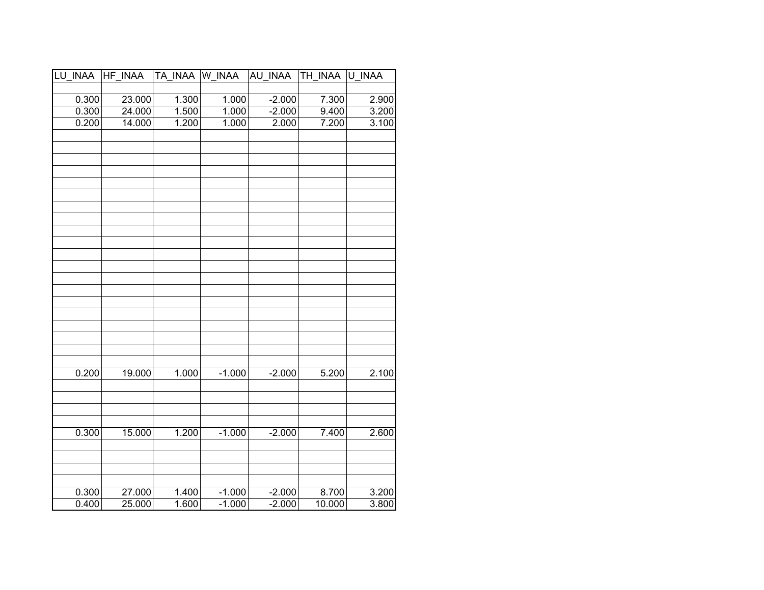| LU_INAA | HF_INAA | TA_INAA | W_INAA | AU_INAA | TH_INAA | U_INAA |
| --- | --- | --- | --- | --- | --- | --- |
| | | | | | | |
| 0.300 | 23.000 | 1.300 | 1.000 | -2.000 | 7.300 | 2.900 |
| 0.300 | 24.000 | 1.500 | 1.000 | -2.000 | 9.400 | 3.200 |
| 0.200 | 14.000 | 1.200 | 1.000 | 2.000 | 7.200 | 3.100 |
| | | | | | | |
| | | | | | | |
| | | | | | | |
| | | | | | | |
| | | | | | | |
| | | | | | | |
| | | | | | | |
| | | | | | | |
| | | | | | | |
| | | | | | | |
| | | | | | | |
| | | | | | | |
| | | | | | | |
| | | | | | | |
| | | | | | | |
| | | | | | | |
| | | | | | | |
| | | | | | | |
| | | | | | | |
| | | | | | | |
| 0.200 | 19.000 | 1.000 | -1.000 | -2.000 | 5.200 | 2.100 |
| | | | | | | |
| | | | | | | |
| | | | | | | |
| | | | | | | |
| 0.300 | 15.000 | 1.200 | -1.000 | -2.000 | 7.400 | 2.600 |
| | | | | | | |
| | | | | | | |
| | | | | | | |
| | | | | | | |
| 0.300 | 27.000 | 1.400 | -1.000 | -2.000 | 8.700 | 3.200 |
| 0.400 | 25.000 | 1.600 | -1.000 | -2.000 | 10.000 | 3.800 |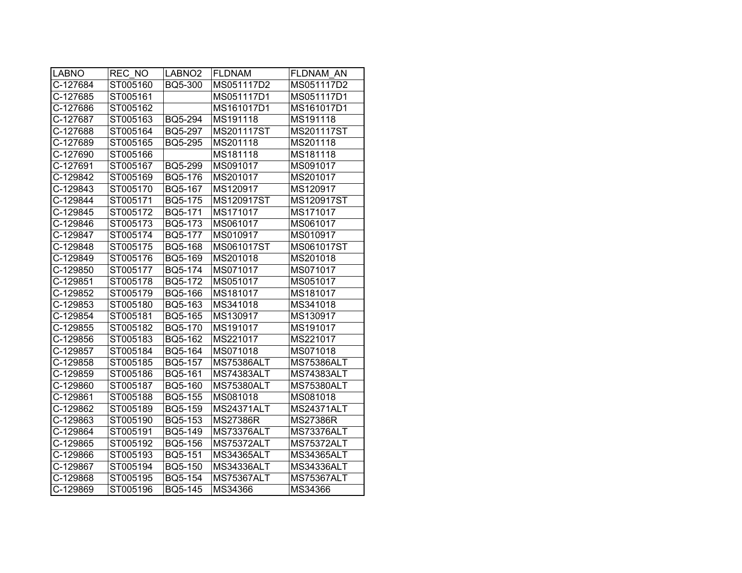| LABNO | REC_NO | LABNO2 | FLDNAM | FLDNAM_AN |
|---|---|---|---|---|
| C-127684 | ST005160 | BQ5-300 | MS051117D2 | MS051117D2 |
| C-127685 | ST005161 | | MS051117D1 | MS051117D1 |
| C-127686 | ST005162 | | MS161017D1 | MS161017D1 |
| C-127687 | ST005163 | BQ5-294 | MS191118 | MS191118 |
| C-127688 | ST005164 | BQ5-297 | MS201117ST | MS201117ST |
| C-127689 | ST005165 | BQ5-295 | MS201118 | MS201118 |
| C-127690 | ST005166 | | MS181118 | MS181118 |
| C-127691 | ST005167 | BQ5-299 | MS091017 | MS091017 |
| C-129842 | ST005169 | BQ5-176 | MS201017 | MS201017 |
| C-129843 | ST005170 | BQ5-167 | MS120917 | MS120917 |
| C-129844 | ST005171 | BQ5-175 | MS120917ST | MS120917ST |
| C-129845 | ST005172 | BQ5-171 | MS171017 | MS171017 |
| C-129846 | ST005173 | BQ5-173 | MS061017 | MS061017 |
| C-129847 | ST005174 | BQ5-177 | MS010917 | MS010917 |
| C-129848 | ST005175 | BQ5-168 | MS061017ST | MS061017ST |
| C-129849 | ST005176 | BQ5-169 | MS201018 | MS201018 |
| C-129850 | ST005177 | BQ5-174 | MS071017 | MS071017 |
| C-129851 | ST005178 | BQ5-172 | MS051017 | MS051017 |
| C-129852 | ST005179 | BQ5-166 | MS181017 | MS181017 |
| C-129853 | ST005180 | BQ5-163 | MS341018 | MS341018 |
| C-129854 | ST005181 | BQ5-165 | MS130917 | MS130917 |
| C-129855 | ST005182 | BQ5-170 | MS191017 | MS191017 |
| C-129856 | ST005183 | BQ5-162 | MS221017 | MS221017 |
| C-129857 | ST005184 | BQ5-164 | MS071018 | MS071018 |
| C-129858 | ST005185 | BQ5-157 | MS75386ALT | MS75386ALT |
| C-129859 | ST005186 | BQ5-161 | MS74383ALT | MS74383ALT |
| C-129860 | ST005187 | BQ5-160 | MS75380ALT | MS75380ALT |
| C-129861 | ST005188 | BQ5-155 | MS081018 | MS081018 |
| C-129862 | ST005189 | BQ5-159 | MS24371ALT | MS24371ALT |
| C-129863 | ST005190 | BQ5-153 | MS27386R | MS27386R |
| C-129864 | ST005191 | BQ5-149 | MS73376ALT | MS73376ALT |
| C-129865 | ST005192 | BQ5-156 | MS75372ALT | MS75372ALT |
| C-129866 | ST005193 | BQ5-151 | MS34365ALT | MS34365ALT |
| C-129867 | ST005194 | BQ5-150 | MS34336ALT | MS34336ALT |
| C-129868 | ST005195 | BQ5-154 | MS75367ALT | MS75367ALT |
| C-129869 | ST005196 | BQ5-145 | MS34366 | MS34366 |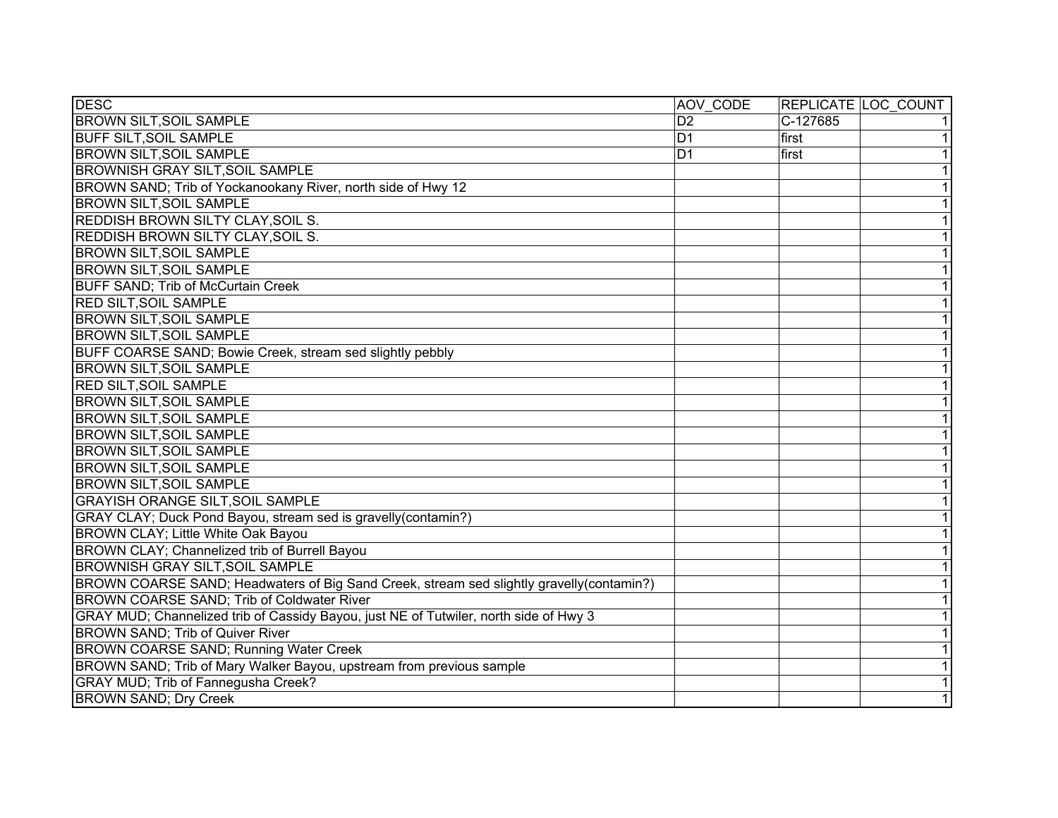| DESC | AOV_CODE | REPLICATE | LOC_COUNT |
|---|---|---|---|
| BROWN SILT,SOIL SAMPLE | D2 | C-127685 | 1 |
| BUFF SILT,SOIL SAMPLE | D1 | first | 1 |
| BROWN SILT,SOIL SAMPLE | D1 | first | 1 |
| BROWNISH GRAY SILT,SOIL SAMPLE | | | 1 |
| BROWN SAND; Trib of Yockanookany River, north side of Hwy 12 | | | 1 |
| BROWN SILT,SOIL SAMPLE | | | 1 |
| REDDISH BROWN SILTY CLAY,SOIL S. | | | 1 |
| REDDISH BROWN SILTY CLAY,SOIL S. | | | 1 |
| BROWN SILT,SOIL SAMPLE | | | 1 |
| BROWN SILT,SOIL SAMPLE | | | 1 |
| BUFF SAND; Trib of McCurtain Creek | | | 1 |
| RED SILT,SOIL SAMPLE | | | 1 |
| BROWN SILT,SOIL SAMPLE | | | 1 |
| BROWN SILT,SOIL SAMPLE | | | 1 |
| BUFF COARSE SAND; Bowie Creek, stream sed slightly pebbly | | | 1 |
| BROWN SILT,SOIL SAMPLE | | | 1 |
| RED SILT,SOIL SAMPLE | | | 1 |
| BROWN SILT,SOIL SAMPLE | | | 1 |
| BROWN SILT,SOIL SAMPLE | | | 1 |
| BROWN SILT,SOIL SAMPLE | | | 1 |
| BROWN SILT,SOIL SAMPLE | | | 1 |
| BROWN SILT,SOIL SAMPLE | | | 1 |
| BROWN SILT,SOIL SAMPLE | | | 1 |
| GRAYISH ORANGE SILT,SOIL SAMPLE | | | 1 |
| GRAY CLAY; Duck Pond Bayou, stream sed is gravelly(contamin?) | | | 1 |
| BROWN CLAY; Little White Oak Bayou | | | 1 |
| BROWN CLAY; Channelized trib of Burrell Bayou | | | 1 |
| BROWNISH GRAY SILT,SOIL SAMPLE | | | 1 |
| BROWN COARSE SAND; Headwaters of Big Sand Creek, stream sed slightly gravelly(contamin?) | | | 1 |
| BROWN COARSE SAND; Trib of Coldwater River | | | 1 |
| GRAY MUD; Channelized trib of Cassidy Bayou, just NE of Tutwiler, north side of Hwy 3 | | | 1 |
| BROWN SAND; Trib of Quiver River | | | 1 |
| BROWN COARSE SAND; Running Water Creek | | | 1 |
| BROWN SAND; Trib of Mary Walker Bayou, upstream from previous sample | | | 1 |
| GRAY MUD; Trib of Fannegusha Creek? | | | 1 |
| BROWN SAND; Dry Creek | | | 1 |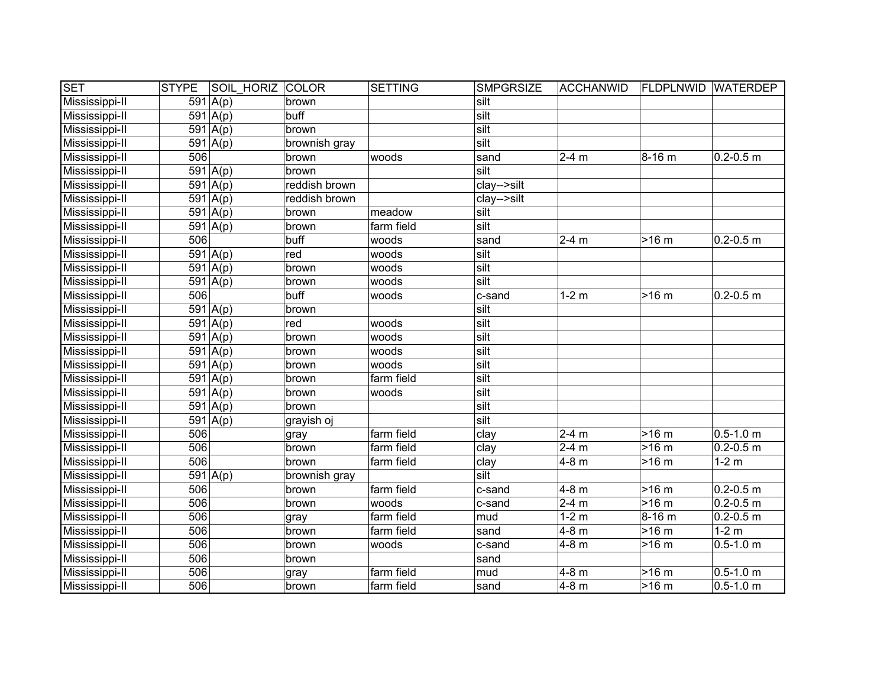| SET | STYPE | SOIL_HORIZ | COLOR | SETTING | SMPGRSIZE | ACCHANWID | FLDPLNWID | WATERDEP |
|---|---|---|---|---|---|---|---|---|
| Mississippi-II | 591 | A(p) | brown | | silt | | | |
| Mississippi-II | 591 | A(p) | buff | | silt | | | |
| Mississippi-II | 591 | A(p) | brown | | silt | | | |
| Mississippi-II | 591 | A(p) | brownish gray | | silt | | | |
| Mississippi-II | 506 | | brown | woods | sand | 2-4 m | 8-16 m | 0.2-0.5 m |
| Mississippi-II | 591 | A(p) | brown | | silt | | | |
| Mississippi-II | 591 | A(p) | reddish brown | | clay-->silt | | | |
| Mississippi-II | 591 | A(p) | reddish brown | | clay-->silt | | | |
| Mississippi-II | 591 | A(p) | brown | meadow | silt | | | |
| Mississippi-II | 591 | A(p) | brown | farm field | silt | | | |
| Mississippi-II | 506 | | buff | woods | sand | 2-4 m | >16 m | 0.2-0.5 m |
| Mississippi-II | 591 | A(p) | red | woods | silt | | | |
| Mississippi-II | 591 | A(p) | brown | woods | silt | | | |
| Mississippi-II | 591 | A(p) | brown | woods | silt | | | |
| Mississippi-II | 506 | | buff | woods | c-sand | 1-2 m | >16 m | 0.2-0.5 m |
| Mississippi-II | 591 | A(p) | brown | | silt | | | |
| Mississippi-II | 591 | A(p) | red | woods | silt | | | |
| Mississippi-II | 591 | A(p) | brown | woods | silt | | | |
| Mississippi-II | 591 | A(p) | brown | woods | silt | | | |
| Mississippi-II | 591 | A(p) | brown | woods | silt | | | |
| Mississippi-II | 591 | A(p) | brown | farm field | silt | | | |
| Mississippi-II | 591 | A(p) | brown | woods | silt | | | |
| Mississippi-II | 591 | A(p) | brown | | silt | | | |
| Mississippi-II | 591 | A(p) | grayish oj | | silt | | | |
| Mississippi-II | 506 | | gray | farm field | clay | 2-4 m | >16 m | 0.5-1.0 m |
| Mississippi-II | 506 | | brown | farm field | clay | 2-4 m | >16 m | 0.2-0.5 m |
| Mississippi-II | 506 | | brown | farm field | clay | 4-8 m | >16 m | 1-2 m |
| Mississippi-II | 591 | A(p) | brownish gray | | silt | | | |
| Mississippi-II | 506 | | brown | farm field | c-sand | 4-8 m | >16 m | 0.2-0.5 m |
| Mississippi-II | 506 | | brown | woods | c-sand | 2-4 m | >16 m | 0.2-0.5 m |
| Mississippi-II | 506 | | gray | farm field | mud | 1-2 m | 8-16 m | 0.2-0.5 m |
| Mississippi-II | 506 | | brown | farm field | sand | 4-8 m | >16 m | 1-2 m |
| Mississippi-II | 506 | | brown | woods | c-sand | 4-8 m | >16 m | 0.5-1.0 m |
| Mississippi-II | 506 | | brown | | sand | | | |
| Mississippi-II | 506 | | gray | farm field | mud | 4-8 m | >16 m | 0.5-1.0 m |
| Mississippi-II | 506 | | brown | farm field | sand | 4-8 m | >16 m | 0.5-1.0 m |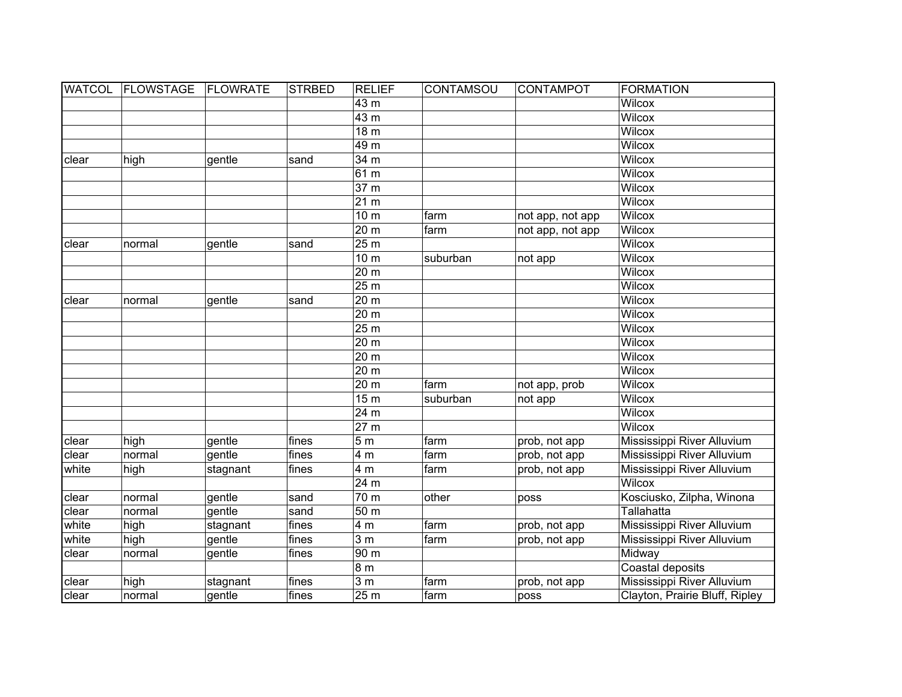| WATCOL | FLOWSTAGE | FLOWRATE | STRBED | RELIEF | CONTAMSOU | CONTAMPOT | FORMATION |
|---|---|---|---|---|---|---|---|
| | | | | 43 m | | | Wilcox |
| | | | | 43 m | | | Wilcox |
| | | | | 18 m | | | Wilcox |
| | | | | 49 m | | | Wilcox |
| clear | high | gentle | sand | 34 m | | | Wilcox |
| | | | | 61 m | | | Wilcox |
| | | | | 37 m | | | Wilcox |
| | | | | 21 m | | | Wilcox |
| | | | | 10 m | farm | not app, not app | Wilcox |
| | | | | 20 m | farm | not app, not app | Wilcox |
| clear | normal | gentle | sand | 25 m | | | Wilcox |
| | | | | 10 m | suburban | not app | Wilcox |
| | | | | 20 m | | | Wilcox |
| | | | | 25 m | | | Wilcox |
| clear | normal | gentle | sand | 20 m | | | Wilcox |
| | | | | 20 m | | | Wilcox |
| | | | | 25 m | | | Wilcox |
| | | | | 20 m | | | Wilcox |
| | | | | 20 m | | | Wilcox |
| | | | | 20 m | | | Wilcox |
| | | | | 20 m | farm | not app, prob | Wilcox |
| | | | | 15 m | suburban | not app | Wilcox |
| | | | | 24 m | | | Wilcox |
| | | | | 27 m | | | Wilcox |
| clear | high | gentle | fines | 5 m | farm | prob, not app | Mississippi River Alluvium |
| clear | normal | gentle | fines | 4 m | farm | prob, not app | Mississippi River Alluvium |
| white | high | stagnant | fines | 4 m | farm | prob, not app | Mississippi River Alluvium |
| | | | | 24 m | | | Wilcox |
| clear | normal | gentle | sand | 70 m | other | poss | Kosciusko, Zilpha, Winona |
| clear | normal | gentle | sand | 50 m | | | Tallahatta |
| white | high | stagnant | fines | 4 m | farm | prob, not app | Mississippi River Alluvium |
| white | high | gentle | fines | 3 m | farm | prob, not app | Mississippi River Alluvium |
| clear | normal | gentle | fines | 90 m | | | Midway |
| | | | | 8 m | | | Coastal deposits |
| clear | high | stagnant | fines | 3 m | farm | prob, not app | Mississippi River Alluvium |
| clear | normal | gentle | fines | 25 m | farm | poss | Clayton, Prairie Bluff, Ripley |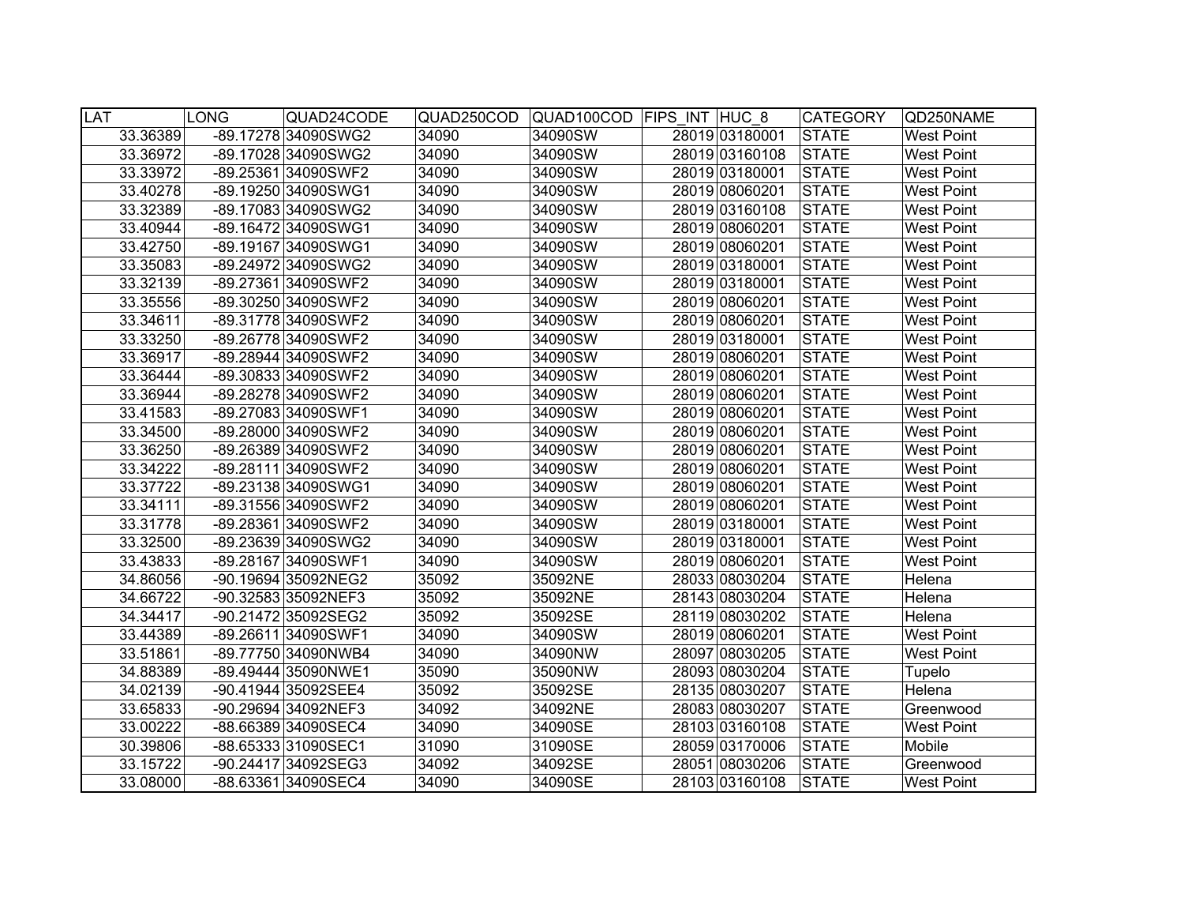| LAT | LONG | QUAD24CODE | QUAD250COD | QUAD100COD | FIPS_INT | HUC_8 | CATEGORY | QD250NAME |
|---|---|---|---|---|---|---|---|---|
| 33.36389 | -89.17278 | 34090SWG2 | 34090 | 34090SW | 28019 | 03180001 | STATE | West Point |
| 33.36972 | -89.17028 | 34090SWG2 | 34090 | 34090SW | 28019 | 03160108 | STATE | West Point |
| 33.33972 | -89.25361 | 34090SWF2 | 34090 | 34090SW | 28019 | 03180001 | STATE | West Point |
| 33.40278 | -89.19250 | 34090SWG1 | 34090 | 34090SW | 28019 | 08060201 | STATE | West Point |
| 33.32389 | -89.17083 | 34090SWG2 | 34090 | 34090SW | 28019 | 03160108 | STATE | West Point |
| 33.40944 | -89.16472 | 34090SWG1 | 34090 | 34090SW | 28019 | 08060201 | STATE | West Point |
| 33.42750 | -89.19167 | 34090SWG1 | 34090 | 34090SW | 28019 | 08060201 | STATE | West Point |
| 33.35083 | -89.24972 | 34090SWG2 | 34090 | 34090SW | 28019 | 03180001 | STATE | West Point |
| 33.32139 | -89.27361 | 34090SWF2 | 34090 | 34090SW | 28019 | 03180001 | STATE | West Point |
| 33.35556 | -89.30250 | 34090SWF2 | 34090 | 34090SW | 28019 | 08060201 | STATE | West Point |
| 33.34611 | -89.31778 | 34090SWF2 | 34090 | 34090SW | 28019 | 08060201 | STATE | West Point |
| 33.33250 | -89.26778 | 34090SWF2 | 34090 | 34090SW | 28019 | 03180001 | STATE | West Point |
| 33.36917 | -89.28944 | 34090SWF2 | 34090 | 34090SW | 28019 | 08060201 | STATE | West Point |
| 33.36444 | -89.30833 | 34090SWF2 | 34090 | 34090SW | 28019 | 08060201 | STATE | West Point |
| 33.36944 | -89.28278 | 34090SWF2 | 34090 | 34090SW | 28019 | 08060201 | STATE | West Point |
| 33.41583 | -89.27083 | 34090SWF1 | 34090 | 34090SW | 28019 | 08060201 | STATE | West Point |
| 33.34500 | -89.28000 | 34090SWF2 | 34090 | 34090SW | 28019 | 08060201 | STATE | West Point |
| 33.36250 | -89.26389 | 34090SWF2 | 34090 | 34090SW | 28019 | 08060201 | STATE | West Point |
| 33.34222 | -89.28111 | 34090SWF2 | 34090 | 34090SW | 28019 | 08060201 | STATE | West Point |
| 33.37722 | -89.23138 | 34090SWG1 | 34090 | 34090SW | 28019 | 08060201 | STATE | West Point |
| 33.34111 | -89.31556 | 34090SWF2 | 34090 | 34090SW | 28019 | 08060201 | STATE | West Point |
| 33.31778 | -89.28361 | 34090SWF2 | 34090 | 34090SW | 28019 | 03180001 | STATE | West Point |
| 33.32500 | -89.23639 | 34090SWG2 | 34090 | 34090SW | 28019 | 03180001 | STATE | West Point |
| 33.43833 | -89.28167 | 34090SWF1 | 34090 | 34090SW | 28019 | 08060201 | STATE | West Point |
| 34.86056 | -90.19694 | 35092NEG2 | 35092 | 35092NE | 28033 | 08030204 | STATE | Helena |
| 34.66722 | -90.32583 | 35092NEF3 | 35092 | 35092NE | 28143 | 08030204 | STATE | Helena |
| 34.34417 | -90.21472 | 35092SEG2 | 35092 | 35092SE | 28119 | 08030202 | STATE | Helena |
| 33.44389 | -89.26611 | 34090SWF1 | 34090 | 34090SW | 28019 | 08060201 | STATE | West Point |
| 33.51861 | -89.77750 | 34090NWB4 | 34090 | 34090NW | 28097 | 08030205 | STATE | West Point |
| 34.88389 | -89.49444 | 35090NWE1 | 35090 | 35090NW | 28093 | 08030204 | STATE | Tupelo |
| 34.02139 | -90.41944 | 35092SEE4 | 35092 | 35092SE | 28135 | 08030207 | STATE | Helena |
| 33.65833 | -90.29694 | 34092NEF3 | 34092 | 34092NE | 28083 | 08030207 | STATE | Greenwood |
| 33.00222 | -88.66389 | 34090SEC4 | 34090 | 34090SE | 28103 | 03160108 | STATE | West Point |
| 30.39806 | -88.65333 | 31090SEC1 | 31090 | 31090SE | 28059 | 03170006 | STATE | Mobile |
| 33.15722 | -90.24417 | 34092SEG3 | 34092 | 34092SE | 28051 | 08030206 | STATE | Greenwood |
| 33.08000 | -88.63361 | 34090SEC4 | 34090 | 34090SE | 28103 | 03160108 | STATE | West Point |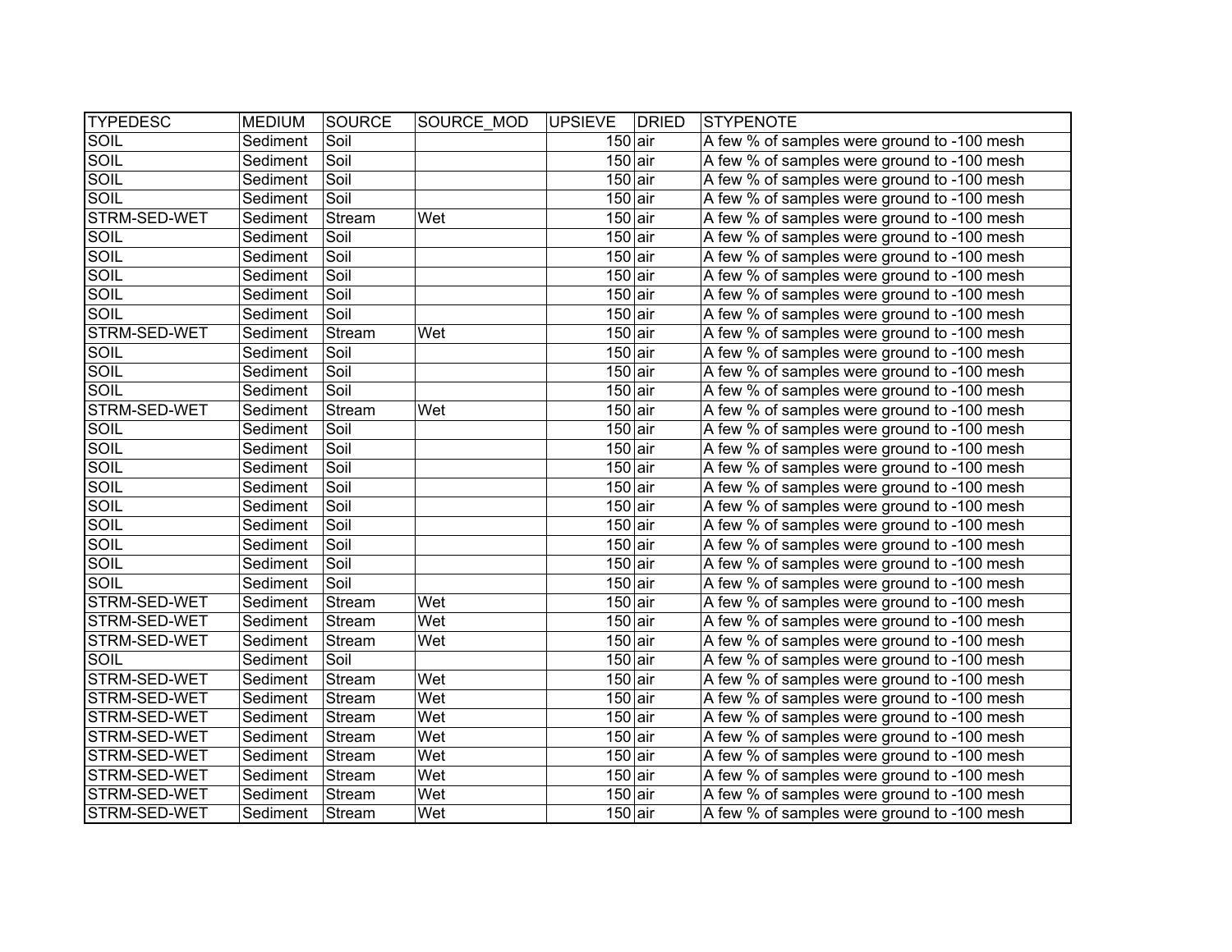| TYPEDESC | MEDIUM | SOURCE | SOURCE_MOD | UPSIEVE | DRIED | STYPENOTE |
|---|---|---|---|---|---|---|
| SOIL | Sediment | Soil | | 150 | air | A few % of samples were ground to -100 mesh |
| SOIL | Sediment | Soil | | 150 | air | A few % of samples were ground to -100 mesh |
| SOIL | Sediment | Soil | | 150 | air | A few % of samples were ground to -100 mesh |
| SOIL | Sediment | Soil | | 150 | air | A few % of samples were ground to -100 mesh |
| STRM-SED-WET | Sediment | Stream | Wet | 150 | air | A few % of samples were ground to -100 mesh |
| SOIL | Sediment | Soil | | 150 | air | A few % of samples were ground to -100 mesh |
| SOIL | Sediment | Soil | | 150 | air | A few % of samples were ground to -100 mesh |
| SOIL | Sediment | Soil | | 150 | air | A few % of samples were ground to -100 mesh |
| SOIL | Sediment | Soil | | 150 | air | A few % of samples were ground to -100 mesh |
| SOIL | Sediment | Soil | | 150 | air | A few % of samples were ground to -100 mesh |
| STRM-SED-WET | Sediment | Stream | Wet | 150 | air | A few % of samples were ground to -100 mesh |
| SOIL | Sediment | Soil | | 150 | air | A few % of samples were ground to -100 mesh |
| SOIL | Sediment | Soil | | 150 | air | A few % of samples were ground to -100 mesh |
| SOIL | Sediment | Soil | | 150 | air | A few % of samples were ground to -100 mesh |
| STRM-SED-WET | Sediment | Stream | Wet | 150 | air | A few % of samples were ground to -100 mesh |
| SOIL | Sediment | Soil | | 150 | air | A few % of samples were ground to -100 mesh |
| SOIL | Sediment | Soil | | 150 | air | A few % of samples were ground to -100 mesh |
| SOIL | Sediment | Soil | | 150 | air | A few % of samples were ground to -100 mesh |
| SOIL | Sediment | Soil | | 150 | air | A few % of samples were ground to -100 mesh |
| SOIL | Sediment | Soil | | 150 | air | A few % of samples were ground to -100 mesh |
| SOIL | Sediment | Soil | | 150 | air | A few % of samples were ground to -100 mesh |
| SOIL | Sediment | Soil | | 150 | air | A few % of samples were ground to -100 mesh |
| SOIL | Sediment | Soil | | 150 | air | A few % of samples were ground to -100 mesh |
| SOIL | Sediment | Soil | | 150 | air | A few % of samples were ground to -100 mesh |
| STRM-SED-WET | Sediment | Stream | Wet | 150 | air | A few % of samples were ground to -100 mesh |
| STRM-SED-WET | Sediment | Stream | Wet | 150 | air | A few % of samples were ground to -100 mesh |
| STRM-SED-WET | Sediment | Stream | Wet | 150 | air | A few % of samples were ground to -100 mesh |
| SOIL | Sediment | Soil | | 150 | air | A few % of samples were ground to -100 mesh |
| STRM-SED-WET | Sediment | Stream | Wet | 150 | air | A few % of samples were ground to -100 mesh |
| STRM-SED-WET | Sediment | Stream | Wet | 150 | air | A few % of samples were ground to -100 mesh |
| STRM-SED-WET | Sediment | Stream | Wet | 150 | air | A few % of samples were ground to -100 mesh |
| STRM-SED-WET | Sediment | Stream | Wet | 150 | air | A few % of samples were ground to -100 mesh |
| STRM-SED-WET | Sediment | Stream | Wet | 150 | air | A few % of samples were ground to -100 mesh |
| STRM-SED-WET | Sediment | Stream | Wet | 150 | air | A few % of samples were ground to -100 mesh |
| STRM-SED-WET | Sediment | Stream | Wet | 150 | air | A few % of samples were ground to -100 mesh |
| STRM-SED-WET | Sediment | Stream | Wet | 150 | air | A few % of samples were ground to -100 mesh |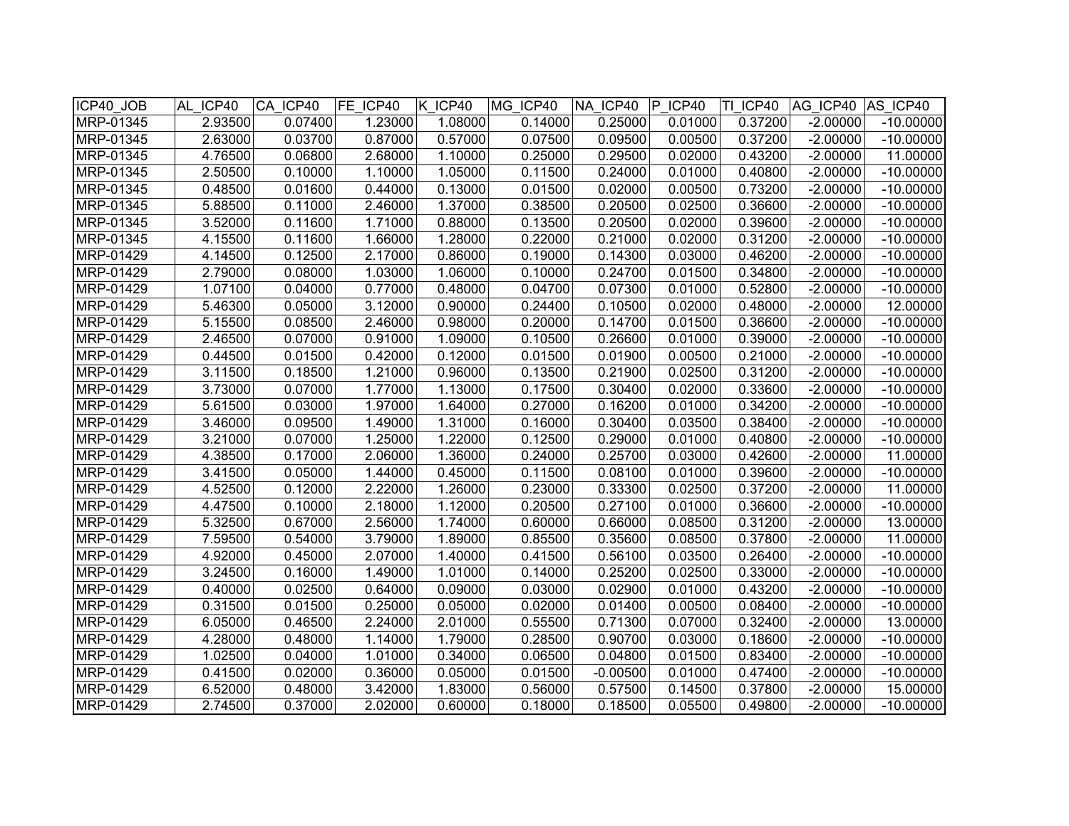| ICP40_JOB | AL_ICP40 | CA_ICP40 | FE_ICP40 | K_ICP40 | MG_ICP40 | NA_ICP40 | P_ICP40 | TI_ICP40 | AG_ICP40 | AS_ICP40 |
|---|---|---|---|---|---|---|---|---|---|---|
| MRP-01345 | 2.93500 | 0.07400 | 1.23000 | 1.08000 | 0.14000 | 0.25000 | 0.01000 | 0.37200 | -2.00000 | -10.00000 |
| MRP-01345 | 2.63000 | 0.03700 | 0.87000 | 0.57000 | 0.07500 | 0.09500 | 0.00500 | 0.37200 | -2.00000 | -10.00000 |
| MRP-01345 | 4.76500 | 0.06800 | 2.68000 | 1.10000 | 0.25000 | 0.29500 | 0.02000 | 0.43200 | -2.00000 | 11.00000 |
| MRP-01345 | 2.50500 | 0.10000 | 1.10000 | 1.05000 | 0.11500 | 0.24000 | 0.01000 | 0.40800 | -2.00000 | -10.00000 |
| MRP-01345 | 0.48500 | 0.01600 | 0.44000 | 0.13000 | 0.01500 | 0.02000 | 0.00500 | 0.73200 | -2.00000 | -10.00000 |
| MRP-01345 | 5.88500 | 0.11000 | 2.46000 | 1.37000 | 0.38500 | 0.20500 | 0.02500 | 0.36600 | -2.00000 | -10.00000 |
| MRP-01345 | 3.52000 | 0.11600 | 1.71000 | 0.88000 | 0.13500 | 0.20500 | 0.02000 | 0.39600 | -2.00000 | -10.00000 |
| MRP-01345 | 4.15500 | 0.11600 | 1.66000 | 1.28000 | 0.22000 | 0.21000 | 0.02000 | 0.31200 | -2.00000 | -10.00000 |
| MRP-01429 | 4.14500 | 0.12500 | 2.17000 | 0.86000 | 0.19000 | 0.14300 | 0.03000 | 0.46200 | -2.00000 | -10.00000 |
| MRP-01429 | 2.79000 | 0.08000 | 1.03000 | 1.06000 | 0.10000 | 0.24700 | 0.01500 | 0.34800 | -2.00000 | -10.00000 |
| MRP-01429 | 1.07100 | 0.04000 | 0.77000 | 0.48000 | 0.04700 | 0.07300 | 0.01000 | 0.52800 | -2.00000 | -10.00000 |
| MRP-01429 | 5.46300 | 0.05000 | 3.12000 | 0.90000 | 0.24400 | 0.10500 | 0.02000 | 0.48000 | -2.00000 | 12.00000 |
| MRP-01429 | 5.15500 | 0.08500 | 2.46000 | 0.98000 | 0.20000 | 0.14700 | 0.01500 | 0.36600 | -2.00000 | -10.00000 |
| MRP-01429 | 2.46500 | 0.07000 | 0.91000 | 1.09000 | 0.10500 | 0.26600 | 0.01000 | 0.39000 | -2.00000 | -10.00000 |
| MRP-01429 | 0.44500 | 0.01500 | 0.42000 | 0.12000 | 0.01500 | 0.01900 | 0.00500 | 0.21000 | -2.00000 | -10.00000 |
| MRP-01429 | 3.11500 | 0.18500 | 1.21000 | 0.96000 | 0.13500 | 0.21900 | 0.02500 | 0.31200 | -2.00000 | -10.00000 |
| MRP-01429 | 3.73000 | 0.07000 | 1.77000 | 1.13000 | 0.17500 | 0.30400 | 0.02000 | 0.33600 | -2.00000 | -10.00000 |
| MRP-01429 | 5.61500 | 0.03000 | 1.97000 | 1.64000 | 0.27000 | 0.16200 | 0.01000 | 0.34200 | -2.00000 | -10.00000 |
| MRP-01429 | 3.46000 | 0.09500 | 1.49000 | 1.31000 | 0.16000 | 0.30400 | 0.03500 | 0.38400 | -2.00000 | -10.00000 |
| MRP-01429 | 3.21000 | 0.07000 | 1.25000 | 1.22000 | 0.12500 | 0.29000 | 0.01000 | 0.40800 | -2.00000 | -10.00000 |
| MRP-01429 | 4.38500 | 0.17000 | 2.06000 | 1.36000 | 0.24000 | 0.25700 | 0.03000 | 0.42600 | -2.00000 | 11.00000 |
| MRP-01429 | 3.41500 | 0.05000 | 1.44000 | 0.45000 | 0.11500 | 0.08100 | 0.01000 | 0.39600 | -2.00000 | -10.00000 |
| MRP-01429 | 4.52500 | 0.12000 | 2.22000 | 1.26000 | 0.23000 | 0.33300 | 0.02500 | 0.37200 | -2.00000 | 11.00000 |
| MRP-01429 | 4.47500 | 0.10000 | 2.18000 | 1.12000 | 0.20500 | 0.27100 | 0.01000 | 0.36600 | -2.00000 | -10.00000 |
| MRP-01429 | 5.32500 | 0.67000 | 2.56000 | 1.74000 | 0.60000 | 0.66000 | 0.08500 | 0.31200 | -2.00000 | 13.00000 |
| MRP-01429 | 7.59500 | 0.54000 | 3.79000 | 1.89000 | 0.85500 | 0.35600 | 0.08500 | 0.37800 | -2.00000 | 11.00000 |
| MRP-01429 | 4.92000 | 0.45000 | 2.07000 | 1.40000 | 0.41500 | 0.56100 | 0.03500 | 0.26400 | -2.00000 | -10.00000 |
| MRP-01429 | 3.24500 | 0.16000 | 1.49000 | 1.01000 | 0.14000 | 0.25200 | 0.02500 | 0.33000 | -2.00000 | -10.00000 |
| MRP-01429 | 0.40000 | 0.02500 | 0.64000 | 0.09000 | 0.03000 | 0.02900 | 0.01000 | 0.43200 | -2.00000 | -10.00000 |
| MRP-01429 | 0.31500 | 0.01500 | 0.25000 | 0.05000 | 0.02000 | 0.01400 | 0.00500 | 0.08400 | -2.00000 | -10.00000 |
| MRP-01429 | 6.05000 | 0.46500 | 2.24000 | 2.01000 | 0.55500 | 0.71300 | 0.07000 | 0.32400 | -2.00000 | 13.00000 |
| MRP-01429 | 4.28000 | 0.48000 | 1.14000 | 1.79000 | 0.28500 | 0.90700 | 0.03000 | 0.18600 | -2.00000 | -10.00000 |
| MRP-01429 | 1.02500 | 0.04000 | 1.01000 | 0.34000 | 0.06500 | 0.04800 | 0.01500 | 0.83400 | -2.00000 | -10.00000 |
| MRP-01429 | 0.41500 | 0.02000 | 0.36000 | 0.05000 | 0.01500 | -0.00500 | 0.01000 | 0.47400 | -2.00000 | -10.00000 |
| MRP-01429 | 6.52000 | 0.48000 | 3.42000 | 1.83000 | 0.56000 | 0.57500 | 0.14500 | 0.37800 | -2.00000 | 15.00000 |
| MRP-01429 | 2.74500 | 0.37000 | 2.02000 | 0.60000 | 0.18000 | 0.18500 | 0.05500 | 0.49800 | -2.00000 | -10.00000 |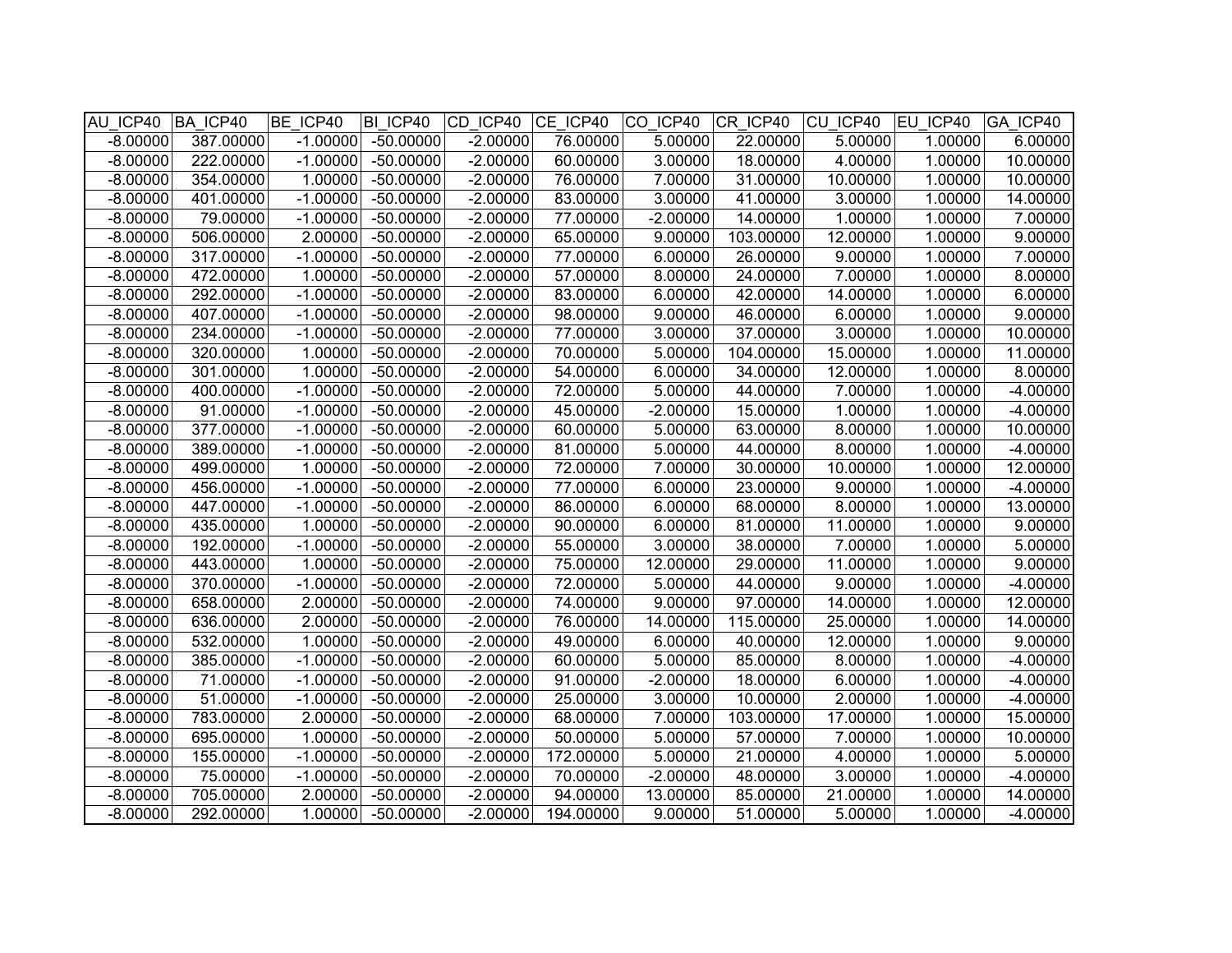| AU_ICP40 | BA_ICP40 | BE_ICP40 | BI_ICP40 | CD_ICP40 | CE_ICP40 | CO_ICP40 | CR_ICP40 | CU_ICP40 | EU_ICP40 | GA_ICP40 |
|---|---|---|---|---|---|---|---|---|---|---|
| -8.00000 | 387.00000 | -1.00000 | -50.00000 | -2.00000 | 76.00000 | 5.00000 | 22.00000 | 5.00000 | 1.00000 | 6.00000 |
| -8.00000 | 222.00000 | -1.00000 | -50.00000 | -2.00000 | 60.00000 | 3.00000 | 18.00000 | 4.00000 | 1.00000 | 10.00000 |
| -8.00000 | 354.00000 | 1.00000 | -50.00000 | -2.00000 | 76.00000 | 7.00000 | 31.00000 | 10.00000 | 1.00000 | 10.00000 |
| -8.00000 | 401.00000 | -1.00000 | -50.00000 | -2.00000 | 83.00000 | 3.00000 | 41.00000 | 3.00000 | 1.00000 | 14.00000 |
| -8.00000 | 79.00000 | -1.00000 | -50.00000 | -2.00000 | 77.00000 | -2.00000 | 14.00000 | 1.00000 | 1.00000 | 7.00000 |
| -8.00000 | 506.00000 | 2.00000 | -50.00000 | -2.00000 | 65.00000 | 9.00000 | 103.00000 | 12.00000 | 1.00000 | 9.00000 |
| -8.00000 | 317.00000 | -1.00000 | -50.00000 | -2.00000 | 77.00000 | 6.00000 | 26.00000 | 9.00000 | 1.00000 | 7.00000 |
| -8.00000 | 472.00000 | 1.00000 | -50.00000 | -2.00000 | 57.00000 | 8.00000 | 24.00000 | 7.00000 | 1.00000 | 8.00000 |
| -8.00000 | 292.00000 | -1.00000 | -50.00000 | -2.00000 | 83.00000 | 6.00000 | 42.00000 | 14.00000 | 1.00000 | 6.00000 |
| -8.00000 | 407.00000 | -1.00000 | -50.00000 | -2.00000 | 98.00000 | 9.00000 | 46.00000 | 6.00000 | 1.00000 | 9.00000 |
| -8.00000 | 234.00000 | -1.00000 | -50.00000 | -2.00000 | 77.00000 | 3.00000 | 37.00000 | 3.00000 | 1.00000 | 10.00000 |
| -8.00000 | 320.00000 | 1.00000 | -50.00000 | -2.00000 | 70.00000 | 5.00000 | 104.00000 | 15.00000 | 1.00000 | 11.00000 |
| -8.00000 | 301.00000 | 1.00000 | -50.00000 | -2.00000 | 54.00000 | 6.00000 | 34.00000 | 12.00000 | 1.00000 | 8.00000 |
| -8.00000 | 400.00000 | -1.00000 | -50.00000 | -2.00000 | 72.00000 | 5.00000 | 44.00000 | 7.00000 | 1.00000 | -4.00000 |
| -8.00000 | 91.00000 | -1.00000 | -50.00000 | -2.00000 | 45.00000 | -2.00000 | 15.00000 | 1.00000 | 1.00000 | -4.00000 |
| -8.00000 | 377.00000 | -1.00000 | -50.00000 | -2.00000 | 60.00000 | 5.00000 | 63.00000 | 8.00000 | 1.00000 | 10.00000 |
| -8.00000 | 389.00000 | -1.00000 | -50.00000 | -2.00000 | 81.00000 | 5.00000 | 44.00000 | 8.00000 | 1.00000 | -4.00000 |
| -8.00000 | 499.00000 | 1.00000 | -50.00000 | -2.00000 | 72.00000 | 7.00000 | 30.00000 | 10.00000 | 1.00000 | 12.00000 |
| -8.00000 | 456.00000 | -1.00000 | -50.00000 | -2.00000 | 77.00000 | 6.00000 | 23.00000 | 9.00000 | 1.00000 | -4.00000 |
| -8.00000 | 447.00000 | -1.00000 | -50.00000 | -2.00000 | 86.00000 | 6.00000 | 68.00000 | 8.00000 | 1.00000 | 13.00000 |
| -8.00000 | 435.00000 | 1.00000 | -50.00000 | -2.00000 | 90.00000 | 6.00000 | 81.00000 | 11.00000 | 1.00000 | 9.00000 |
| -8.00000 | 192.00000 | -1.00000 | -50.00000 | -2.00000 | 55.00000 | 3.00000 | 38.00000 | 7.00000 | 1.00000 | 5.00000 |
| -8.00000 | 443.00000 | 1.00000 | -50.00000 | -2.00000 | 75.00000 | 12.00000 | 29.00000 | 11.00000 | 1.00000 | 9.00000 |
| -8.00000 | 370.00000 | -1.00000 | -50.00000 | -2.00000 | 72.00000 | 5.00000 | 44.00000 | 9.00000 | 1.00000 | -4.00000 |
| -8.00000 | 658.00000 | 2.00000 | -50.00000 | -2.00000 | 74.00000 | 9.00000 | 97.00000 | 14.00000 | 1.00000 | 12.00000 |
| -8.00000 | 636.00000 | 2.00000 | -50.00000 | -2.00000 | 76.00000 | 14.00000 | 115.00000 | 25.00000 | 1.00000 | 14.00000 |
| -8.00000 | 532.00000 | 1.00000 | -50.00000 | -2.00000 | 49.00000 | 6.00000 | 40.00000 | 12.00000 | 1.00000 | 9.00000 |
| -8.00000 | 385.00000 | -1.00000 | -50.00000 | -2.00000 | 60.00000 | 5.00000 | 85.00000 | 8.00000 | 1.00000 | -4.00000 |
| -8.00000 | 71.00000 | -1.00000 | -50.00000 | -2.00000 | 91.00000 | -2.00000 | 18.00000 | 6.00000 | 1.00000 | -4.00000 |
| -8.00000 | 51.00000 | -1.00000 | -50.00000 | -2.00000 | 25.00000 | 3.00000 | 10.00000 | 2.00000 | 1.00000 | -4.00000 |
| -8.00000 | 783.00000 | 2.00000 | -50.00000 | -2.00000 | 68.00000 | 7.00000 | 103.00000 | 17.00000 | 1.00000 | 15.00000 |
| -8.00000 | 695.00000 | 1.00000 | -50.00000 | -2.00000 | 50.00000 | 5.00000 | 57.00000 | 7.00000 | 1.00000 | 10.00000 |
| -8.00000 | 155.00000 | -1.00000 | -50.00000 | -2.00000 | 172.00000 | 5.00000 | 21.00000 | 4.00000 | 1.00000 | 5.00000 |
| -8.00000 | 75.00000 | -1.00000 | -50.00000 | -2.00000 | 70.00000 | -2.00000 | 48.00000 | 3.00000 | 1.00000 | -4.00000 |
| -8.00000 | 705.00000 | 2.00000 | -50.00000 | -2.00000 | 94.00000 | 13.00000 | 85.00000 | 21.00000 | 1.00000 | 14.00000 |
| -8.00000 | 292.00000 | 1.00000 | -50.00000 | -2.00000 | 194.00000 | 9.00000 | 51.00000 | 5.00000 | 1.00000 | -4.00000 |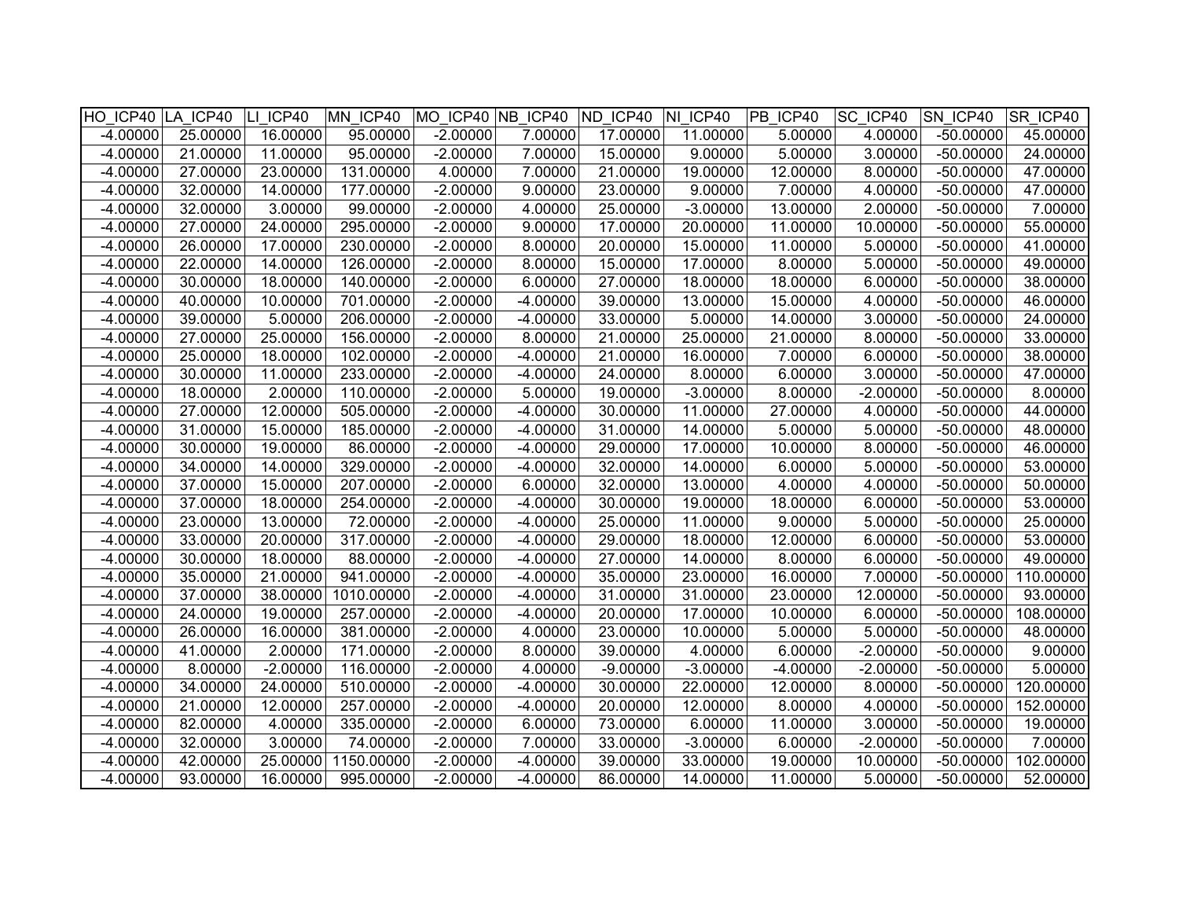| HO_ICP40 | LA_ICP40 | LI_ICP40 | MN_ICP40 | MO_ICP40 | NB_ICP40 | ND_ICP40 | NI_ICP40 | PB_ICP40 | SC_ICP40 | SN_ICP40 | SR_ICP40 |
|---|---|---|---|---|---|---|---|---|---|---|---|
| -4.00000 | 25.00000 | 16.00000 | 95.00000 | -2.00000 | 7.00000 | 17.00000 | 11.00000 | 5.00000 | 4.00000 | -50.00000 | 45.00000 |
| -4.00000 | 21.00000 | 11.00000 | 95.00000 | -2.00000 | 7.00000 | 15.00000 | 9.00000 | 5.00000 | 3.00000 | -50.00000 | 24.00000 |
| -4.00000 | 27.00000 | 23.00000 | 131.00000 | 4.00000 | 7.00000 | 21.00000 | 19.00000 | 12.00000 | 8.00000 | -50.00000 | 47.00000 |
| -4.00000 | 32.00000 | 14.00000 | 177.00000 | -2.00000 | 9.00000 | 23.00000 | 9.00000 | 7.00000 | 4.00000 | -50.00000 | 47.00000 |
| -4.00000 | 32.00000 | 3.00000 | 99.00000 | -2.00000 | 4.00000 | 25.00000 | -3.00000 | 13.00000 | 2.00000 | -50.00000 | 7.00000 |
| -4.00000 | 27.00000 | 24.00000 | 295.00000 | -2.00000 | 9.00000 | 17.00000 | 20.00000 | 11.00000 | 10.00000 | -50.00000 | 55.00000 |
| -4.00000 | 26.00000 | 17.00000 | 230.00000 | -2.00000 | 8.00000 | 20.00000 | 15.00000 | 11.00000 | 5.00000 | -50.00000 | 41.00000 |
| -4.00000 | 22.00000 | 14.00000 | 126.00000 | -2.00000 | 8.00000 | 15.00000 | 17.00000 | 8.00000 | 5.00000 | -50.00000 | 49.00000 |
| -4.00000 | 30.00000 | 18.00000 | 140.00000 | -2.00000 | 6.00000 | 27.00000 | 18.00000 | 18.00000 | 6.00000 | -50.00000 | 38.00000 |
| -4.00000 | 40.00000 | 10.00000 | 701.00000 | -2.00000 | -4.00000 | 39.00000 | 13.00000 | 15.00000 | 4.00000 | -50.00000 | 46.00000 |
| -4.00000 | 39.00000 | 5.00000 | 206.00000 | -2.00000 | -4.00000 | 33.00000 | 5.00000 | 14.00000 | 3.00000 | -50.00000 | 24.00000 |
| -4.00000 | 27.00000 | 25.00000 | 156.00000 | -2.00000 | 8.00000 | 21.00000 | 25.00000 | 21.00000 | 8.00000 | -50.00000 | 33.00000 |
| -4.00000 | 25.00000 | 18.00000 | 102.00000 | -2.00000 | -4.00000 | 21.00000 | 16.00000 | 7.00000 | 6.00000 | -50.00000 | 38.00000 |
| -4.00000 | 30.00000 | 11.00000 | 233.00000 | -2.00000 | -4.00000 | 24.00000 | 8.00000 | 6.00000 | 3.00000 | -50.00000 | 47.00000 |
| -4.00000 | 18.00000 | 2.00000 | 110.00000 | -2.00000 | 5.00000 | 19.00000 | -3.00000 | 8.00000 | -2.00000 | -50.00000 | 8.00000 |
| -4.00000 | 27.00000 | 12.00000 | 505.00000 | -2.00000 | -4.00000 | 30.00000 | 11.00000 | 27.00000 | 4.00000 | -50.00000 | 44.00000 |
| -4.00000 | 31.00000 | 15.00000 | 185.00000 | -2.00000 | -4.00000 | 31.00000 | 14.00000 | 5.00000 | 5.00000 | -50.00000 | 48.00000 |
| -4.00000 | 30.00000 | 19.00000 | 86.00000 | -2.00000 | -4.00000 | 29.00000 | 17.00000 | 10.00000 | 8.00000 | -50.00000 | 46.00000 |
| -4.00000 | 34.00000 | 14.00000 | 329.00000 | -2.00000 | -4.00000 | 32.00000 | 14.00000 | 6.00000 | 5.00000 | -50.00000 | 53.00000 |
| -4.00000 | 37.00000 | 15.00000 | 207.00000 | -2.00000 | 6.00000 | 32.00000 | 13.00000 | 4.00000 | 4.00000 | -50.00000 | 50.00000 |
| -4.00000 | 37.00000 | 18.00000 | 254.00000 | -2.00000 | -4.00000 | 30.00000 | 19.00000 | 18.00000 | 6.00000 | -50.00000 | 53.00000 |
| -4.00000 | 23.00000 | 13.00000 | 72.00000 | -2.00000 | -4.00000 | 25.00000 | 11.00000 | 9.00000 | 5.00000 | -50.00000 | 25.00000 |
| -4.00000 | 33.00000 | 20.00000 | 317.00000 | -2.00000 | -4.00000 | 29.00000 | 18.00000 | 12.00000 | 6.00000 | -50.00000 | 53.00000 |
| -4.00000 | 30.00000 | 18.00000 | 88.00000 | -2.00000 | -4.00000 | 27.00000 | 14.00000 | 8.00000 | 6.00000 | -50.00000 | 49.00000 |
| -4.00000 | 35.00000 | 21.00000 | 941.00000 | -2.00000 | -4.00000 | 35.00000 | 23.00000 | 16.00000 | 7.00000 | -50.00000 | 110.00000 |
| -4.00000 | 37.00000 | 38.00000 | 1010.00000 | -2.00000 | -4.00000 | 31.00000 | 31.00000 | 23.00000 | 12.00000 | -50.00000 | 93.00000 |
| -4.00000 | 24.00000 | 19.00000 | 257.00000 | -2.00000 | -4.00000 | 20.00000 | 17.00000 | 10.00000 | 6.00000 | -50.00000 | 108.00000 |
| -4.00000 | 26.00000 | 16.00000 | 381.00000 | -2.00000 | 4.00000 | 23.00000 | 10.00000 | 5.00000 | 5.00000 | -50.00000 | 48.00000 |
| -4.00000 | 41.00000 | 2.00000 | 171.00000 | -2.00000 | 8.00000 | 39.00000 | 4.00000 | 6.00000 | -2.00000 | -50.00000 | 9.00000 |
| -4.00000 | 8.00000 | -2.00000 | 116.00000 | -2.00000 | 4.00000 | -9.00000 | -3.00000 | -4.00000 | -2.00000 | -50.00000 | 5.00000 |
| -4.00000 | 34.00000 | 24.00000 | 510.00000 | -2.00000 | -4.00000 | 30.00000 | 22.00000 | 12.00000 | 8.00000 | -50.00000 | 120.00000 |
| -4.00000 | 21.00000 | 12.00000 | 257.00000 | -2.00000 | -4.00000 | 20.00000 | 12.00000 | 8.00000 | 4.00000 | -50.00000 | 152.00000 |
| -4.00000 | 82.00000 | 4.00000 | 335.00000 | -2.00000 | 6.00000 | 73.00000 | 6.00000 | 11.00000 | 3.00000 | -50.00000 | 19.00000 |
| -4.00000 | 32.00000 | 3.00000 | 74.00000 | -2.00000 | 7.00000 | 33.00000 | -3.00000 | 6.00000 | -2.00000 | -50.00000 | 7.00000 |
| -4.00000 | 42.00000 | 25.00000 | 1150.00000 | -2.00000 | -4.00000 | 39.00000 | 33.00000 | 19.00000 | 10.00000 | -50.00000 | 102.00000 |
| -4.00000 | 93.00000 | 16.00000 | 995.00000 | -2.00000 | -4.00000 | 86.00000 | 14.00000 | 11.00000 | 5.00000 | -50.00000 | 52.00000 |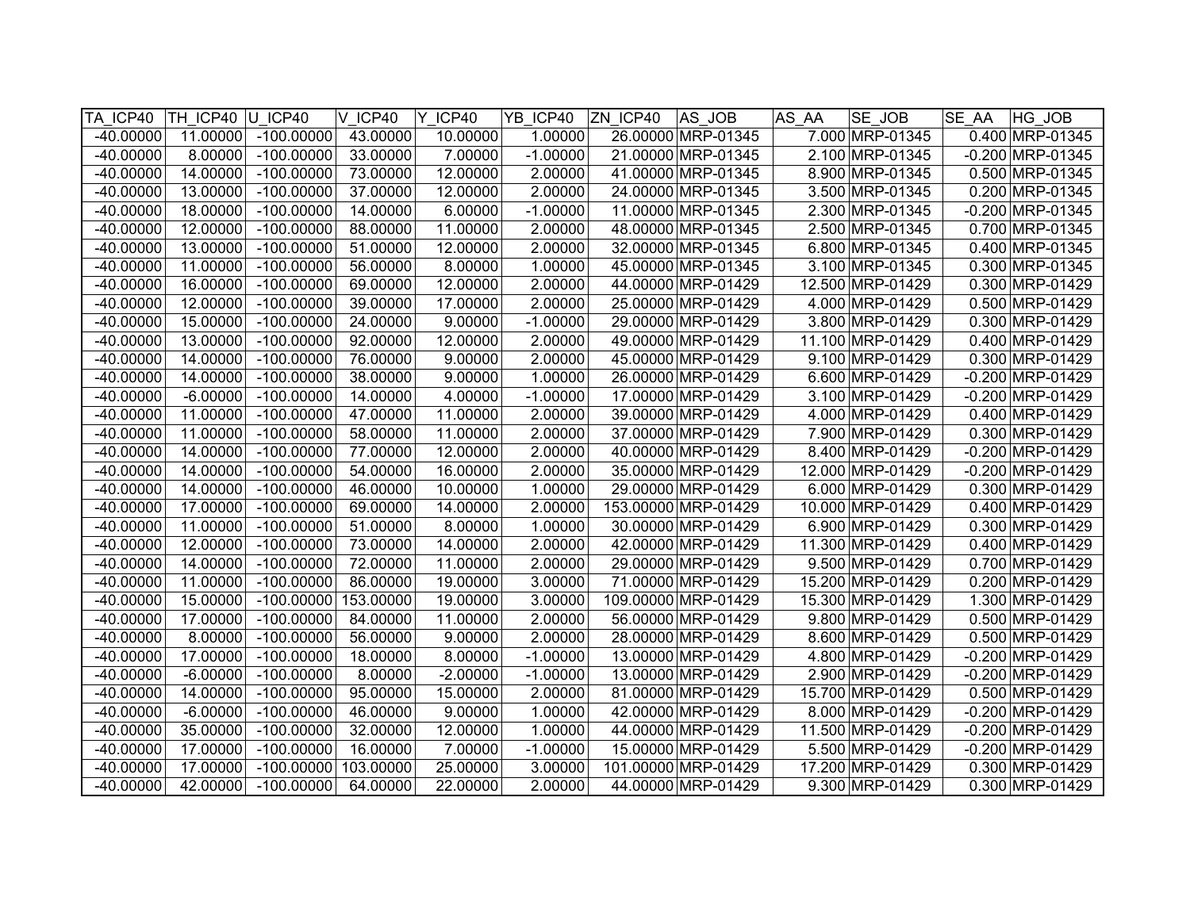| TA_ICP40 | TH_ICP40 | U_ICP40 | V_ICP40 | Y_ICP40 | YB_ICP40 | ZN_ICP40 | AS_JOB | AS_AA | SE_JOB | SE_AA | HG_JOB |
|---|---|---|---|---|---|---|---|---|---|---|---|
| -40.00000 | 11.00000 | -100.00000 | 43.00000 | 10.00000 | 1.00000 | 26.00000 | MRP-01345 | 7.000 | MRP-01345 | 0.400 | MRP-01345 |
| -40.00000 | 8.00000 | -100.00000 | 33.00000 | 7.00000 | -1.00000 | 21.00000 | MRP-01345 | 2.100 | MRP-01345 | -0.200 | MRP-01345 |
| -40.00000 | 14.00000 | -100.00000 | 73.00000 | 12.00000 | 2.00000 | 41.00000 | MRP-01345 | 8.900 | MRP-01345 | 0.500 | MRP-01345 |
| -40.00000 | 13.00000 | -100.00000 | 37.00000 | 12.00000 | 2.00000 | 24.00000 | MRP-01345 | 3.500 | MRP-01345 | 0.200 | MRP-01345 |
| -40.00000 | 18.00000 | -100.00000 | 14.00000 | 6.00000 | -1.00000 | 11.00000 | MRP-01345 | 2.300 | MRP-01345 | -0.200 | MRP-01345 |
| -40.00000 | 12.00000 | -100.00000 | 88.00000 | 11.00000 | 2.00000 | 48.00000 | MRP-01345 | 2.500 | MRP-01345 | 0.700 | MRP-01345 |
| -40.00000 | 13.00000 | -100.00000 | 51.00000 | 12.00000 | 2.00000 | 32.00000 | MRP-01345 | 6.800 | MRP-01345 | 0.400 | MRP-01345 |
| -40.00000 | 11.00000 | -100.00000 | 56.00000 | 8.00000 | 1.00000 | 45.00000 | MRP-01345 | 3.100 | MRP-01345 | 0.300 | MRP-01345 |
| -40.00000 | 16.00000 | -100.00000 | 69.00000 | 12.00000 | 2.00000 | 44.00000 | MRP-01429 | 12.500 | MRP-01429 | 0.300 | MRP-01429 |
| -40.00000 | 12.00000 | -100.00000 | 39.00000 | 17.00000 | 2.00000 | 25.00000 | MRP-01429 | 4.000 | MRP-01429 | 0.500 | MRP-01429 |
| -40.00000 | 15.00000 | -100.00000 | 24.00000 | 9.00000 | -1.00000 | 29.00000 | MRP-01429 | 3.800 | MRP-01429 | 0.300 | MRP-01429 |
| -40.00000 | 13.00000 | -100.00000 | 92.00000 | 12.00000 | 2.00000 | 49.00000 | MRP-01429 | 11.100 | MRP-01429 | 0.400 | MRP-01429 |
| -40.00000 | 14.00000 | -100.00000 | 76.00000 | 9.00000 | 2.00000 | 45.00000 | MRP-01429 | 9.100 | MRP-01429 | 0.300 | MRP-01429 |
| -40.00000 | 14.00000 | -100.00000 | 38.00000 | 9.00000 | 1.00000 | 26.00000 | MRP-01429 | 6.600 | MRP-01429 | -0.200 | MRP-01429 |
| -40.00000 | -6.00000 | -100.00000 | 14.00000 | 4.00000 | -1.00000 | 17.00000 | MRP-01429 | 3.100 | MRP-01429 | -0.200 | MRP-01429 |
| -40.00000 | 11.00000 | -100.00000 | 47.00000 | 11.00000 | 2.00000 | 39.00000 | MRP-01429 | 4.000 | MRP-01429 | 0.400 | MRP-01429 |
| -40.00000 | 11.00000 | -100.00000 | 58.00000 | 11.00000 | 2.00000 | 37.00000 | MRP-01429 | 7.900 | MRP-01429 | 0.300 | MRP-01429 |
| -40.00000 | 14.00000 | -100.00000 | 77.00000 | 12.00000 | 2.00000 | 40.00000 | MRP-01429 | 8.400 | MRP-01429 | -0.200 | MRP-01429 |
| -40.00000 | 14.00000 | -100.00000 | 54.00000 | 16.00000 | 2.00000 | 35.00000 | MRP-01429 | 12.000 | MRP-01429 | -0.200 | MRP-01429 |
| -40.00000 | 14.00000 | -100.00000 | 46.00000 | 10.00000 | 1.00000 | 29.00000 | MRP-01429 | 6.000 | MRP-01429 | 0.300 | MRP-01429 |
| -40.00000 | 17.00000 | -100.00000 | 69.00000 | 14.00000 | 2.00000 | 153.00000 | MRP-01429 | 10.000 | MRP-01429 | 0.400 | MRP-01429 |
| -40.00000 | 11.00000 | -100.00000 | 51.00000 | 8.00000 | 1.00000 | 30.00000 | MRP-01429 | 6.900 | MRP-01429 | 0.300 | MRP-01429 |
| -40.00000 | 12.00000 | -100.00000 | 73.00000 | 14.00000 | 2.00000 | 42.00000 | MRP-01429 | 11.300 | MRP-01429 | 0.400 | MRP-01429 |
| -40.00000 | 14.00000 | -100.00000 | 72.00000 | 11.00000 | 2.00000 | 29.00000 | MRP-01429 | 9.500 | MRP-01429 | 0.700 | MRP-01429 |
| -40.00000 | 11.00000 | -100.00000 | 86.00000 | 19.00000 | 3.00000 | 71.00000 | MRP-01429 | 15.200 | MRP-01429 | 0.200 | MRP-01429 |
| -40.00000 | 15.00000 | -100.00000 | 153.00000 | 19.00000 | 3.00000 | 109.00000 | MRP-01429 | 15.300 | MRP-01429 | 1.300 | MRP-01429 |
| -40.00000 | 17.00000 | -100.00000 | 84.00000 | 11.00000 | 2.00000 | 56.00000 | MRP-01429 | 9.800 | MRP-01429 | 0.500 | MRP-01429 |
| -40.00000 | 8.00000 | -100.00000 | 56.00000 | 9.00000 | 2.00000 | 28.00000 | MRP-01429 | 8.600 | MRP-01429 | 0.500 | MRP-01429 |
| -40.00000 | 17.00000 | -100.00000 | 18.00000 | 8.00000 | -1.00000 | 13.00000 | MRP-01429 | 4.800 | MRP-01429 | -0.200 | MRP-01429 |
| -40.00000 | -6.00000 | -100.00000 | 8.00000 | -2.00000 | -1.00000 | 13.00000 | MRP-01429 | 2.900 | MRP-01429 | -0.200 | MRP-01429 |
| -40.00000 | 14.00000 | -100.00000 | 95.00000 | 15.00000 | 2.00000 | 81.00000 | MRP-01429 | 15.700 | MRP-01429 | 0.500 | MRP-01429 |
| -40.00000 | -6.00000 | -100.00000 | 46.00000 | 9.00000 | 1.00000 | 42.00000 | MRP-01429 | 8.000 | MRP-01429 | -0.200 | MRP-01429 |
| -40.00000 | 35.00000 | -100.00000 | 32.00000 | 12.00000 | 1.00000 | 44.00000 | MRP-01429 | 11.500 | MRP-01429 | -0.200 | MRP-01429 |
| -40.00000 | 17.00000 | -100.00000 | 16.00000 | 7.00000 | -1.00000 | 15.00000 | MRP-01429 | 5.500 | MRP-01429 | -0.200 | MRP-01429 |
| -40.00000 | 17.00000 | -100.00000 | 103.00000 | 25.00000 | 3.00000 | 101.00000 | MRP-01429 | 17.200 | MRP-01429 | 0.300 | MRP-01429 |
| -40.00000 | 42.00000 | -100.00000 | 64.00000 | 22.00000 | 2.00000 | 44.00000 | MRP-01429 | 9.300 | MRP-01429 | 0.300 | MRP-01429 |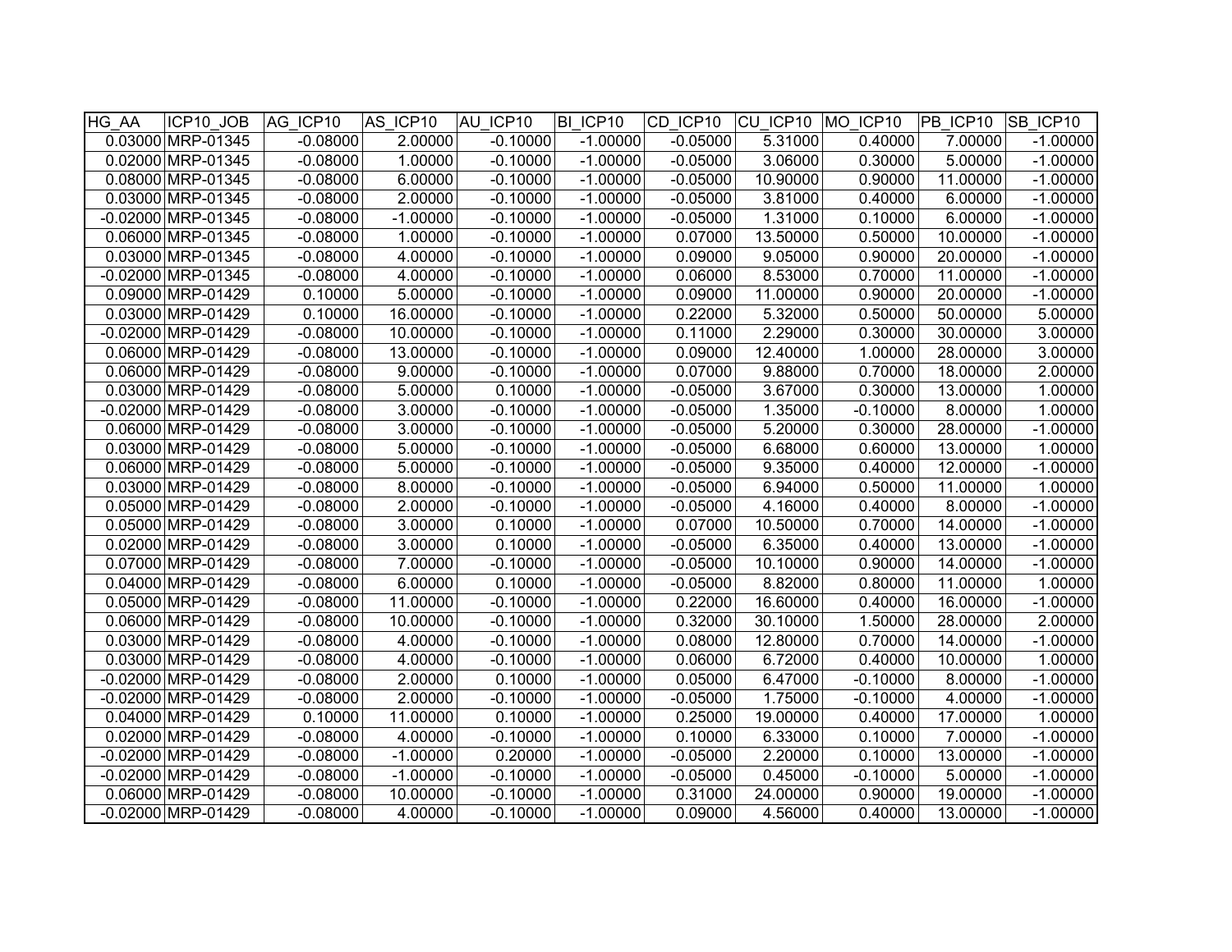| HG_AA | ICP10_JOB | AG_ICP10 | AS_ICP10 | AU_ICP10 | BI_ICP10 | CD_ICP10 | CU_ICP10 | MO_ICP10 | PB_ICP10 | SB_ICP10 |
|---|---|---|---|---|---|---|---|---|---|---|
| 0.03000 | MRP-01345 | -0.08000 | 2.00000 | -0.10000 | -1.00000 | -0.05000 | 5.31000 | 0.40000 | 7.00000 | -1.00000 |
| 0.02000 | MRP-01345 | -0.08000 | 1.00000 | -0.10000 | -1.00000 | -0.05000 | 3.06000 | 0.30000 | 5.00000 | -1.00000 |
| 0.08000 | MRP-01345 | -0.08000 | 6.00000 | -0.10000 | -1.00000 | -0.05000 | 10.90000 | 0.90000 | 11.00000 | -1.00000 |
| 0.03000 | MRP-01345 | -0.08000 | 2.00000 | -0.10000 | -1.00000 | -0.05000 | 3.81000 | 0.40000 | 6.00000 | -1.00000 |
| -0.02000 | MRP-01345 | -0.08000 | -1.00000 | -0.10000 | -1.00000 | -0.05000 | 1.31000 | 0.10000 | 6.00000 | -1.00000 |
| 0.06000 | MRP-01345 | -0.08000 | 1.00000 | -0.10000 | -1.00000 | 0.07000 | 13.50000 | 0.50000 | 10.00000 | -1.00000 |
| 0.03000 | MRP-01345 | -0.08000 | 4.00000 | -0.10000 | -1.00000 | 0.09000 | 9.05000 | 0.90000 | 20.00000 | -1.00000 |
| -0.02000 | MRP-01345 | -0.08000 | 4.00000 | -0.10000 | -1.00000 | 0.06000 | 8.53000 | 0.70000 | 11.00000 | -1.00000 |
| 0.09000 | MRP-01429 | 0.10000 | 5.00000 | -0.10000 | -1.00000 | 0.09000 | 11.00000 | 0.90000 | 20.00000 | -1.00000 |
| 0.03000 | MRP-01429 | 0.10000 | 16.00000 | -0.10000 | -1.00000 | 0.22000 | 5.32000 | 0.50000 | 50.00000 | 5.00000 |
| -0.02000 | MRP-01429 | -0.08000 | 10.00000 | -0.10000 | -1.00000 | 0.11000 | 2.29000 | 0.30000 | 30.00000 | 3.00000 |
| 0.06000 | MRP-01429 | -0.08000 | 13.00000 | -0.10000 | -1.00000 | 0.09000 | 12.40000 | 1.00000 | 28.00000 | 3.00000 |
| 0.06000 | MRP-01429 | -0.08000 | 9.00000 | -0.10000 | -1.00000 | 0.07000 | 9.88000 | 0.70000 | 18.00000 | 2.00000 |
| 0.03000 | MRP-01429 | -0.08000 | 5.00000 | 0.10000 | -1.00000 | -0.05000 | 3.67000 | 0.30000 | 13.00000 | 1.00000 |
| -0.02000 | MRP-01429 | -0.08000 | 3.00000 | -0.10000 | -1.00000 | -0.05000 | 1.35000 | -0.10000 | 8.00000 | 1.00000 |
| 0.06000 | MRP-01429 | -0.08000 | 3.00000 | -0.10000 | -1.00000 | -0.05000 | 5.20000 | 0.30000 | 28.00000 | -1.00000 |
| 0.03000 | MRP-01429 | -0.08000 | 5.00000 | -0.10000 | -1.00000 | -0.05000 | 6.68000 | 0.60000 | 13.00000 | 1.00000 |
| 0.06000 | MRP-01429 | -0.08000 | 5.00000 | -0.10000 | -1.00000 | -0.05000 | 9.35000 | 0.40000 | 12.00000 | -1.00000 |
| 0.03000 | MRP-01429 | -0.08000 | 8.00000 | -0.10000 | -1.00000 | -0.05000 | 6.94000 | 0.50000 | 11.00000 | 1.00000 |
| 0.05000 | MRP-01429 | -0.08000 | 2.00000 | -0.10000 | -1.00000 | -0.05000 | 4.16000 | 0.40000 | 8.00000 | -1.00000 |
| 0.05000 | MRP-01429 | -0.08000 | 3.00000 | 0.10000 | -1.00000 | 0.07000 | 10.50000 | 0.70000 | 14.00000 | -1.00000 |
| 0.02000 | MRP-01429 | -0.08000 | 3.00000 | 0.10000 | -1.00000 | -0.05000 | 6.35000 | 0.40000 | 13.00000 | -1.00000 |
| 0.07000 | MRP-01429 | -0.08000 | 7.00000 | -0.10000 | -1.00000 | -0.05000 | 10.10000 | 0.90000 | 14.00000 | -1.00000 |
| 0.04000 | MRP-01429 | -0.08000 | 6.00000 | 0.10000 | -1.00000 | -0.05000 | 8.82000 | 0.80000 | 11.00000 | 1.00000 |
| 0.05000 | MRP-01429 | -0.08000 | 11.00000 | -0.10000 | -1.00000 | 0.22000 | 16.60000 | 0.40000 | 16.00000 | -1.00000 |
| 0.06000 | MRP-01429 | -0.08000 | 10.00000 | -0.10000 | -1.00000 | 0.32000 | 30.10000 | 1.50000 | 28.00000 | 2.00000 |
| 0.03000 | MRP-01429 | -0.08000 | 4.00000 | -0.10000 | -1.00000 | 0.08000 | 12.80000 | 0.70000 | 14.00000 | -1.00000 |
| 0.03000 | MRP-01429 | -0.08000 | 4.00000 | -0.10000 | -1.00000 | 0.06000 | 6.72000 | 0.40000 | 10.00000 | 1.00000 |
| -0.02000 | MRP-01429 | -0.08000 | 2.00000 | 0.10000 | -1.00000 | 0.05000 | 6.47000 | -0.10000 | 8.00000 | -1.00000 |
| -0.02000 | MRP-01429 | -0.08000 | 2.00000 | -0.10000 | -1.00000 | -0.05000 | 1.75000 | -0.10000 | 4.00000 | -1.00000 |
| 0.04000 | MRP-01429 | 0.10000 | 11.00000 | 0.10000 | -1.00000 | 0.25000 | 19.00000 | 0.40000 | 17.00000 | 1.00000 |
| 0.02000 | MRP-01429 | -0.08000 | 4.00000 | -0.10000 | -1.00000 | 0.10000 | 6.33000 | 0.10000 | 7.00000 | -1.00000 |
| -0.02000 | MRP-01429 | -0.08000 | -1.00000 | 0.20000 | -1.00000 | -0.05000 | 2.20000 | 0.10000 | 13.00000 | -1.00000 |
| -0.02000 | MRP-01429 | -0.08000 | -1.00000 | -0.10000 | -1.00000 | -0.05000 | 0.45000 | -0.10000 | 5.00000 | -1.00000 |
| 0.06000 | MRP-01429 | -0.08000 | 10.00000 | -0.10000 | -1.00000 | 0.31000 | 24.00000 | 0.90000 | 19.00000 | -1.00000 |
| -0.02000 | MRP-01429 | -0.08000 | 4.00000 | -0.10000 | -1.00000 | 0.09000 | 4.56000 | 0.40000 | 13.00000 | -1.00000 |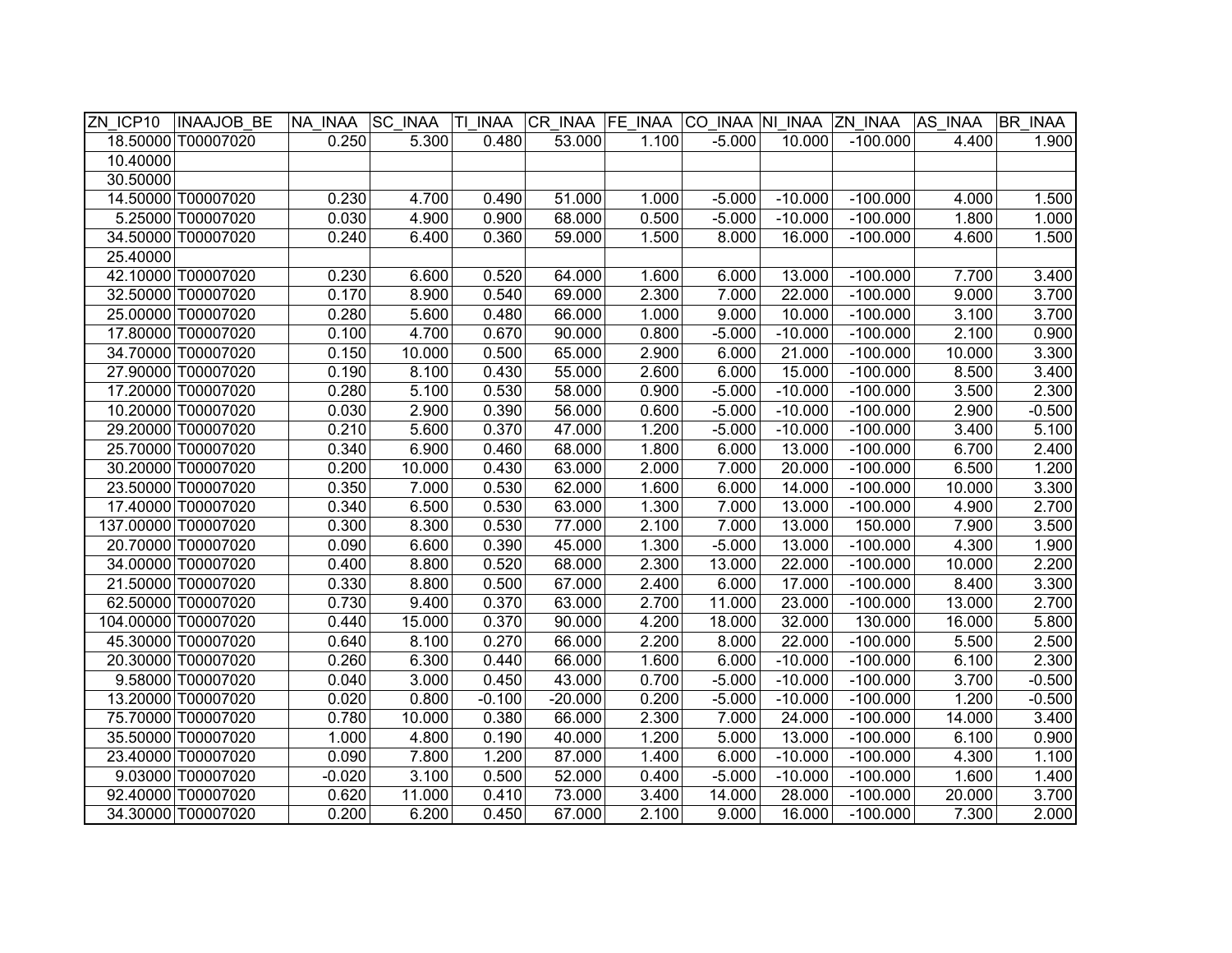| ZN_ICP10 | INAAJOB_BE | NA_INAA | SC_INAA | TI_INAA | CR_INAA | FE_INAA | CO_INAA | NI_INAA | ZN_INAA | AS_INAA | BR_INAA |
|---|---|---|---|---|---|---|---|---|---|---|---|
| 18.50000 | T00007020 | 0.250 | 5.300 | 0.480 | 53.000 | 1.100 | -5.000 | 10.000 | -100.000 | 4.400 | 1.900 |
| 10.40000 | | | | | | | | | | | |
| 30.50000 | | | | | | | | | | | |
| 14.50000 | T00007020 | 0.230 | 4.700 | 0.490 | 51.000 | 1.000 | -5.000 | -10.000 | -100.000 | 4.000 | 1.500 |
| 5.25000 | T00007020 | 0.030 | 4.900 | 0.900 | 68.000 | 0.500 | -5.000 | -10.000 | -100.000 | 1.800 | 1.000 |
| 34.50000 | T00007020 | 0.240 | 6.400 | 0.360 | 59.000 | 1.500 | 8.000 | 16.000 | -100.000 | 4.600 | 1.500 |
| 25.40000 | | | | | | | | | | | |
| 42.10000 | T00007020 | 0.230 | 6.600 | 0.520 | 64.000 | 1.600 | 6.000 | 13.000 | -100.000 | 7.700 | 3.400 |
| 32.50000 | T00007020 | 0.170 | 8.900 | 0.540 | 69.000 | 2.300 | 7.000 | 22.000 | -100.000 | 9.000 | 3.700 |
| 25.00000 | T00007020 | 0.280 | 5.600 | 0.480 | 66.000 | 1.000 | 9.000 | 10.000 | -100.000 | 3.100 | 3.700 |
| 17.80000 | T00007020 | 0.100 | 4.700 | 0.670 | 90.000 | 0.800 | -5.000 | -10.000 | -100.000 | 2.100 | 0.900 |
| 34.70000 | T00007020 | 0.150 | 10.000 | 0.500 | 65.000 | 2.900 | 6.000 | 21.000 | -100.000 | 10.000 | 3.300 |
| 27.90000 | T00007020 | 0.190 | 8.100 | 0.430 | 55.000 | 2.600 | 6.000 | 15.000 | -100.000 | 8.500 | 3.400 |
| 17.20000 | T00007020 | 0.280 | 5.100 | 0.530 | 58.000 | 0.900 | -5.000 | -10.000 | -100.000 | 3.500 | 2.300 |
| 10.20000 | T00007020 | 0.030 | 2.900 | 0.390 | 56.000 | 0.600 | -5.000 | -10.000 | -100.000 | 2.900 | -0.500 |
| 29.20000 | T00007020 | 0.210 | 5.600 | 0.370 | 47.000 | 1.200 | -5.000 | -10.000 | -100.000 | 3.400 | 5.100 |
| 25.70000 | T00007020 | 0.340 | 6.900 | 0.460 | 68.000 | 1.800 | 6.000 | 13.000 | -100.000 | 6.700 | 2.400 |
| 30.20000 | T00007020 | 0.200 | 10.000 | 0.430 | 63.000 | 2.000 | 7.000 | 20.000 | -100.000 | 6.500 | 1.200 |
| 23.50000 | T00007020 | 0.350 | 7.000 | 0.530 | 62.000 | 1.600 | 6.000 | 14.000 | -100.000 | 10.000 | 3.300 |
| 17.40000 | T00007020 | 0.340 | 6.500 | 0.530 | 63.000 | 1.300 | 7.000 | 13.000 | -100.000 | 4.900 | 2.700 |
| 137.00000 | T00007020 | 0.300 | 8.300 | 0.530 | 77.000 | 2.100 | 7.000 | 13.000 | 150.000 | 7.900 | 3.500 |
| 20.70000 | T00007020 | 0.090 | 6.600 | 0.390 | 45.000 | 1.300 | -5.000 | 13.000 | -100.000 | 4.300 | 1.900 |
| 34.00000 | T00007020 | 0.400 | 8.800 | 0.520 | 68.000 | 2.300 | 13.000 | 22.000 | -100.000 | 10.000 | 2.200 |
| 21.50000 | T00007020 | 0.330 | 8.800 | 0.500 | 67.000 | 2.400 | 6.000 | 17.000 | -100.000 | 8.400 | 3.300 |
| 62.50000 | T00007020 | 0.730 | 9.400 | 0.370 | 63.000 | 2.700 | 11.000 | 23.000 | -100.000 | 13.000 | 2.700 |
| 104.00000 | T00007020 | 0.440 | 15.000 | 0.370 | 90.000 | 4.200 | 18.000 | 32.000 | 130.000 | 16.000 | 5.800 |
| 45.30000 | T00007020 | 0.640 | 8.100 | 0.270 | 66.000 | 2.200 | 8.000 | 22.000 | -100.000 | 5.500 | 2.500 |
| 20.30000 | T00007020 | 0.260 | 6.300 | 0.440 | 66.000 | 1.600 | 6.000 | -10.000 | -100.000 | 6.100 | 2.300 |
| 9.58000 | T00007020 | 0.040 | 3.000 | 0.450 | 43.000 | 0.700 | -5.000 | -10.000 | -100.000 | 3.700 | -0.500 |
| 13.20000 | T00007020 | 0.020 | 0.800 | -0.100 | -20.000 | 0.200 | -5.000 | -10.000 | -100.000 | 1.200 | -0.500 |
| 75.70000 | T00007020 | 0.780 | 10.000 | 0.380 | 66.000 | 2.300 | 7.000 | 24.000 | -100.000 | 14.000 | 3.400 |
| 35.50000 | T00007020 | 1.000 | 4.800 | 0.190 | 40.000 | 1.200 | 5.000 | 13.000 | -100.000 | 6.100 | 0.900 |
| 23.40000 | T00007020 | 0.090 | 7.800 | 1.200 | 87.000 | 1.400 | 6.000 | -10.000 | -100.000 | 4.300 | 1.100 |
| 9.03000 | T00007020 | -0.020 | 3.100 | 0.500 | 52.000 | 0.400 | -5.000 | -10.000 | -100.000 | 1.600 | 1.400 |
| 92.40000 | T00007020 | 0.620 | 11.000 | 0.410 | 73.000 | 3.400 | 14.000 | 28.000 | -100.000 | 20.000 | 3.700 |
| 34.30000 | T00007020 | 0.200 | 6.200 | 0.450 | 67.000 | 2.100 | 9.000 | 16.000 | -100.000 | 7.300 | 2.000 |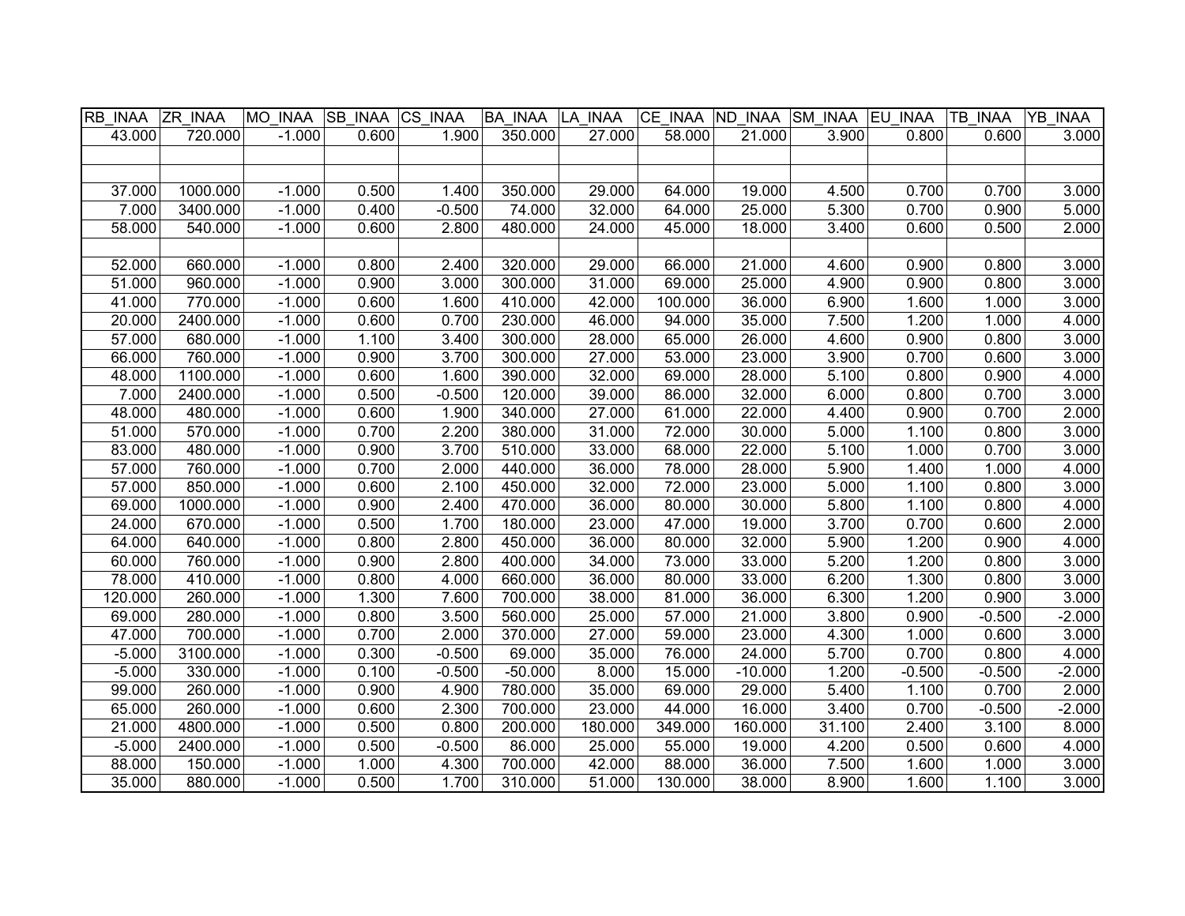| RB_INAA | ZR_INAA | MO_INAA | SB_INAA | CS_INAA | BA_INAA | LA_INAA | CE_INAA | ND_INAA | SM_INAA | EU_INAA | TB_INAA | YB_INAA |
|---|---|---|---|---|---|---|---|---|---|---|---|---|
| 43.000 | 720.000 | -1.000 | 0.600 | 1.900 | 350.000 | 27.000 | 58.000 | 21.000 | 3.900 | 0.800 | 0.600 | 3.000 |
| | | | | | | | | | | | | |
| | | | | | | | | | | | | |
| 37.000 | 1000.000 | -1.000 | 0.500 | 1.400 | 350.000 | 29.000 | 64.000 | 19.000 | 4.500 | 0.700 | 0.700 | 3.000 |
| 7.000 | 3400.000 | -1.000 | 0.400 | -0.500 | 74.000 | 32.000 | 64.000 | 25.000 | 5.300 | 0.700 | 0.900 | 5.000 |
| 58.000 | 540.000 | -1.000 | 0.600 | 2.800 | 480.000 | 24.000 | 45.000 | 18.000 | 3.400 | 0.600 | 0.500 | 2.000 |
| | | | | | | | | | | | | |
| 52.000 | 660.000 | -1.000 | 0.800 | 2.400 | 320.000 | 29.000 | 66.000 | 21.000 | 4.600 | 0.900 | 0.800 | 3.000 |
| 51.000 | 960.000 | -1.000 | 0.900 | 3.000 | 300.000 | 31.000 | 69.000 | 25.000 | 4.900 | 0.900 | 0.800 | 3.000 |
| 41.000 | 770.000 | -1.000 | 0.600 | 1.600 | 410.000 | 42.000 | 100.000 | 36.000 | 6.900 | 1.600 | 1.000 | 3.000 |
| 20.000 | 2400.000 | -1.000 | 0.600 | 0.700 | 230.000 | 46.000 | 94.000 | 35.000 | 7.500 | 1.200 | 1.000 | 4.000 |
| 57.000 | 680.000 | -1.000 | 1.100 | 3.400 | 300.000 | 28.000 | 65.000 | 26.000 | 4.600 | 0.900 | 0.800 | 3.000 |
| 66.000 | 760.000 | -1.000 | 0.900 | 3.700 | 300.000 | 27.000 | 53.000 | 23.000 | 3.900 | 0.700 | 0.600 | 3.000 |
| 48.000 | 1100.000 | -1.000 | 0.600 | 1.600 | 390.000 | 32.000 | 69.000 | 28.000 | 5.100 | 0.800 | 0.900 | 4.000 |
| 7.000 | 2400.000 | -1.000 | 0.500 | -0.500 | 120.000 | 39.000 | 86.000 | 32.000 | 6.000 | 0.800 | 0.700 | 3.000 |
| 48.000 | 480.000 | -1.000 | 0.600 | 1.900 | 340.000 | 27.000 | 61.000 | 22.000 | 4.400 | 0.900 | 0.700 | 2.000 |
| 51.000 | 570.000 | -1.000 | 0.700 | 2.200 | 380.000 | 31.000 | 72.000 | 30.000 | 5.000 | 1.100 | 0.800 | 3.000 |
| 83.000 | 480.000 | -1.000 | 0.900 | 3.700 | 510.000 | 33.000 | 68.000 | 22.000 | 5.100 | 1.000 | 0.700 | 3.000 |
| 57.000 | 760.000 | -1.000 | 0.700 | 2.000 | 440.000 | 36.000 | 78.000 | 28.000 | 5.900 | 1.400 | 1.000 | 4.000 |
| 57.000 | 850.000 | -1.000 | 0.600 | 2.100 | 450.000 | 32.000 | 72.000 | 23.000 | 5.000 | 1.100 | 0.800 | 3.000 |
| 69.000 | 1000.000 | -1.000 | 0.900 | 2.400 | 470.000 | 36.000 | 80.000 | 30.000 | 5.800 | 1.100 | 0.800 | 4.000 |
| 24.000 | 670.000 | -1.000 | 0.500 | 1.700 | 180.000 | 23.000 | 47.000 | 19.000 | 3.700 | 0.700 | 0.600 | 2.000 |
| 64.000 | 640.000 | -1.000 | 0.800 | 2.800 | 450.000 | 36.000 | 80.000 | 32.000 | 5.900 | 1.200 | 0.900 | 4.000 |
| 60.000 | 760.000 | -1.000 | 0.900 | 2.800 | 400.000 | 34.000 | 73.000 | 33.000 | 5.200 | 1.200 | 0.800 | 3.000 |
| 78.000 | 410.000 | -1.000 | 0.800 | 4.000 | 660.000 | 36.000 | 80.000 | 33.000 | 6.200 | 1.300 | 0.800 | 3.000 |
| 120.000 | 260.000 | -1.000 | 1.300 | 7.600 | 700.000 | 38.000 | 81.000 | 36.000 | 6.300 | 1.200 | 0.900 | 3.000 |
| 69.000 | 280.000 | -1.000 | 0.800 | 3.500 | 560.000 | 25.000 | 57.000 | 21.000 | 3.800 | 0.900 | -0.500 | -2.000 |
| 47.000 | 700.000 | -1.000 | 0.700 | 2.000 | 370.000 | 27.000 | 59.000 | 23.000 | 4.300 | 1.000 | 0.600 | 3.000 |
| -5.000 | 3100.000 | -1.000 | 0.300 | -0.500 | 69.000 | 35.000 | 76.000 | 24.000 | 5.700 | 0.700 | 0.800 | 4.000 |
| -5.000 | 330.000 | -1.000 | 0.100 | -0.500 | -50.000 | 8.000 | 15.000 | -10.000 | 1.200 | -0.500 | -0.500 | -2.000 |
| 99.000 | 260.000 | -1.000 | 0.900 | 4.900 | 780.000 | 35.000 | 69.000 | 29.000 | 5.400 | 1.100 | 0.700 | 2.000 |
| 65.000 | 260.000 | -1.000 | 0.600 | 2.300 | 700.000 | 23.000 | 44.000 | 16.000 | 3.400 | 0.700 | -0.500 | -2.000 |
| 21.000 | 4800.000 | -1.000 | 0.500 | 0.800 | 200.000 | 180.000 | 349.000 | 160.000 | 31.100 | 2.400 | 3.100 | 8.000 |
| -5.000 | 2400.000 | -1.000 | 0.500 | -0.500 | 86.000 | 25.000 | 55.000 | 19.000 | 4.200 | 0.500 | 0.600 | 4.000 |
| 88.000 | 150.000 | -1.000 | 1.000 | 4.300 | 700.000 | 42.000 | 88.000 | 36.000 | 7.500 | 1.600 | 1.000 | 3.000 |
| 35.000 | 880.000 | -1.000 | 0.500 | 1.700 | 310.000 | 51.000 | 130.000 | 38.000 | 8.900 | 1.600 | 1.100 | 3.000 |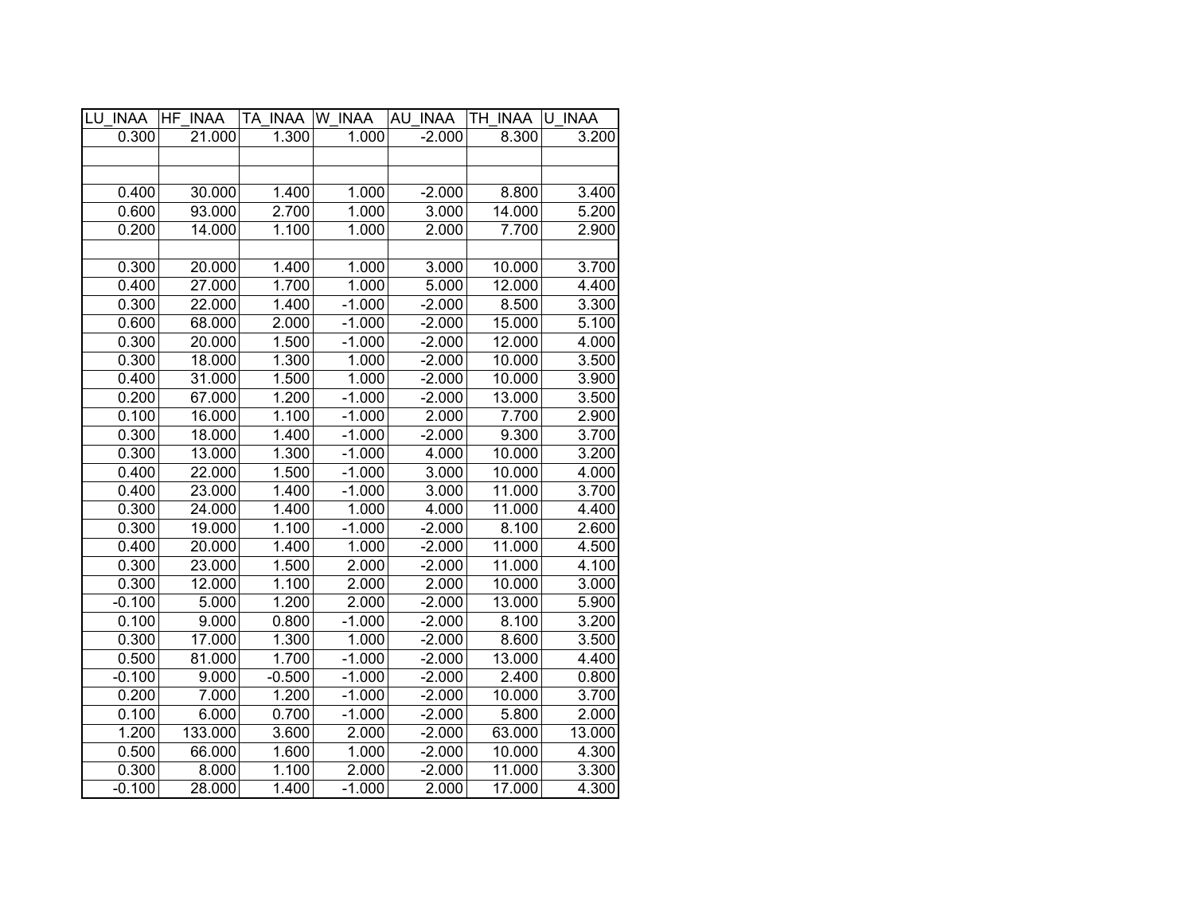| LU_INAA | HF_INAA | TA_INAA | W_INAA | AU_INAA | TH_INAA | U_INAA |
|---|---|---|---|---|---|---|
| 0.300 | 21.000 | 1.300 | 1.000 | -2.000 | 8.300 | 3.200 |
| | | | | | | |
| | | | | | | |
| 0.400 | 30.000 | 1.400 | 1.000 | -2.000 | 8.800 | 3.400 |
| 0.600 | 93.000 | 2.700 | 1.000 | 3.000 | 14.000 | 5.200 |
| 0.200 | 14.000 | 1.100 | 1.000 | 2.000 | 7.700 | 2.900 |
| | | | | | | |
| 0.300 | 20.000 | 1.400 | 1.000 | 3.000 | 10.000 | 3.700 |
| 0.400 | 27.000 | 1.700 | 1.000 | 5.000 | 12.000 | 4.400 |
| 0.300 | 22.000 | 1.400 | -1.000 | -2.000 | 8.500 | 3.300 |
| 0.600 | 68.000 | 2.000 | -1.000 | -2.000 | 15.000 | 5.100 |
| 0.300 | 20.000 | 1.500 | -1.000 | -2.000 | 12.000 | 4.000 |
| 0.300 | 18.000 | 1.300 | 1.000 | -2.000 | 10.000 | 3.500 |
| 0.400 | 31.000 | 1.500 | 1.000 | -2.000 | 10.000 | 3.900 |
| 0.200 | 67.000 | 1.200 | -1.000 | -2.000 | 13.000 | 3.500 |
| 0.100 | 16.000 | 1.100 | -1.000 | 2.000 | 7.700 | 2.900 |
| 0.300 | 18.000 | 1.400 | -1.000 | -2.000 | 9.300 | 3.700 |
| 0.300 | 13.000 | 1.300 | -1.000 | 4.000 | 10.000 | 3.200 |
| 0.400 | 22.000 | 1.500 | -1.000 | 3.000 | 10.000 | 4.000 |
| 0.400 | 23.000 | 1.400 | -1.000 | 3.000 | 11.000 | 3.700 |
| 0.300 | 24.000 | 1.400 | 1.000 | 4.000 | 11.000 | 4.400 |
| 0.300 | 19.000 | 1.100 | -1.000 | -2.000 | 8.100 | 2.600 |
| 0.400 | 20.000 | 1.400 | 1.000 | -2.000 | 11.000 | 4.500 |
| 0.300 | 23.000 | 1.500 | 2.000 | -2.000 | 11.000 | 4.100 |
| 0.300 | 12.000 | 1.100 | 2.000 | 2.000 | 10.000 | 3.000 |
| -0.100 | 5.000 | 1.200 | 2.000 | -2.000 | 13.000 | 5.900 |
| 0.100 | 9.000 | 0.800 | -1.000 | -2.000 | 8.100 | 3.200 |
| 0.300 | 17.000 | 1.300 | 1.000 | -2.000 | 8.600 | 3.500 |
| 0.500 | 81.000 | 1.700 | -1.000 | -2.000 | 13.000 | 4.400 |
| -0.100 | 9.000 | -0.500 | -1.000 | -2.000 | 2.400 | 0.800 |
| 0.200 | 7.000 | 1.200 | -1.000 | -2.000 | 10.000 | 3.700 |
| 0.100 | 6.000 | 0.700 | -1.000 | -2.000 | 5.800 | 2.000 |
| 1.200 | 133.000 | 3.600 | 2.000 | -2.000 | 63.000 | 13.000 |
| 0.500 | 66.000 | 1.600 | 1.000 | -2.000 | 10.000 | 4.300 |
| 0.300 | 8.000 | 1.100 | 2.000 | -2.000 | 11.000 | 3.300 |
| -0.100 | 28.000 | 1.400 | -1.000 | 2.000 | 17.000 | 4.300 |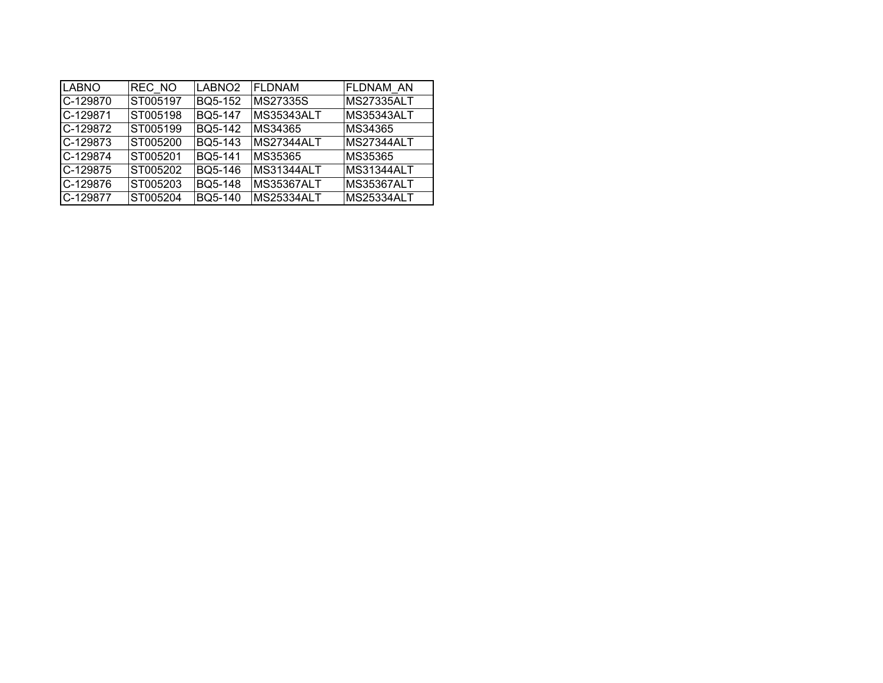| LABNO | REC_NO | LABNO2 | FLDNAM | FLDNAM_AN |
|---|---|---|---|---|
| C-129870 | ST005197 | BQ5-152 | MS27335S | MS27335ALT |
| C-129871 | ST005198 | BQ5-147 | MS35343ALT | MS35343ALT |
| C-129872 | ST005199 | BQ5-142 | MS34365 | MS34365 |
| C-129873 | ST005200 | BQ5-143 | MS27344ALT | MS27344ALT |
| C-129874 | ST005201 | BQ5-141 | MS35365 | MS35365 |
| C-129875 | ST005202 | BQ5-146 | MS31344ALT | MS31344ALT |
| C-129876 | ST005203 | BQ5-148 | MS35367ALT | MS35367ALT |
| C-129877 | ST005204 | BQ5-140 | MS25334ALT | MS25334ALT |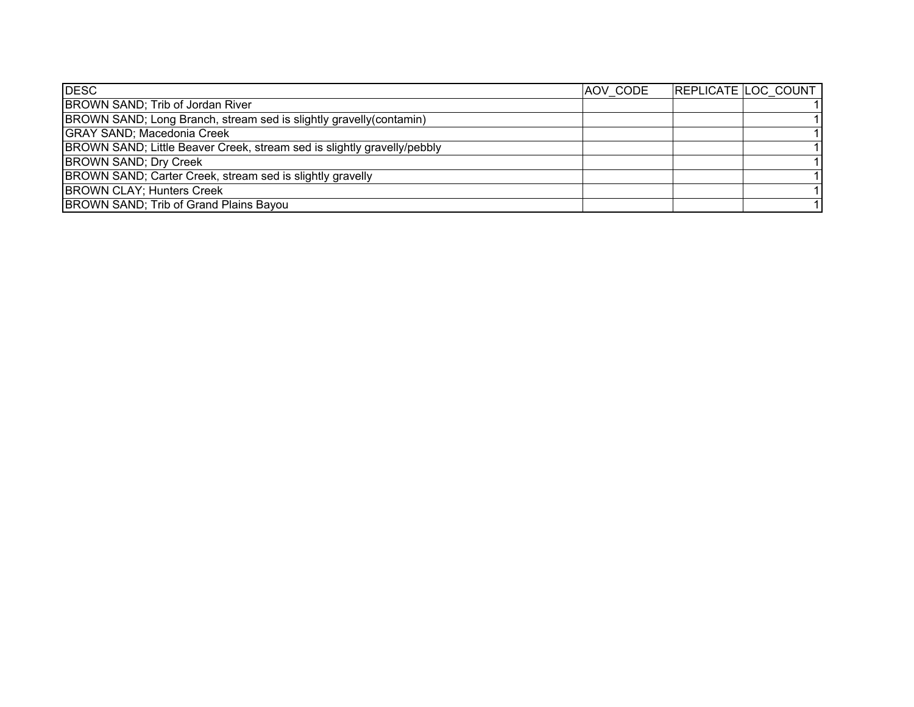| DESC | AOV_CODE | REPLICATE | LOC_COUNT |
|---|---|---|---|
| BROWN SAND; Trib of Jordan River | | | 1 |
| BROWN SAND; Long Branch, stream sed is slightly gravelly(contamin) | | | 1 |
| GRAY SAND; Macedonia Creek | | | 1 |
| BROWN SAND; Little Beaver Creek, stream sed is slightly gravelly/pebbly | | | 1 |
| BROWN SAND; Dry Creek | | | 1 |
| BROWN SAND; Carter Creek, stream sed is slightly gravelly | | | 1 |
| BROWN CLAY; Hunters Creek | | | 1 |
| BROWN SAND; Trib of Grand Plains Bayou | | | 1 |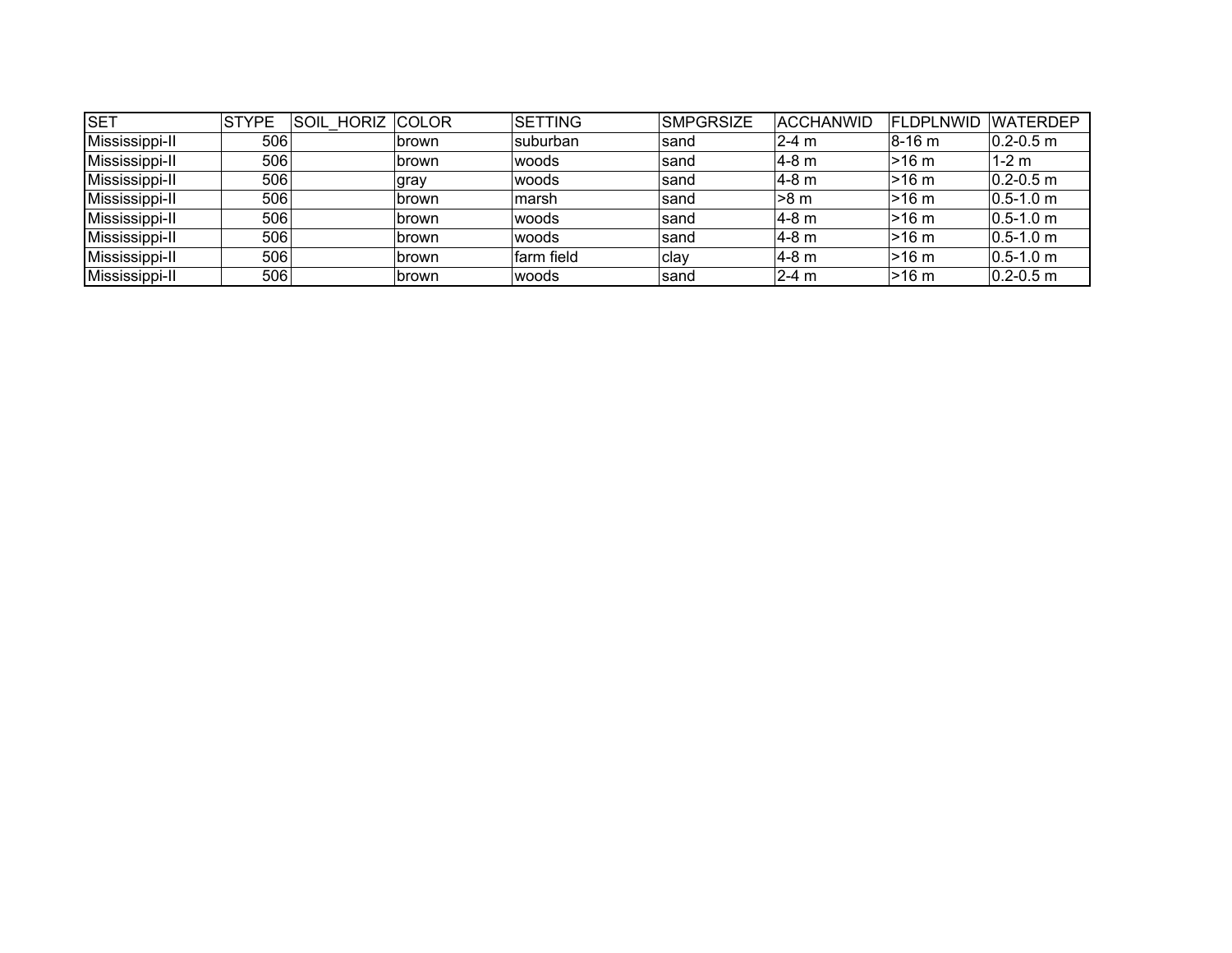| SET | STYPE | SOIL_HORIZ | COLOR | SETTING | SMPGRSIZE | ACCHANWID | FLDPLNWID | WATERDEP |
|---|---|---|---|---|---|---|---|---|
| Mississippi-II | 506 | | brown | suburban | sand | 2-4 m | 8-16 m | 0.2-0.5 m |
| Mississippi-II | 506 | | brown | woods | sand | 4-8 m | >16 m | 1-2 m |
| Mississippi-II | 506 | | gray | woods | sand | 4-8 m | >16 m | 0.2-0.5 m |
| Mississippi-II | 506 | | brown | marsh | sand | >8 m | >16 m | 0.5-1.0 m |
| Mississippi-II | 506 | | brown | woods | sand | 4-8 m | >16 m | 0.5-1.0 m |
| Mississippi-II | 506 | | brown | woods | sand | 4-8 m | >16 m | 0.5-1.0 m |
| Mississippi-II | 506 | | brown | farm field | clay | 4-8 m | >16 m | 0.5-1.0 m |
| Mississippi-II | 506 | | brown | woods | sand | 2-4 m | >16 m | 0.2-0.5 m |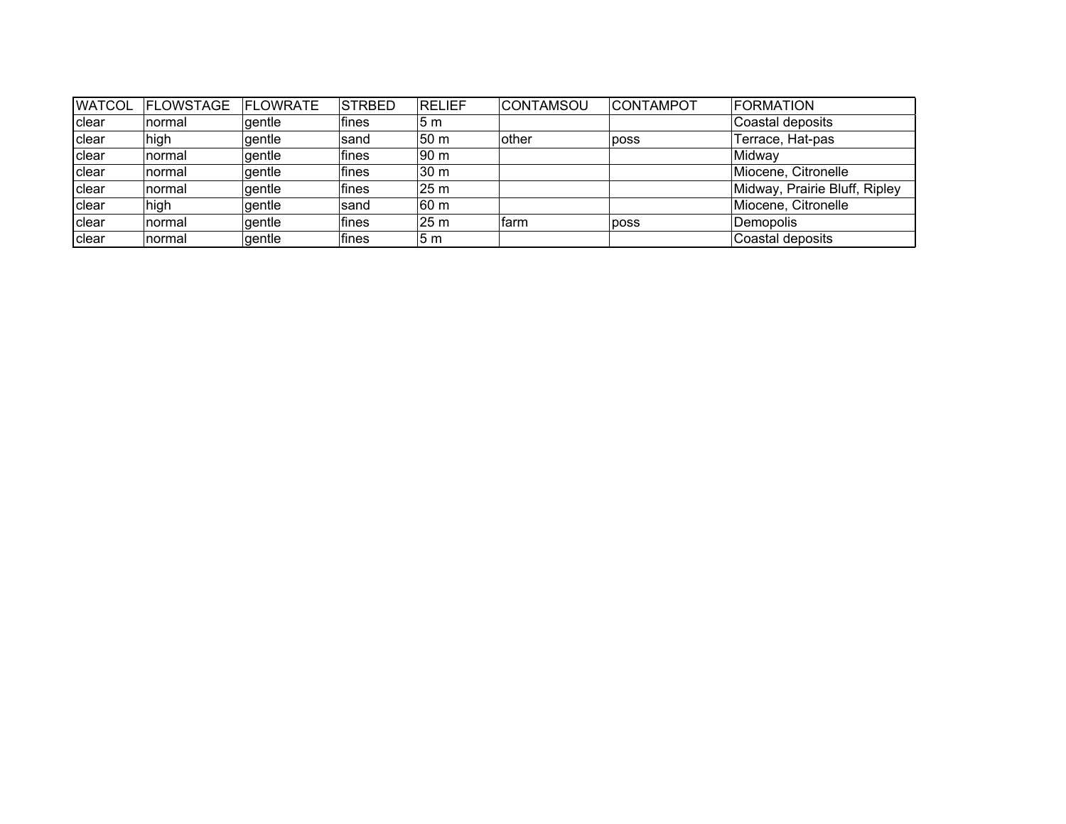| WATCOL | FLOWSTAGE | FLOWRATE | STRBED | RELIEF | CONTAMSOU | CONTAMPOT | FORMATION |
|---|---|---|---|---|---|---|---|
| clear | normal | gentle | fines | 5 m | | | Coastal deposits |
| clear | high | gentle | sand | 50 m | other | poss | Terrace, Hat-pas |
| clear | normal | gentle | fines | 90 m | | | Midway |
| clear | normal | gentle | fines | 30 m | | | Miocene, Citronelle |
| clear | normal | gentle | fines | 25 m | | | Midway, Prairie Bluff, Ripley |
| clear | high | gentle | sand | 60 m | | | Miocene, Citronelle |
| clear | normal | gentle | fines | 25 m | farm | poss | Demopolis |
| clear | normal | gentle | fines | 5 m | | | Coastal deposits |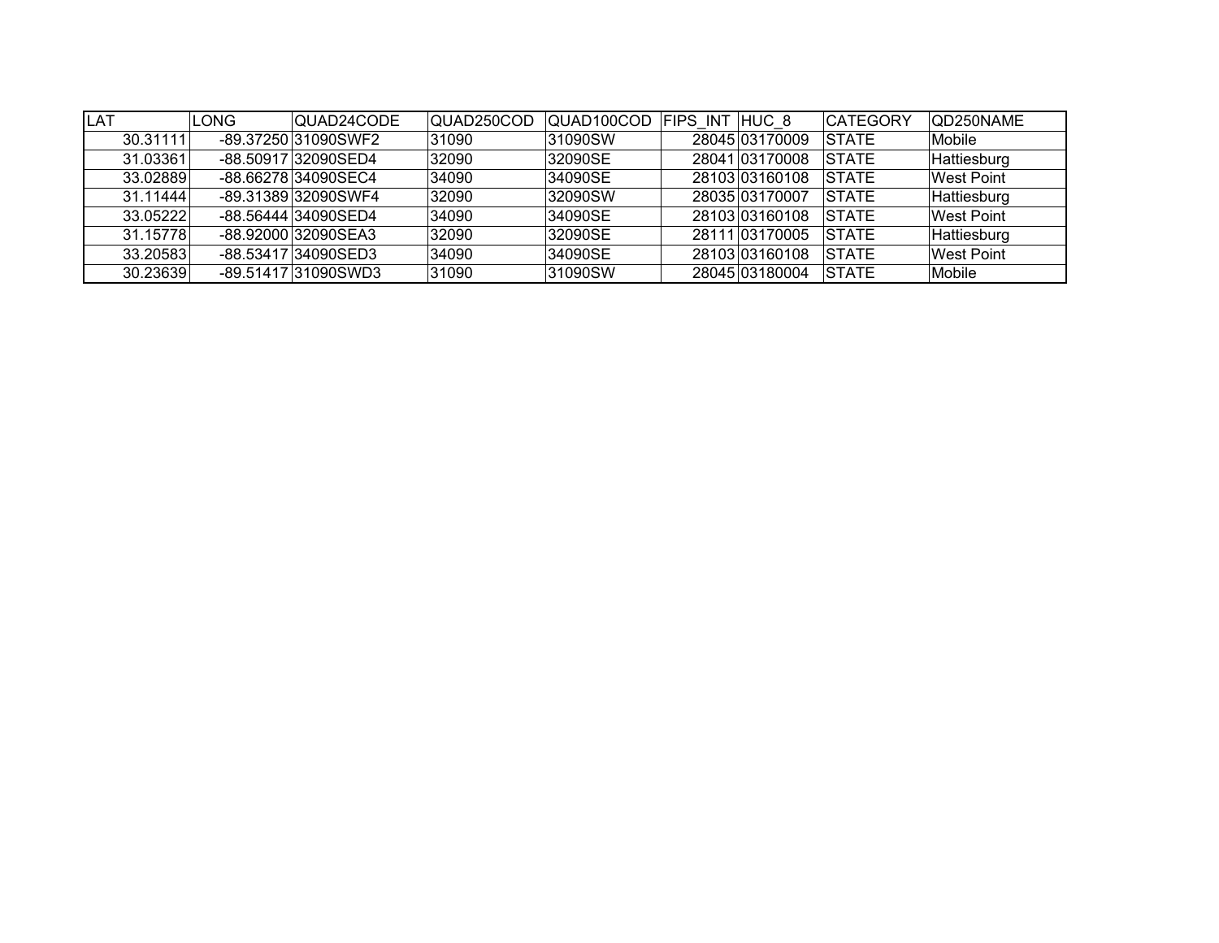| LAT | LONG | QUAD24CODE | QUAD250COD | QUAD100COD | FIPS_INT | HUC_8 | CATEGORY | QD250NAME |
|---|---|---|---|---|---|---|---|---|
| 30.31111 | -89.37250 | 31090SWF2 | 31090 | 31090SW | 28045 | 03170009 | STATE | Mobile |
| 31.03361 | -88.50917 | 32090SED4 | 32090 | 32090SE | 28041 | 03170008 | STATE | Hattiesburg |
| 33.02889 | -88.66278 | 34090SEC4 | 34090 | 34090SE | 28103 | 03160108 | STATE | West Point |
| 31.11444 | -89.31389 | 32090SWF4 | 32090 | 32090SW | 28035 | 03170007 | STATE | Hattiesburg |
| 33.05222 | -88.56444 | 34090SED4 | 34090 | 34090SE | 28103 | 03160108 | STATE | West Point |
| 31.15778 | -88.92000 | 32090SEA3 | 32090 | 32090SE | 28111 | 03170005 | STATE | Hattiesburg |
| 33.20583 | -88.53417 | 34090SED3 | 34090 | 34090SE | 28103 | 03160108 | STATE | West Point |
| 30.23639 | -89.51417 | 31090SWD3 | 31090 | 31090SW | 28045 | 03180004 | STATE | Mobile |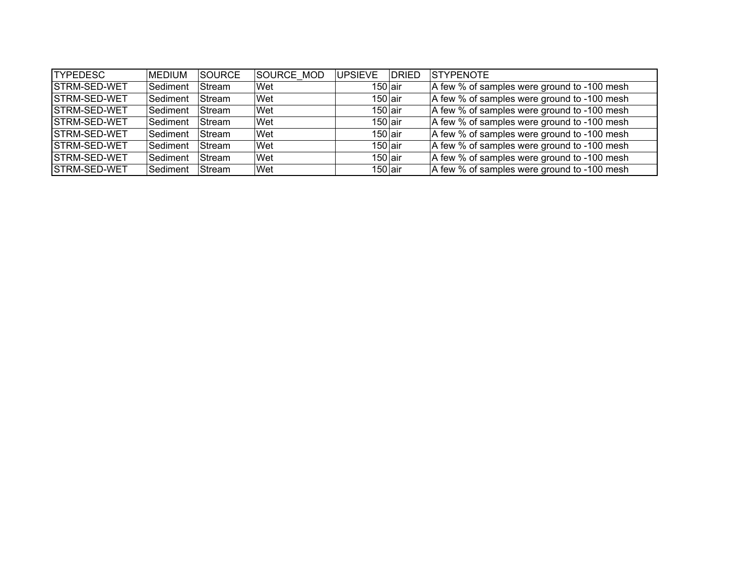| TYPEDESC | MEDIUM | SOURCE | SOURCE_MOD | UPSIEVE | DRIED | STYPENOTE |
|---|---|---|---|---|---|---|
| STRM-SED-WET | Sediment | Stream | Wet | 150 | air | A few % of samples were ground to -100 mesh |
| STRM-SED-WET | Sediment | Stream | Wet | 150 | air | A few % of samples were ground to -100 mesh |
| STRM-SED-WET | Sediment | Stream | Wet | 150 | air | A few % of samples were ground to -100 mesh |
| STRM-SED-WET | Sediment | Stream | Wet | 150 | air | A few % of samples were ground to -100 mesh |
| STRM-SED-WET | Sediment | Stream | Wet | 150 | air | A few % of samples were ground to -100 mesh |
| STRM-SED-WET | Sediment | Stream | Wet | 150 | air | A few % of samples were ground to -100 mesh |
| STRM-SED-WET | Sediment | Stream | Wet | 150 | air | A few % of samples were ground to -100 mesh |
| STRM-SED-WET | Sediment | Stream | Wet | 150 | air | A few % of samples were ground to -100 mesh |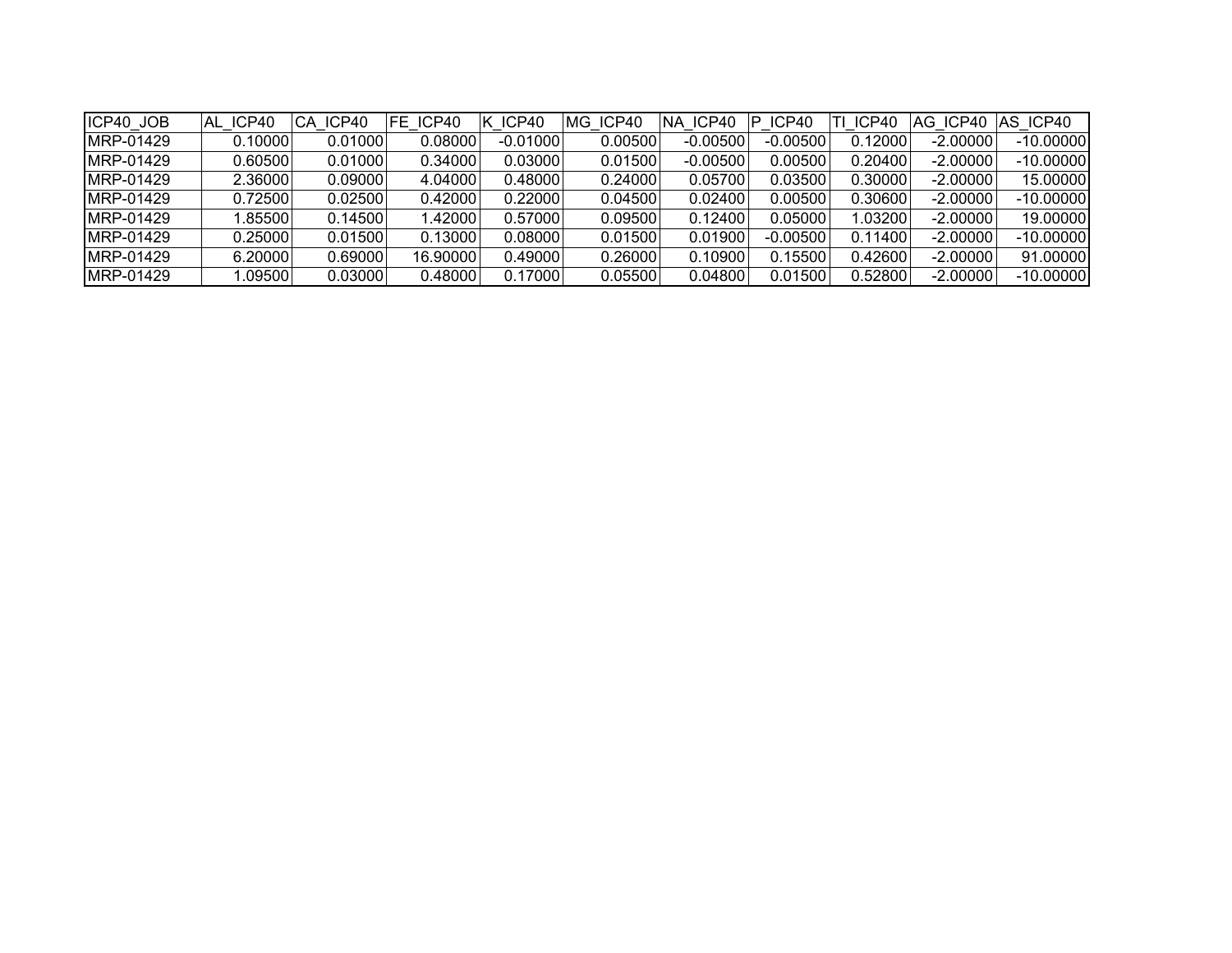| ICP40_JOB | AL_ICP40 | CA_ICP40 | FE_ICP40 | K_ICP40 | MG_ICP40 | NA_ICP40 | P_ICP40 | TI_ICP40 | AG_ICP40 | AS_ICP40 |
|---|---|---|---|---|---|---|---|---|---|---|
| MRP-01429 | 0.10000 | 0.01000 | 0.08000 | -0.01000 | 0.00500 | -0.00500 | -0.00500 | 0.12000 | -2.00000 | -10.00000 |
| MRP-01429 | 0.60500 | 0.01000 | 0.34000 | 0.03000 | 0.01500 | -0.00500 | 0.00500 | 0.20400 | -2.00000 | -10.00000 |
| MRP-01429 | 2.36000 | 0.09000 | 4.04000 | 0.48000 | 0.24000 | 0.05700 | 0.03500 | 0.30000 | -2.00000 | 15.00000 |
| MRP-01429 | 0.72500 | 0.02500 | 0.42000 | 0.22000 | 0.04500 | 0.02400 | 0.00500 | 0.30600 | -2.00000 | -10.00000 |
| MRP-01429 | 1.85500 | 0.14500 | 1.42000 | 0.57000 | 0.09500 | 0.12400 | 0.05000 | 1.03200 | -2.00000 | 19.00000 |
| MRP-01429 | 0.25000 | 0.01500 | 0.13000 | 0.08000 | 0.01500 | 0.01900 | -0.00500 | 0.11400 | -2.00000 | -10.00000 |
| MRP-01429 | 6.20000 | 0.69000 | 16.90000 | 0.49000 | 0.26000 | 0.10900 | 0.15500 | 0.42600 | -2.00000 | 91.00000 |
| MRP-01429 | 1.09500 | 0.03000 | 0.48000 | 0.17000 | 0.05500 | 0.04800 | 0.01500 | 0.52800 | -2.00000 | -10.00000 |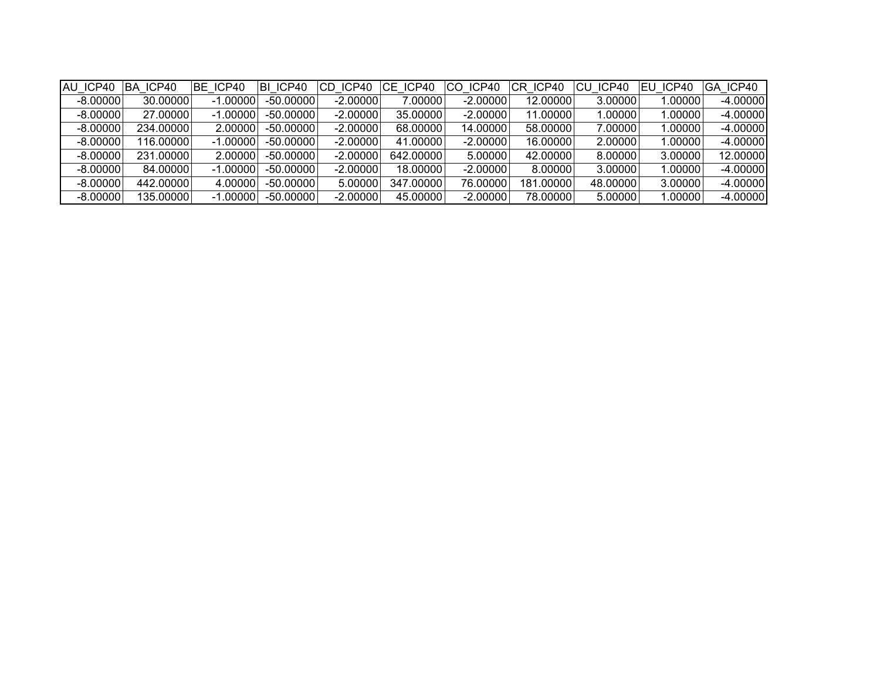| AU_ICP40 | BA_ICP40 | BE_ICP40 | BI_ICP40 | CD_ICP40 | CE_ICP40 | CO_ICP40 | CR_ICP40 | CU_ICP40 | EU_ICP40 | GA_ICP40 |
|---|---|---|---|---|---|---|---|---|---|---|
| -8.00000 | 30.00000 | -1.00000 | -50.00000 | -2.00000 | 7.00000 | -2.00000 | 12.00000 | 3.00000 | 1.00000 | -4.00000 |
| -8.00000 | 27.00000 | -1.00000 | -50.00000 | -2.00000 | 35.00000 | -2.00000 | 11.00000 | 1.00000 | 1.00000 | -4.00000 |
| -8.00000 | 234.00000 | 2.00000 | -50.00000 | -2.00000 | 68.00000 | 14.00000 | 58.00000 | 7.00000 | 1.00000 | -4.00000 |
| -8.00000 | 116.00000 | -1.00000 | -50.00000 | -2.00000 | 41.00000 | -2.00000 | 16.00000 | 2.00000 | 1.00000 | -4.00000 |
| -8.00000 | 231.00000 | 2.00000 | -50.00000 | -2.00000 | 642.00000 | 5.00000 | 42.00000 | 8.00000 | 3.00000 | 12.00000 |
| -8.00000 | 84.00000 | -1.00000 | -50.00000 | -2.00000 | 18.00000 | -2.00000 | 8.00000 | 3.00000 | 1.00000 | -4.00000 |
| -8.00000 | 442.00000 | 4.00000 | -50.00000 | 5.00000 | 347.00000 | 76.00000 | 181.00000 | 48.00000 | 3.00000 | -4.00000 |
| -8.00000 | 135.00000 | -1.00000 | -50.00000 | -2.00000 | 45.00000 | -2.00000 | 78.00000 | 5.00000 | 1.00000 | -4.00000 |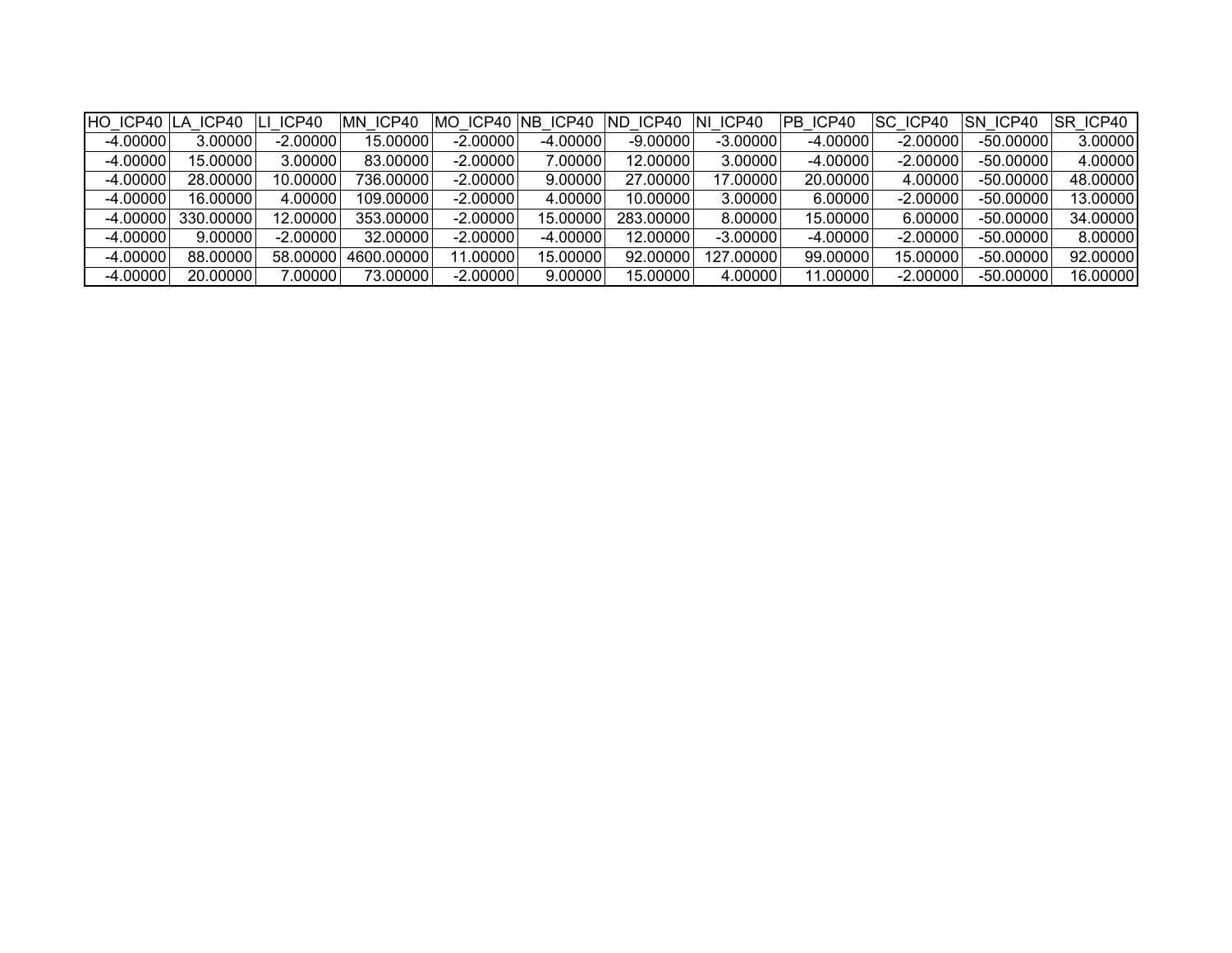| HO_ICP40 | LA_ICP40 | LI_ICP40 | MN_ICP40 | MO_ICP40 | NB_ICP40 | ND_ICP40 | NI_ICP40 | PB_ICP40 | SC_ICP40 | SN_ICP40 | SR_ICP40 |
|---|---|---|---|---|---|---|---|---|---|---|---|
| -4.00000 | 3.00000 | -2.00000 | 15.00000 | -2.00000 | -4.00000 | -9.00000 | -3.00000 | -4.00000 | -2.00000 | -50.00000 | 3.00000 |
| -4.00000 | 15.00000 | 3.00000 | 83.00000 | -2.00000 | 7.00000 | 12.00000 | 3.00000 | -4.00000 | -2.00000 | -50.00000 | 4.00000 |
| -4.00000 | 28.00000 | 10.00000 | 736.00000 | -2.00000 | 9.00000 | 27.00000 | 17.00000 | 20.00000 | 4.00000 | -50.00000 | 48.00000 |
| -4.00000 | 16.00000 | 4.00000 | 109.00000 | -2.00000 | 4.00000 | 10.00000 | 3.00000 | 6.00000 | -2.00000 | -50.00000 | 13.00000 |
| -4.00000 | 330.00000 | 12.00000 | 353.00000 | -2.00000 | 15.00000 | 283.00000 | 8.00000 | 15.00000 | 6.00000 | -50.00000 | 34.00000 |
| -4.00000 | 9.00000 | -2.00000 | 32.00000 | -2.00000 | -4.00000 | 12.00000 | -3.00000 | -4.00000 | -2.00000 | -50.00000 | 8.00000 |
| -4.00000 | 88.00000 | 58.00000 | 4600.00000 | 11.00000 | 15.00000 | 92.00000 | 127.00000 | 99.00000 | 15.00000 | -50.00000 | 92.00000 |
| -4.00000 | 20.00000 | 7.00000 | 73.00000 | -2.00000 | 9.00000 | 15.00000 | 4.00000 | 11.00000 | -2.00000 | -50.00000 | 16.00000 |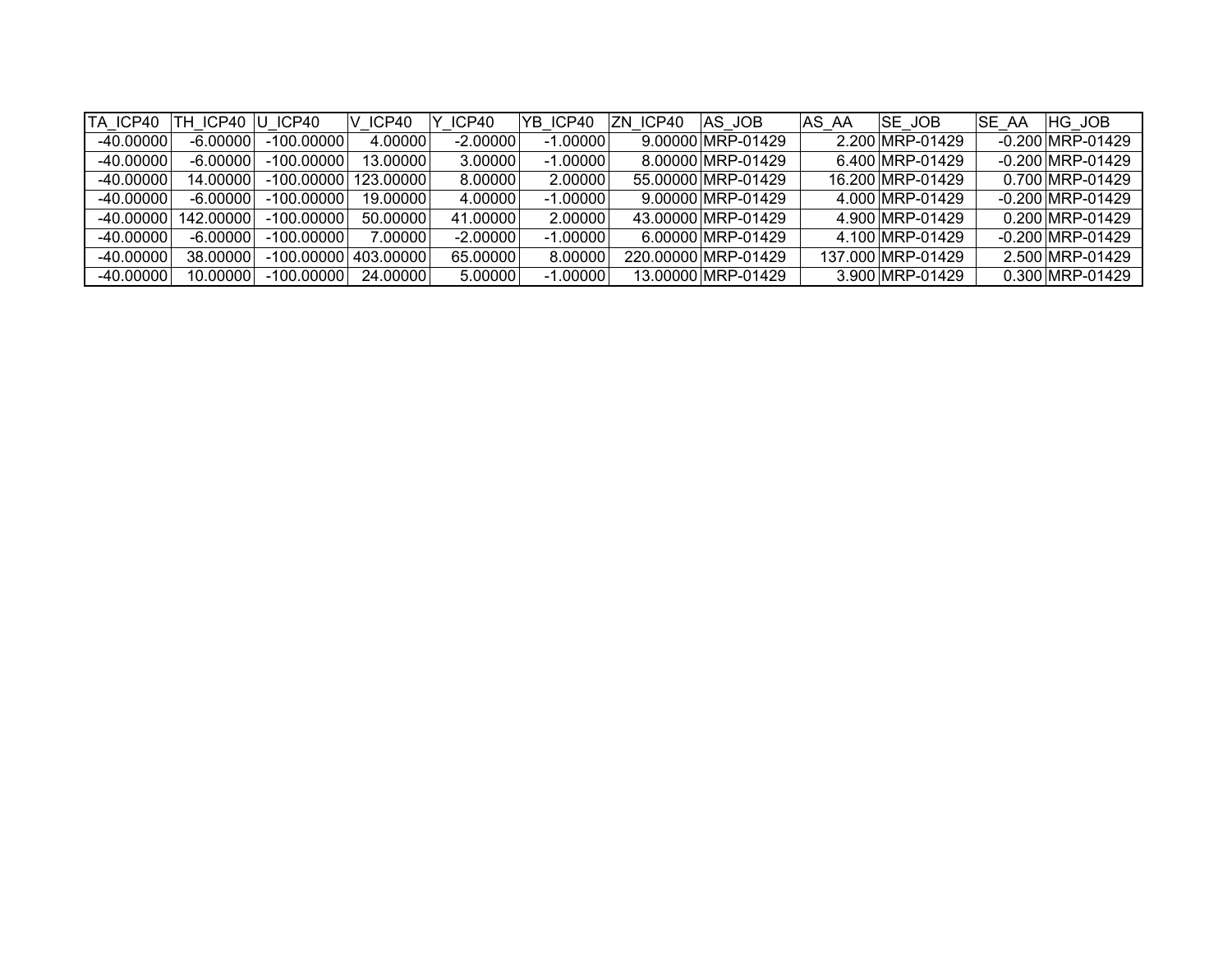| TA_ICP40 | TH_ICP40 | U_ICP40 | V_ICP40 | Y_ICP40 | YB_ICP40 | ZN_ICP40 | AS_JOB | AS_AA | SE_JOB | SE_AA | HG_JOB |
|---|---|---|---|---|---|---|---|---|---|---|---|
| -40.00000 | -6.00000 | -100.00000 | 4.00000 | -2.00000 | -1.00000 | 9.00000 | MRP-01429 | 2.200 | MRP-01429 | -0.200 | MRP-01429 |
| -40.00000 | -6.00000 | -100.00000 | 13.00000 | 3.00000 | -1.00000 | 8.00000 | MRP-01429 | 6.400 | MRP-01429 | -0.200 | MRP-01429 |
| -40.00000 | 14.00000 | -100.00000 | 123.00000 | 8.00000 | 2.00000 | 55.00000 | MRP-01429 | 16.200 | MRP-01429 | 0.700 | MRP-01429 |
| -40.00000 | -6.00000 | -100.00000 | 19.00000 | 4.00000 | -1.00000 | 9.00000 | MRP-01429 | 4.000 | MRP-01429 | -0.200 | MRP-01429 |
| -40.00000 | 142.00000 | -100.00000 | 50.00000 | 41.00000 | 2.00000 | 43.00000 | MRP-01429 | 4.900 | MRP-01429 | 0.200 | MRP-01429 |
| -40.00000 | -6.00000 | -100.00000 | 7.00000 | -2.00000 | -1.00000 | 6.00000 | MRP-01429 | 4.100 | MRP-01429 | -0.200 | MRP-01429 |
| -40.00000 | 38.00000 | -100.00000 | 403.00000 | 65.00000 | 8.00000 | 220.00000 | MRP-01429 | 137.000 | MRP-01429 | 2.500 | MRP-01429 |
| -40.00000 | 10.00000 | -100.00000 | 24.00000 | 5.00000 | -1.00000 | 13.00000 | MRP-01429 | 3.900 | MRP-01429 | 0.300 | MRP-01429 |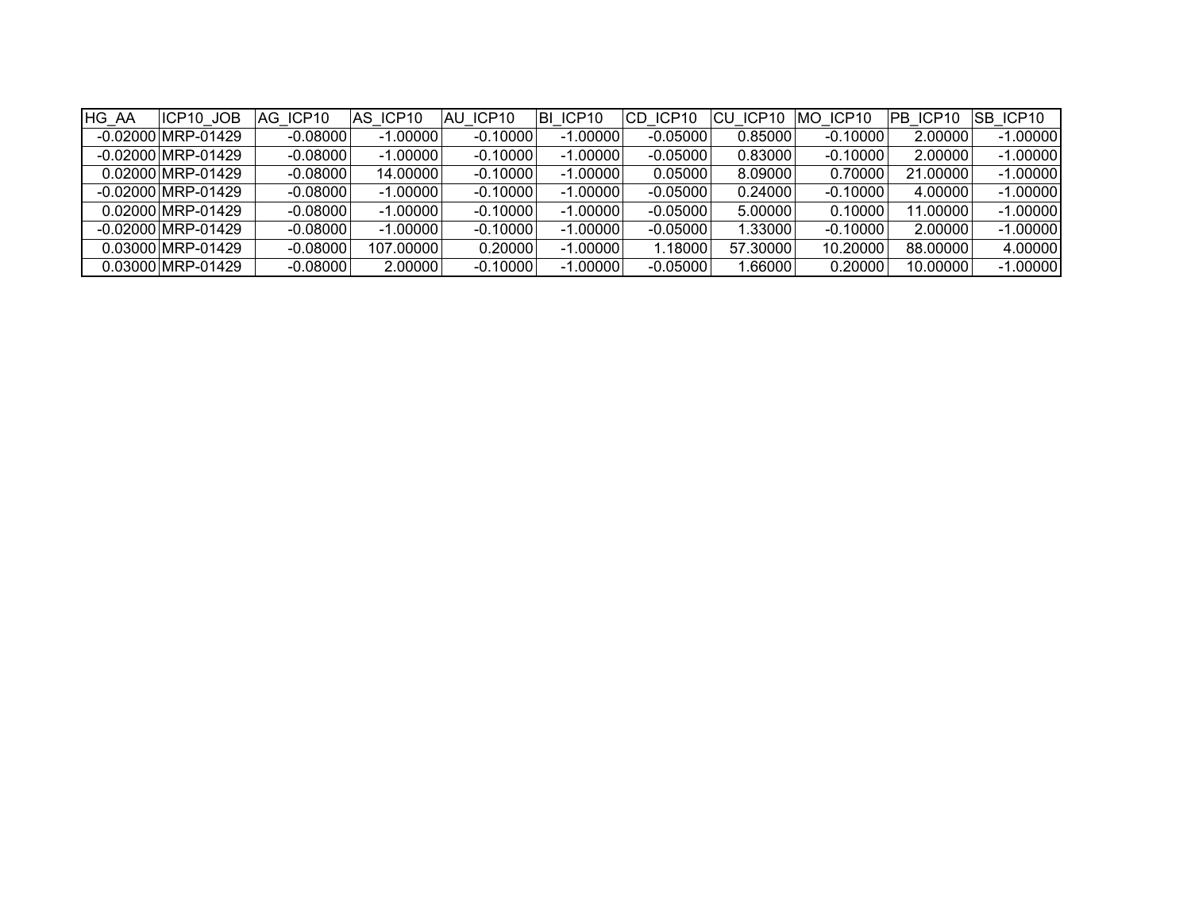| HG_AA | ICP10_JOB | AG_ICP10 | AS_ICP10 | AU_ICP10 | BI_ICP10 | CD_ICP10 | CU_ICP10 | MO_ICP10 | PB_ICP10 | SB_ICP10 |
|---|---|---|---|---|---|---|---|---|---|---|
| -0.02000 | MRP-01429 | -0.08000 | -1.00000 | -0.10000 | -1.00000 | -0.05000 | 0.85000 | -0.10000 | 2.00000 | -1.00000 |
| -0.02000 | MRP-01429 | -0.08000 | -1.00000 | -0.10000 | -1.00000 | -0.05000 | 0.83000 | -0.10000 | 2.00000 | -1.00000 |
| 0.02000 | MRP-01429 | -0.08000 | 14.00000 | -0.10000 | -1.00000 | 0.05000 | 8.09000 | 0.70000 | 21.00000 | -1.00000 |
| -0.02000 | MRP-01429 | -0.08000 | -1.00000 | -0.10000 | -1.00000 | -0.05000 | 0.24000 | -0.10000 | 4.00000 | -1.00000 |
| 0.02000 | MRP-01429 | -0.08000 | -1.00000 | -0.10000 | -1.00000 | -0.05000 | 5.00000 | 0.10000 | 11.00000 | -1.00000 |
| -0.02000 | MRP-01429 | -0.08000 | -1.00000 | -0.10000 | -1.00000 | -0.05000 | 1.33000 | -0.10000 | 2.00000 | -1.00000 |
| 0.03000 | MRP-01429 | -0.08000 | 107.00000 | 0.20000 | -1.00000 | 1.18000 | 57.30000 | 10.20000 | 88.00000 | 4.00000 |
| 0.03000 | MRP-01429 | -0.08000 | 2.00000 | -0.10000 | -1.00000 | -0.05000 | 1.66000 | 0.20000 | 10.00000 | -1.00000 |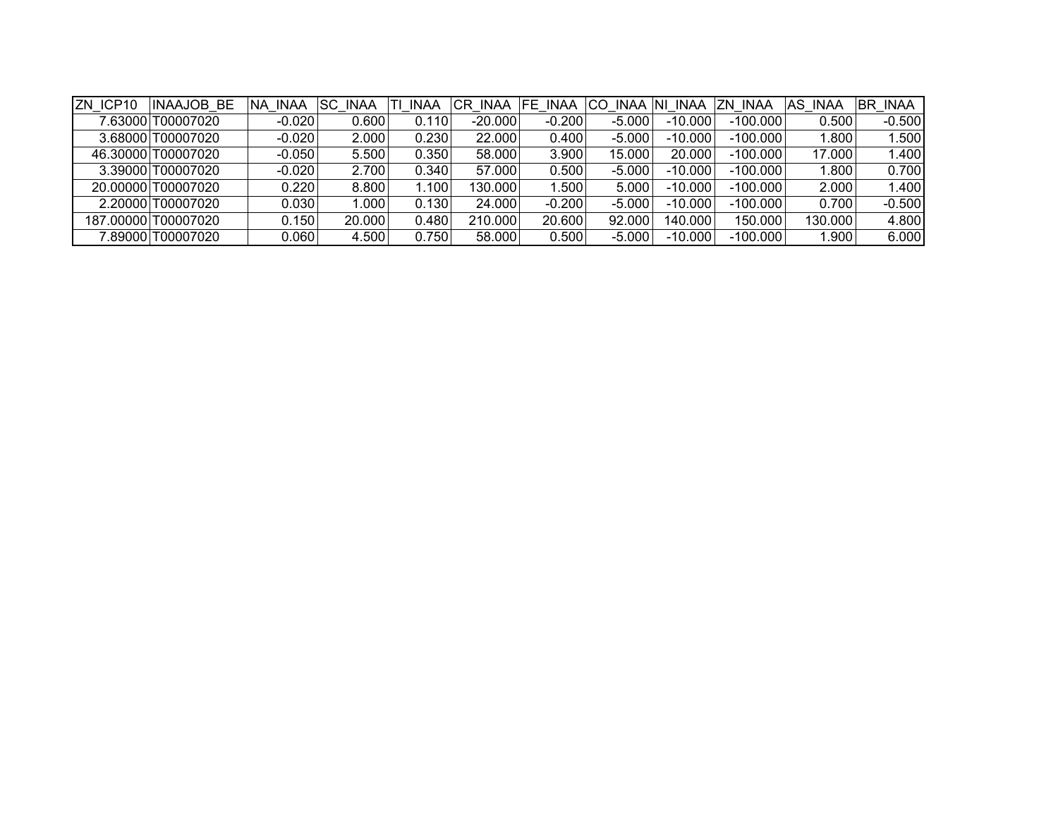| ZN_ICP10 | INAAJOB_BE | NA_INAA | SC_INAA | TI_INAA | CR_INAA | FE_INAA | CO_INAA | NI_INAA | ZN_INAA | AS_INAA | BR_INAA |
|---|---|---|---|---|---|---|---|---|---|---|---|
| 7.63000 | T00007020 | -0.020 | 0.600 | 0.110 | -20.000 | -0.200 | -5.000 | -10.000 | -100.000 | 0.500 | -0.500 |
| 3.68000 | T00007020 | -0.020 | 2.000 | 0.230 | 22.000 | 0.400 | -5.000 | -10.000 | -100.000 | 1.800 | 1.500 |
| 46.30000 | T00007020 | -0.050 | 5.500 | 0.350 | 58.000 | 3.900 | 15.000 | 20.000 | -100.000 | 17.000 | 1.400 |
| 3.39000 | T00007020 | -0.020 | 2.700 | 0.340 | 57.000 | 0.500 | -5.000 | -10.000 | -100.000 | 1.800 | 0.700 |
| 20.00000 | T00007020 | 0.220 | 8.800 | 1.100 | 130.000 | 1.500 | 5.000 | -10.000 | -100.000 | 2.000 | 1.400 |
| 2.20000 | T00007020 | 0.030 | 1.000 | 0.130 | 24.000 | -0.200 | -5.000 | -10.000 | -100.000 | 0.700 | -0.500 |
| 187.00000 | T00007020 | 0.150 | 20.000 | 0.480 | 210.000 | 20.600 | 92.000 | 140.000 | 150.000 | 130.000 | 4.800 |
| 7.89000 | T00007020 | 0.060 | 4.500 | 0.750 | 58.000 | 0.500 | -5.000 | -10.000 | -100.000 | 1.900 | 6.000 |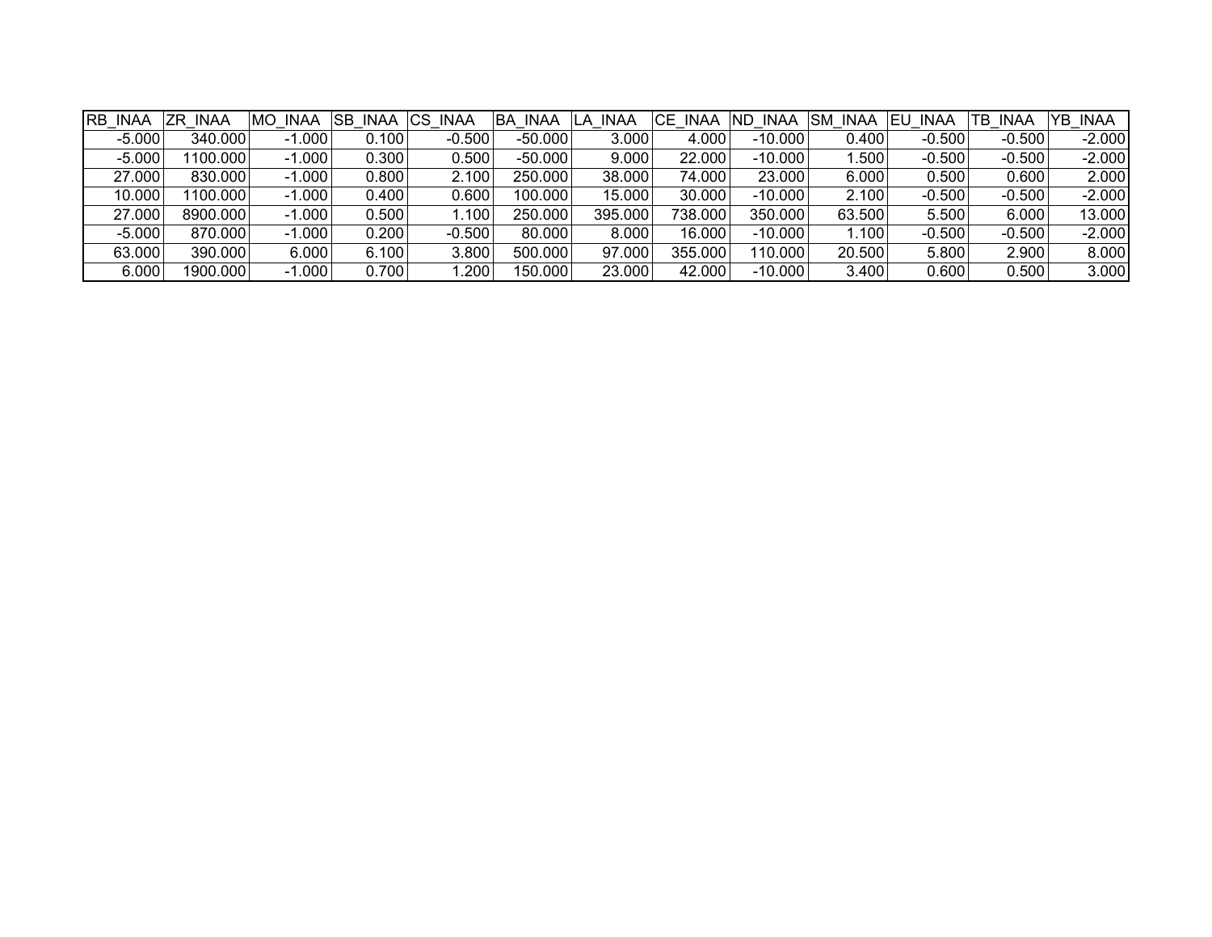| RB_INAA | ZR_INAA | MO_INAA | SB_INAA | CS_INAA | BA_INAA | LA_INAA | CE_INAA | ND_INAA | SM_INAA | EU_INAA | TB_INAA | YB_INAA |
|---|---|---|---|---|---|---|---|---|---|---|---|---|
| -5.000 | 340.000 | -1.000 | 0.100 | -0.500 | -50.000 | 3.000 | 4.000 | -10.000 | 0.400 | -0.500 | -0.500 | -2.000 |
| -5.000 | 1100.000 | -1.000 | 0.300 | 0.500 | -50.000 | 9.000 | 22.000 | -10.000 | 1.500 | -0.500 | -0.500 | -2.000 |
| 27.000 | 830.000 | -1.000 | 0.800 | 2.100 | 250.000 | 38.000 | 74.000 | 23.000 | 6.000 | 0.500 | 0.600 | 2.000 |
| 10.000 | 1100.000 | -1.000 | 0.400 | 0.600 | 100.000 | 15.000 | 30.000 | -10.000 | 2.100 | -0.500 | -0.500 | -2.000 |
| 27.000 | 8900.000 | -1.000 | 0.500 | 1.100 | 250.000 | 395.000 | 738.000 | 350.000 | 63.500 | 5.500 | 6.000 | 13.000 |
| -5.000 | 870.000 | -1.000 | 0.200 | -0.500 | 80.000 | 8.000 | 16.000 | -10.000 | 1.100 | -0.500 | -0.500 | -2.000 |
| 63.000 | 390.000 | 6.000 | 6.100 | 3.800 | 500.000 | 97.000 | 355.000 | 110.000 | 20.500 | 5.800 | 2.900 | 8.000 |
| 6.000 | 1900.000 | -1.000 | 0.700 | 1.200 | 150.000 | 23.000 | 42.000 | -10.000 | 3.400 | 0.600 | 0.500 | 3.000 |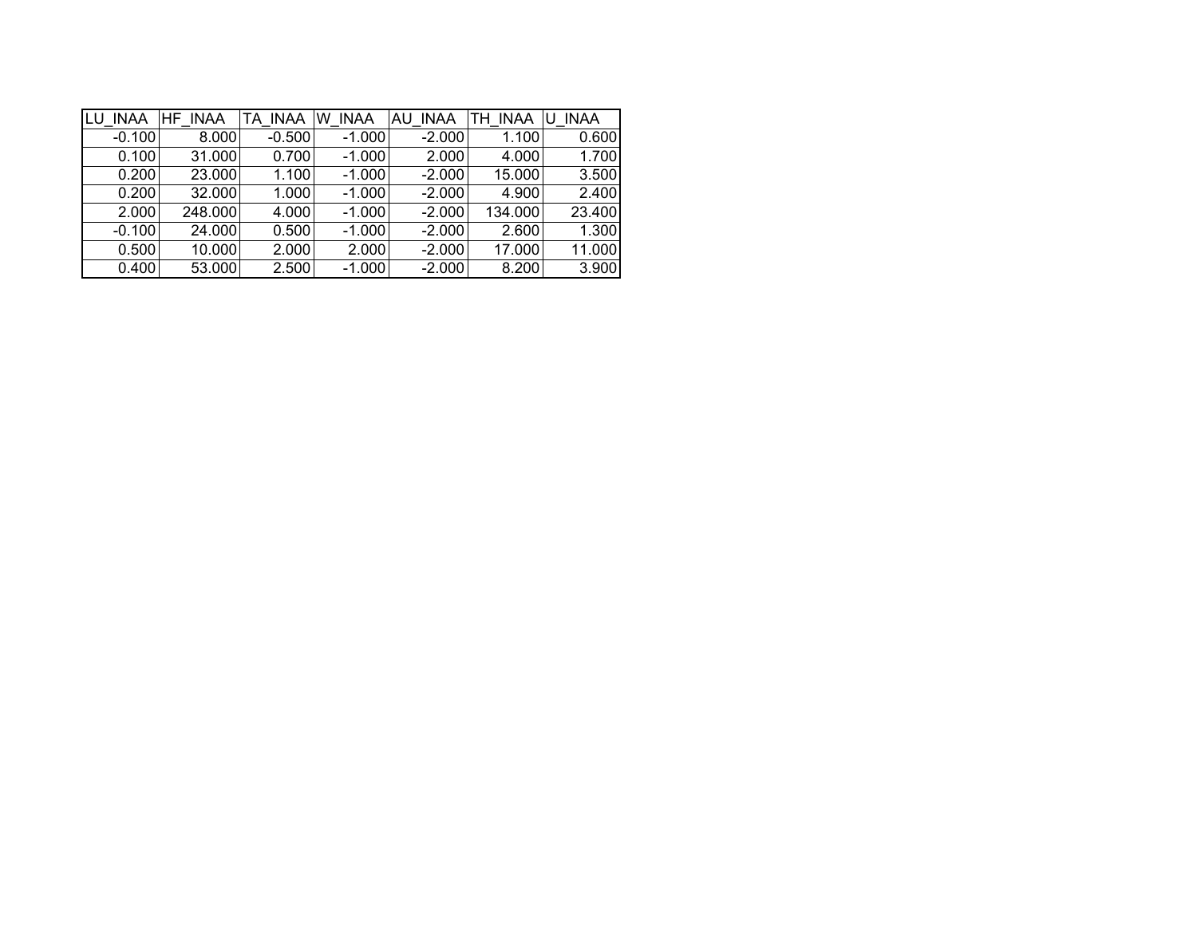| LU_INAA | HF_INAA | TA_INAA | W_INAA | AU_INAA | TH_INAA | U_INAA |
|---|---|---|---|---|---|---|
| -0.100 | 8.000 | -0.500 | -1.000 | -2.000 | 1.100 | 0.600 |
| 0.100 | 31.000 | 0.700 | -1.000 | 2.000 | 4.000 | 1.700 |
| 0.200 | 23.000 | 1.100 | -1.000 | -2.000 | 15.000 | 3.500 |
| 0.200 | 32.000 | 1.000 | -1.000 | -2.000 | 4.900 | 2.400 |
| 2.000 | 248.000 | 4.000 | -1.000 | -2.000 | 134.000 | 23.400 |
| -0.100 | 24.000 | 0.500 | -1.000 | -2.000 | 2.600 | 1.300 |
| 0.500 | 10.000 | 2.000 | 2.000 | -2.000 | 17.000 | 11.000 |
| 0.400 | 53.000 | 2.500 | -1.000 | -2.000 | 8.200 | 3.900 |